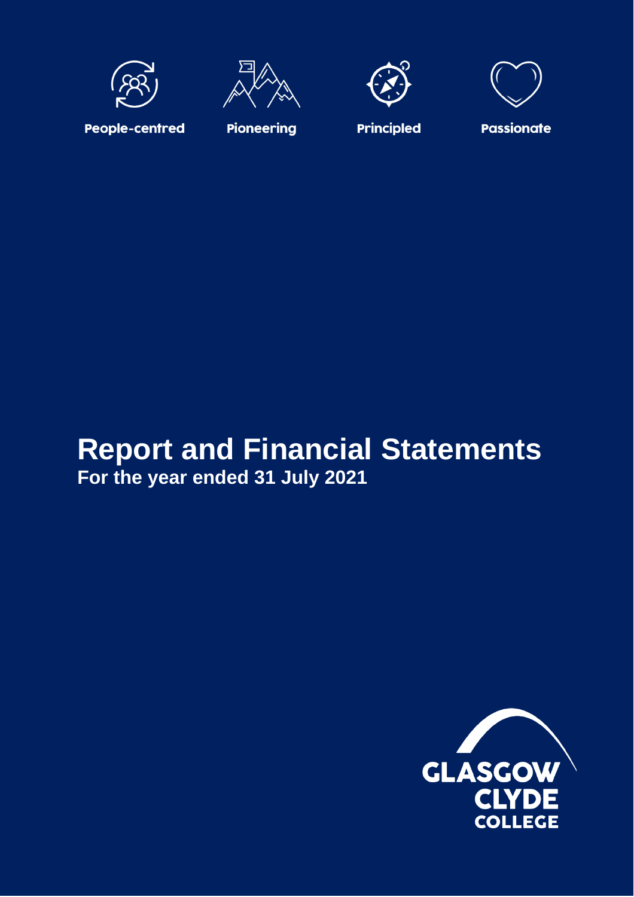People-centred

Pioneering

Principled

Passionate

# Report and Financial Statements

**For the year ended 31 July 2021**

GLASGOW CLYDE COLLEGE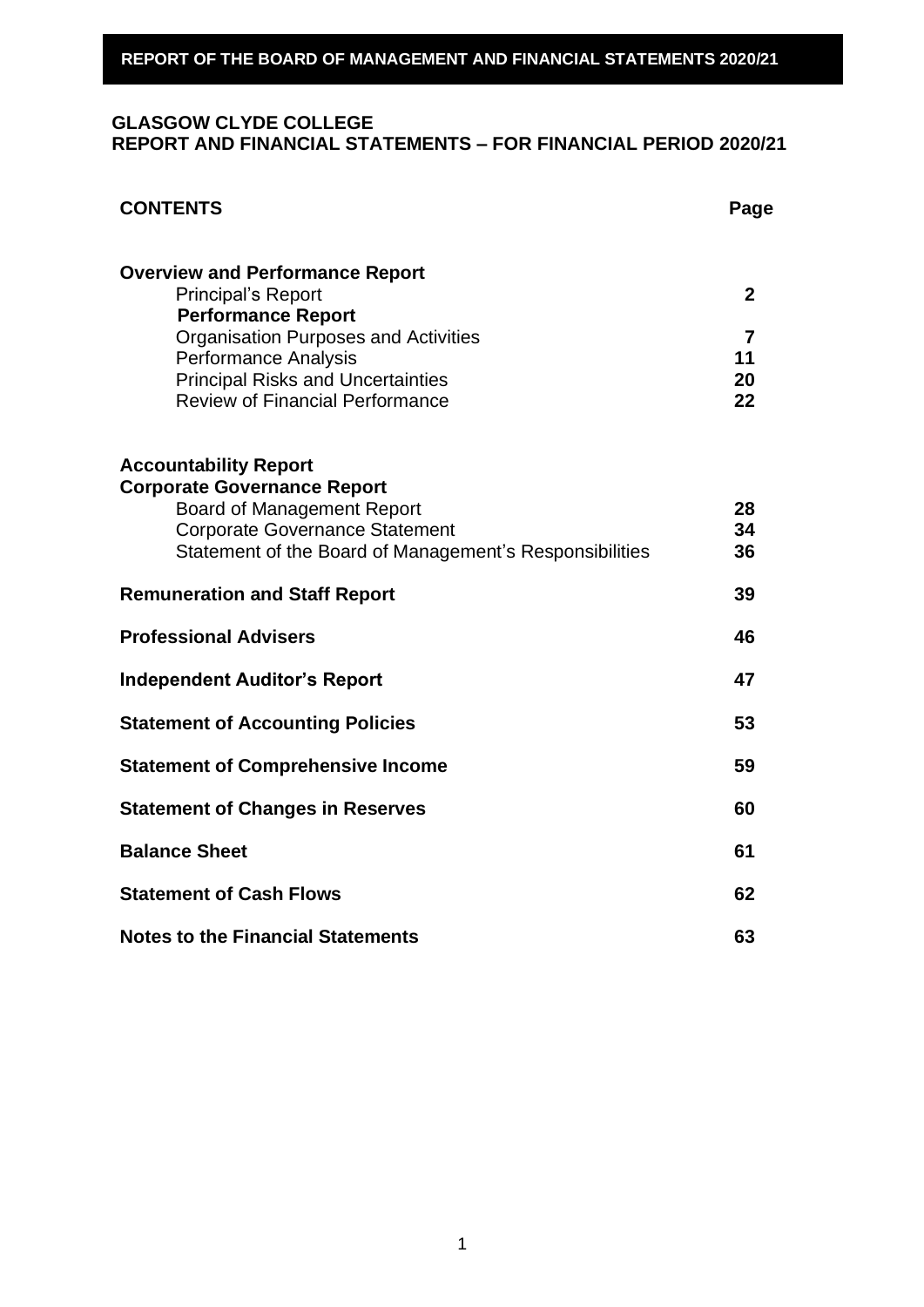**REPORT OF THE BOARD OF MANAGEMENT AND FINANCIAL STATEMENTS 2020/21**

# GLASGOW CLYDE COLLEGE
## REPORT AND FINANCIAL STATEMENTS – FOR FINANCIAL PERIOD 2020/21

| **CONTENTS** | **Page** |
|---|---|
| **Overview and Performance Report** | |
| Principal's Report | **2** |
| **Performance Report** | |
| Organisation Purposes and Activities | **7** |
| Performance Analysis | **11** |
| Principal Risks and Uncertainties | **20** |
| Review of Financial Performance | **22** |
| **Accountability Report** | |
| **Corporate Governance Report** | |
| Board of Management Report | **28** |
| Corporate Governance Statement | **34** |
| Statement of the Board of Management's Responsibilities | **36** |
| **Remuneration and Staff Report** | **39** |
| **Professional Advisers** | **46** |
| **Independent Auditor's Report** | **47** |
| **Statement of Accounting Policies** | **53** |
| **Statement of Comprehensive Income** | **59** |
| **Statement of Changes in Reserves** | **60** |
| **Balance Sheet** | **61** |
| **Statement of Cash Flows** | **62** |
| **Notes to the Financial Statements** | **63** |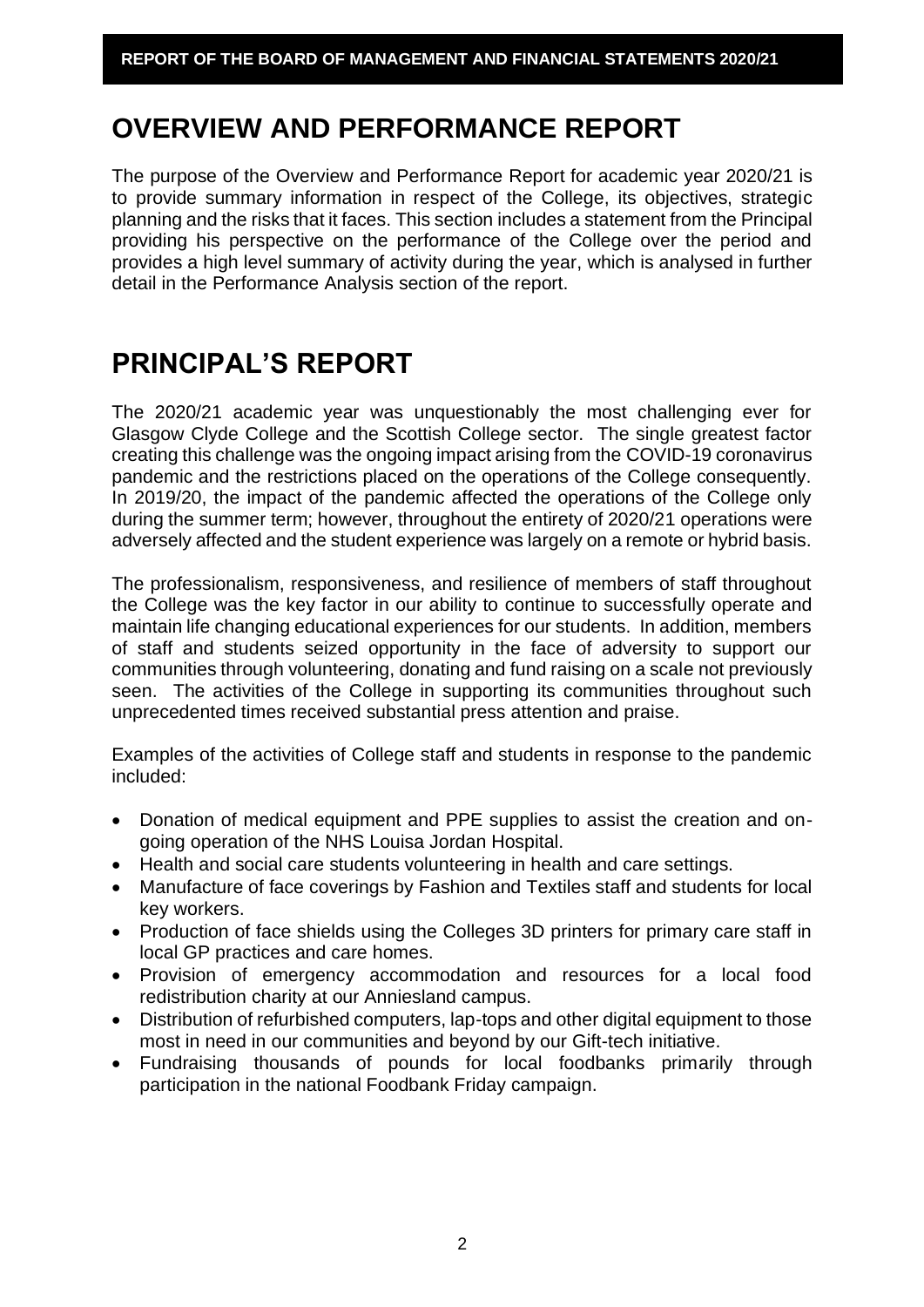# OVERVIEW AND PERFORMANCE REPORT

The purpose of the Overview and Performance Report for academic year 2020/21 is to provide summary information in respect of the College, its objectives, strategic planning and the risks that it faces. This section includes a statement from the Principal providing his perspective on the performance of the College over the period and provides a high level summary of activity during the year, which is analysed in further detail in the Performance Analysis section of the report.

# PRINCIPAL'S REPORT

The 2020/21 academic year was unquestionably the most challenging ever for Glasgow Clyde College and the Scottish College sector. The single greatest factor creating this challenge was the ongoing impact arising from the COVID-19 coronavirus pandemic and the restrictions placed on the operations of the College consequently. In 2019/20, the impact of the pandemic affected the operations of the College only during the summer term; however, throughout the entirety of 2020/21 operations were adversely affected and the student experience was largely on a remote or hybrid basis.

The professionalism, responsiveness, and resilience of members of staff throughout the College was the key factor in our ability to continue to successfully operate and maintain life changing educational experiences for our students. In addition, members of staff and students seized opportunity in the face of adversity to support our communities through volunteering, donating and fund raising on a scale not previously seen. The activities of the College in supporting its communities throughout such unprecedented times received substantial press attention and praise.

Examples of the activities of College staff and students in response to the pandemic included:

- Donation of medical equipment and PPE supplies to assist the creation and on-going operation of the NHS Louisa Jordan Hospital.
- Health and social care students volunteering in health and care settings.
- Manufacture of face coverings by Fashion and Textiles staff and students for local key workers.
- Production of face shields using the Colleges 3D printers for primary care staff in local GP practices and care homes.
- Provision of emergency accommodation and resources for a local food redistribution charity at our Anniesland campus.
- Distribution of refurbished computers, lap-tops and other digital equipment to those most in need in our communities and beyond by our Gift-tech initiative.
- Fundraising thousands of pounds for local foodbanks primarily through participation in the national Foodbank Friday campaign.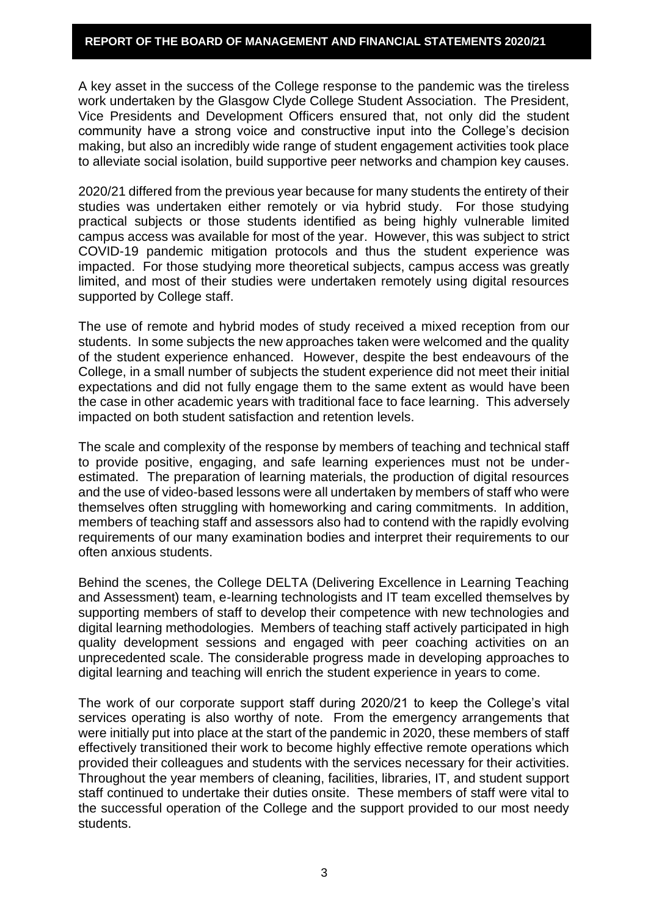A key asset in the success of the College response to the pandemic was the tireless work undertaken by the Glasgow Clyde College Student Association. The President, Vice Presidents and Development Officers ensured that, not only did the student community have a strong voice and constructive input into the College's decision making, but also an incredibly wide range of student engagement activities took place to alleviate social isolation, build supportive peer networks and champion key causes.

2020/21 differed from the previous year because for many students the entirety of their studies was undertaken either remotely or via hybrid study. For those studying practical subjects or those students identified as being highly vulnerable limited campus access was available for most of the year. However, this was subject to strict COVID-19 pandemic mitigation protocols and thus the student experience was impacted. For those studying more theoretical subjects, campus access was greatly limited, and most of their studies were undertaken remotely using digital resources supported by College staff.

The use of remote and hybrid modes of study received a mixed reception from our students. In some subjects the new approaches taken were welcomed and the quality of the student experience enhanced. However, despite the best endeavours of the College, in a small number of subjects the student experience did not meet their initial expectations and did not fully engage them to the same extent as would have been the case in other academic years with traditional face to face learning. This adversely impacted on both student satisfaction and retention levels.

The scale and complexity of the response by members of teaching and technical staff to provide positive, engaging, and safe learning experiences must not be under-estimated. The preparation of learning materials, the production of digital resources and the use of video-based lessons were all undertaken by members of staff who were themselves often struggling with homeworking and caring commitments. In addition, members of teaching staff and assessors also had to contend with the rapidly evolving requirements of our many examination bodies and interpret their requirements to our often anxious students.

Behind the scenes, the College DELTA (Delivering Excellence in Learning Teaching and Assessment) team, e-learning technologists and IT team excelled themselves by supporting members of staff to develop their competence with new technologies and digital learning methodologies. Members of teaching staff actively participated in high quality development sessions and engaged with peer coaching activities on an unprecedented scale. The considerable progress made in developing approaches to digital learning and teaching will enrich the student experience in years to come.

The work of our corporate support staff during 2020/21 to keep the College's vital services operating is also worthy of note. From the emergency arrangements that were initially put into place at the start of the pandemic in 2020, these members of staff effectively transitioned their work to become highly effective remote operations which provided their colleagues and students with the services necessary for their activities. Throughout the year members of cleaning, facilities, libraries, IT, and student support staff continued to undertake their duties onsite. These members of staff were vital to the successful operation of the College and the support provided to our most needy students.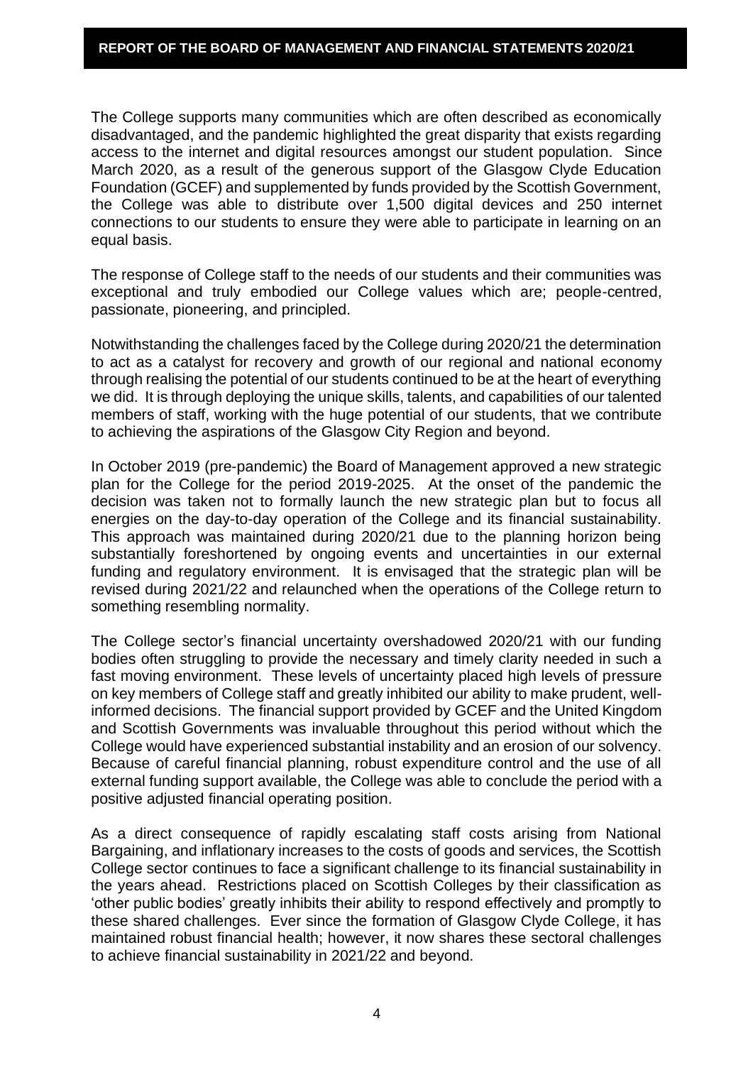The College supports many communities which are often described as economically disadvantaged, and the pandemic highlighted the great disparity that exists regarding access to the internet and digital resources amongst our student population. Since March 2020, as a result of the generous support of the Glasgow Clyde Education Foundation (GCEF) and supplemented by funds provided by the Scottish Government, the College was able to distribute over 1,500 digital devices and 250 internet connections to our students to ensure they were able to participate in learning on an equal basis.

The response of College staff to the needs of our students and their communities was exceptional and truly embodied our College values which are; people-centred, passionate, pioneering, and principled.

Notwithstanding the challenges faced by the College during 2020/21 the determination to act as a catalyst for recovery and growth of our regional and national economy through realising the potential of our students continued to be at the heart of everything we did. It is through deploying the unique skills, talents, and capabilities of our talented members of staff, working with the huge potential of our students, that we contribute to achieving the aspirations of the Glasgow City Region and beyond.

In October 2019 (pre-pandemic) the Board of Management approved a new strategic plan for the College for the period 2019-2025. At the onset of the pandemic the decision was taken not to formally launch the new strategic plan but to focus all energies on the day-to-day operation of the College and its financial sustainability. This approach was maintained during 2020/21 due to the planning horizon being substantially foreshortened by ongoing events and uncertainties in our external funding and regulatory environment. It is envisaged that the strategic plan will be revised during 2021/22 and relaunched when the operations of the College return to something resembling normality.

The College sector's financial uncertainty overshadowed 2020/21 with our funding bodies often struggling to provide the necessary and timely clarity needed in such a fast moving environment. These levels of uncertainty placed high levels of pressure on key members of College staff and greatly inhibited our ability to make prudent, well-informed decisions. The financial support provided by GCEF and the United Kingdom and Scottish Governments was invaluable throughout this period without which the College would have experienced substantial instability and an erosion of our solvency. Because of careful financial planning, robust expenditure control and the use of all external funding support available, the College was able to conclude the period with a positive adjusted financial operating position.

As a direct consequence of rapidly escalating staff costs arising from National Bargaining, and inflationary increases to the costs of goods and services, the Scottish College sector continues to face a significant challenge to its financial sustainability in the years ahead. Restrictions placed on Scottish Colleges by their classification as 'other public bodies' greatly inhibits their ability to respond effectively and promptly to these shared challenges. Ever since the formation of Glasgow Clyde College, it has maintained robust financial health; however, it now shares these sectoral challenges to achieve financial sustainability in 2021/22 and beyond.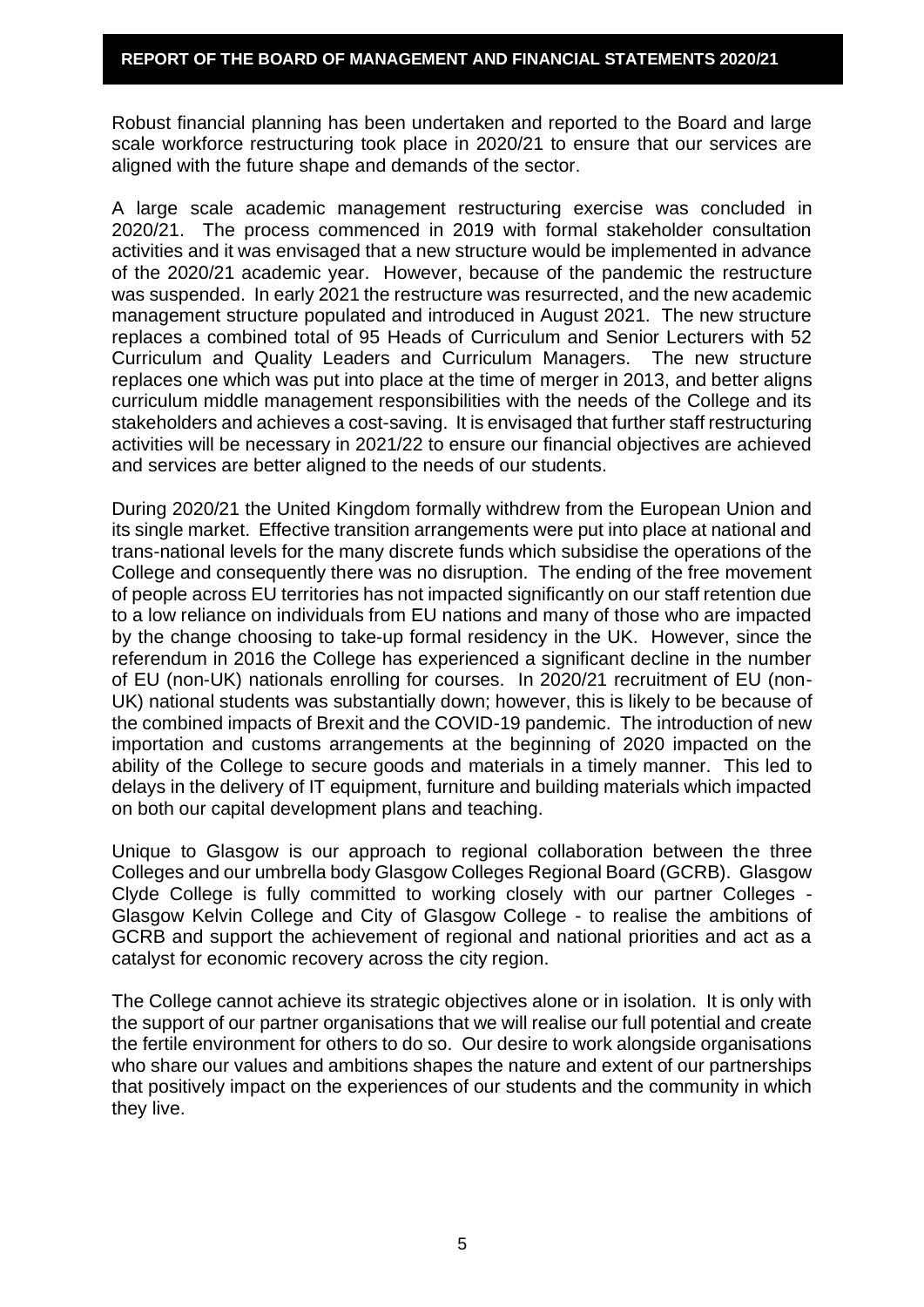Robust financial planning has been undertaken and reported to the Board and large scale workforce restructuring took place in 2020/21 to ensure that our services are aligned with the future shape and demands of the sector.

A large scale academic management restructuring exercise was concluded in 2020/21. The process commenced in 2019 with formal stakeholder consultation activities and it was envisaged that a new structure would be implemented in advance of the 2020/21 academic year. However, because of the pandemic the restructure was suspended. In early 2021 the restructure was resurrected, and the new academic management structure populated and introduced in August 2021. The new structure replaces a combined total of 95 Heads of Curriculum and Senior Lecturers with 52 Curriculum and Quality Leaders and Curriculum Managers. The new structure replaces one which was put into place at the time of merger in 2013, and better aligns curriculum middle management responsibilities with the needs of the College and its stakeholders and achieves a cost-saving. It is envisaged that further staff restructuring activities will be necessary in 2021/22 to ensure our financial objectives are achieved and services are better aligned to the needs of our students.

During 2020/21 the United Kingdom formally withdrew from the European Union and its single market. Effective transition arrangements were put into place at national and trans-national levels for the many discrete funds which subsidise the operations of the College and consequently there was no disruption. The ending of the free movement of people across EU territories has not impacted significantly on our staff retention due to a low reliance on individuals from EU nations and many of those who are impacted by the change choosing to take-up formal residency in the UK. However, since the referendum in 2016 the College has experienced a significant decline in the number of EU (non-UK) nationals enrolling for courses. In 2020/21 recruitment of EU (non-UK) national students was substantially down; however, this is likely to be because of the combined impacts of Brexit and the COVID-19 pandemic. The introduction of new importation and customs arrangements at the beginning of 2020 impacted on the ability of the College to secure goods and materials in a timely manner. This led to delays in the delivery of IT equipment, furniture and building materials which impacted on both our capital development plans and teaching.

Unique to Glasgow is our approach to regional collaboration between the three Colleges and our umbrella body Glasgow Colleges Regional Board (GCRB). Glasgow Clyde College is fully committed to working closely with our partner Colleges - Glasgow Kelvin College and City of Glasgow College - to realise the ambitions of GCRB and support the achievement of regional and national priorities and act as a catalyst for economic recovery across the city region.

The College cannot achieve its strategic objectives alone or in isolation. It is only with the support of our partner organisations that we will realise our full potential and create the fertile environment for others to do so. Our desire to work alongside organisations who share our values and ambitions shapes the nature and extent of our partnerships that positively impact on the experiences of our students and the community in which they live.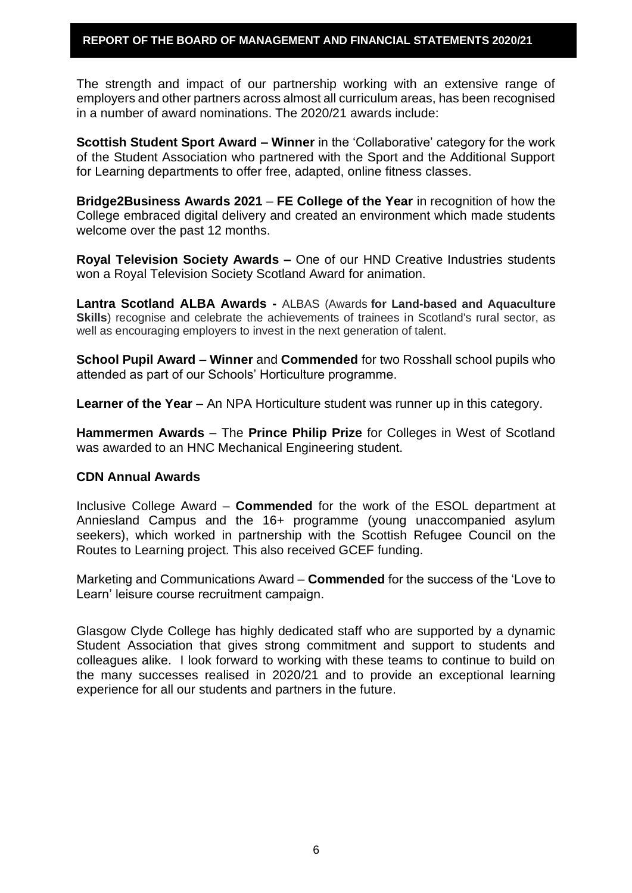The strength and impact of our partnership working with an extensive range of employers and other partners across almost all curriculum areas, has been recognised in a number of award nominations. The 2020/21 awards include:

**Scottish Student Sport Award – Winner** in the 'Collaborative' category for the work of the Student Association who partnered with the Sport and the Additional Support for Learning departments to offer free, adapted, online fitness classes.

**Bridge2Business Awards 2021** – **FE College of the Year** in recognition of how the College embraced digital delivery and created an environment which made students welcome over the past 12 months.

**Royal Television Society Awards –** One of our HND Creative Industries students won a Royal Television Society Scotland Award for animation.

**Lantra Scotland ALBA Awards -** ALBAS (Awards **for Land-based and Aquaculture Skills**) recognise and celebrate the achievements of trainees in Scotland's rural sector, as well as encouraging employers to invest in the next generation of talent.

**School Pupil Award** – **Winner** and **Commended** for two Rosshall school pupils who attended as part of our Schools' Horticulture programme.

**Learner of the Year** – An NPA Horticulture student was runner up in this category.

**Hammermen Awards** – The **Prince Philip Prize** for Colleges in West of Scotland was awarded to an HNC Mechanical Engineering student.

**CDN Annual Awards**

Inclusive College Award – **Commended** for the work of the ESOL department at Anniesland Campus and the 16+ programme (young unaccompanied asylum seekers), which worked in partnership with the Scottish Refugee Council on the Routes to Learning project. This also received GCEF funding.

Marketing and Communications Award – **Commended** for the success of the 'Love to Learn' leisure course recruitment campaign.

Glasgow Clyde College has highly dedicated staff who are supported by a dynamic Student Association that gives strong commitment and support to students and colleagues alike. I look forward to working with these teams to continue to build on the many successes realised in 2020/21 and to provide an exceptional learning experience for all our students and partners in the future.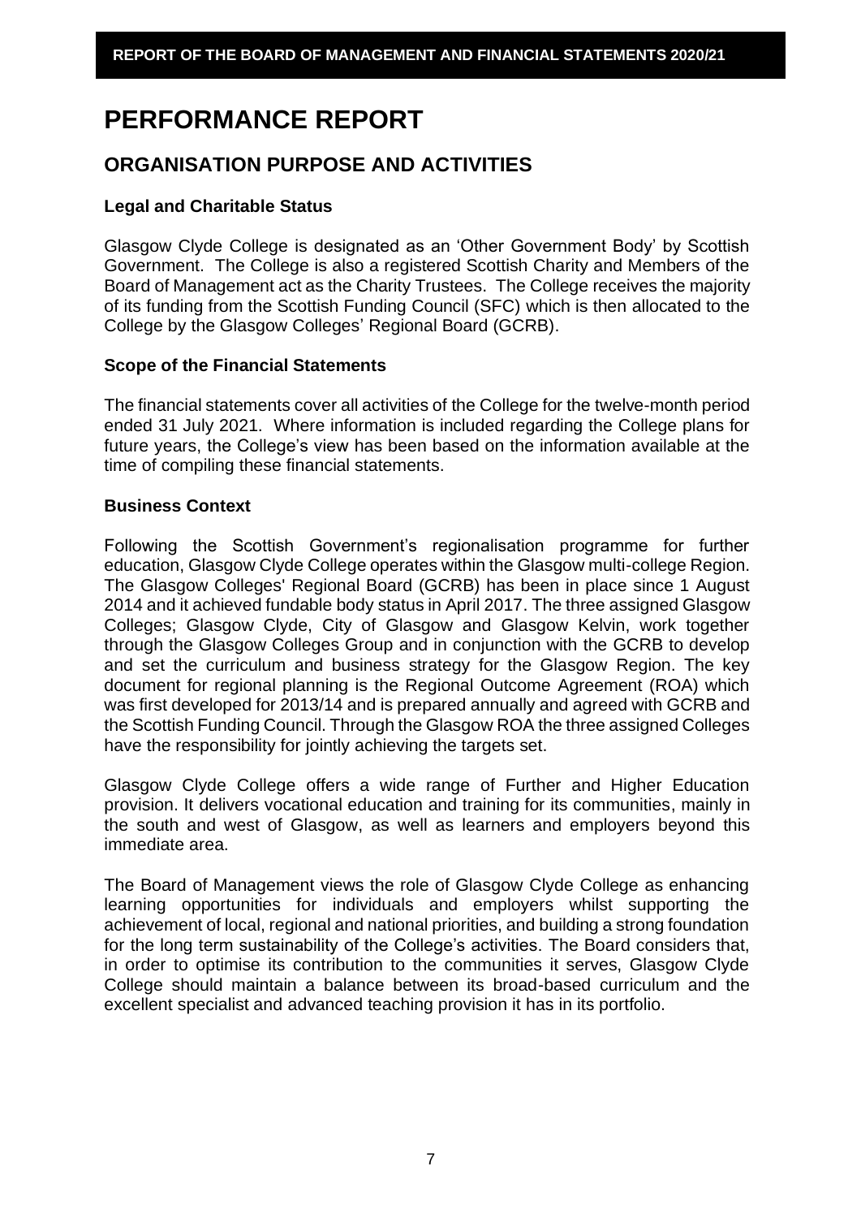# PERFORMANCE REPORT

## ORGANISATION PURPOSE AND ACTIVITIES

### Legal and Charitable Status

Glasgow Clyde College is designated as an 'Other Government Body' by Scottish Government. The College is also a registered Scottish Charity and Members of the Board of Management act as the Charity Trustees. The College receives the majority of its funding from the Scottish Funding Council (SFC) which is then allocated to the College by the Glasgow Colleges' Regional Board (GCRB).

### Scope of the Financial Statements

The financial statements cover all activities of the College for the twelve-month period ended 31 July 2021. Where information is included regarding the College plans for future years, the College's view has been based on the information available at the time of compiling these financial statements.

### Business Context

Following the Scottish Government's regionalisation programme for further education, Glasgow Clyde College operates within the Glasgow multi-college Region. The Glasgow Colleges' Regional Board (GCRB) has been in place since 1 August 2014 and it achieved fundable body status in April 2017. The three assigned Glasgow Colleges; Glasgow Clyde, City of Glasgow and Glasgow Kelvin, work together through the Glasgow Colleges Group and in conjunction with the GCRB to develop and set the curriculum and business strategy for the Glasgow Region. The key document for regional planning is the Regional Outcome Agreement (ROA) which was first developed for 2013/14 and is prepared annually and agreed with GCRB and the Scottish Funding Council. Through the Glasgow ROA the three assigned Colleges have the responsibility for jointly achieving the targets set.

Glasgow Clyde College offers a wide range of Further and Higher Education provision. It delivers vocational education and training for its communities, mainly in the south and west of Glasgow, as well as learners and employers beyond this immediate area.

The Board of Management views the role of Glasgow Clyde College as enhancing learning opportunities for individuals and employers whilst supporting the achievement of local, regional and national priorities, and building a strong foundation for the long term sustainability of the College's activities. The Board considers that, in order to optimise its contribution to the communities it serves, Glasgow Clyde College should maintain a balance between its broad-based curriculum and the excellent specialist and advanced teaching provision it has in its portfolio.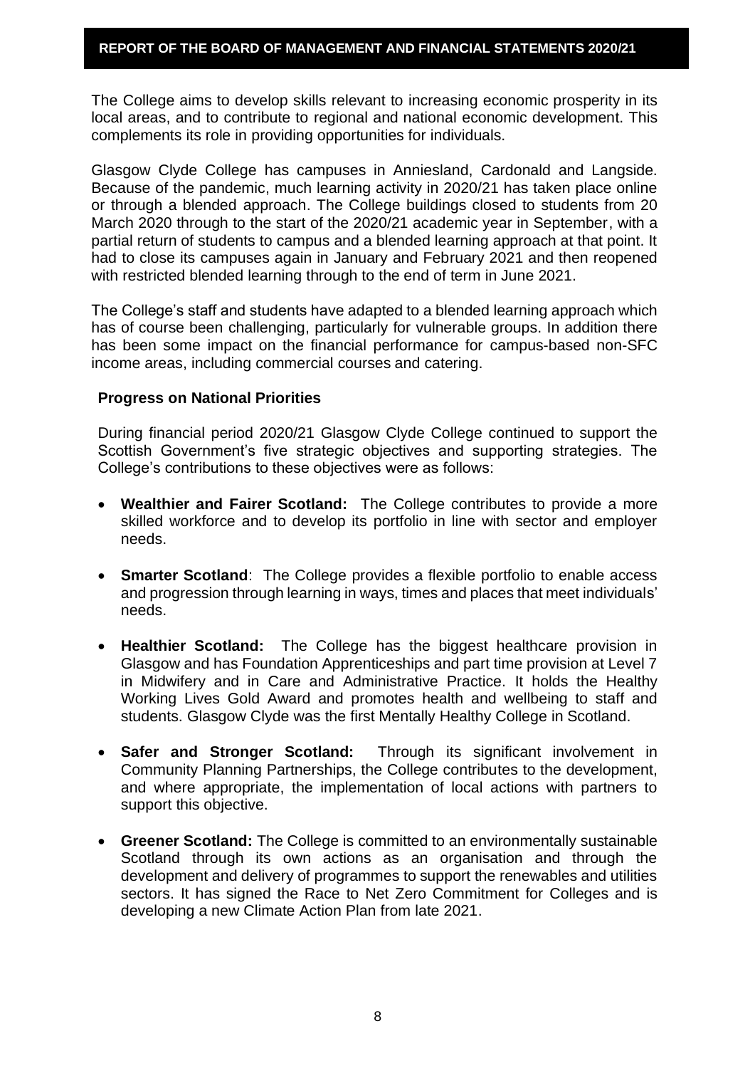The College aims to develop skills relevant to increasing economic prosperity in its local areas, and to contribute to regional and national economic development. This complements its role in providing opportunities for individuals.

Glasgow Clyde College has campuses in Anniesland, Cardonald and Langside. Because of the pandemic, much learning activity in 2020/21 has taken place online or through a blended approach. The College buildings closed to students from 20 March 2020 through to the start of the 2020/21 academic year in September, with a partial return of students to campus and a blended learning approach at that point. It had to close its campuses again in January and February 2021 and then reopened with restricted blended learning through to the end of term in June 2021.

The College's staff and students have adapted to a blended learning approach which has of course been challenging, particularly for vulnerable groups. In addition there has been some impact on the financial performance for campus-based non-SFC income areas, including commercial courses and catering.

### Progress on National Priorities

During financial period 2020/21 Glasgow Clyde College continued to support the Scottish Government's five strategic objectives and supporting strategies. The College's contributions to these objectives were as follows:

- **Wealthier and Fairer Scotland:** The College contributes to provide a more skilled workforce and to develop its portfolio in line with sector and employer needs.
- **Smarter Scotland**: The College provides a flexible portfolio to enable access and progression through learning in ways, times and places that meet individuals' needs.
- **Healthier Scotland:** The College has the biggest healthcare provision in Glasgow and has Foundation Apprenticeships and part time provision at Level 7 in Midwifery and in Care and Administrative Practice. It holds the Healthy Working Lives Gold Award and promotes health and wellbeing to staff and students. Glasgow Clyde was the first Mentally Healthy College in Scotland.
- **Safer and Stronger Scotland:** Through its significant involvement in Community Planning Partnerships, the College contributes to the development, and where appropriate, the implementation of local actions with partners to support this objective.
- **Greener Scotland:** The College is committed to an environmentally sustainable Scotland through its own actions as an organisation and through the development and delivery of programmes to support the renewables and utilities sectors. It has signed the Race to Net Zero Commitment for Colleges and is developing a new Climate Action Plan from late 2021.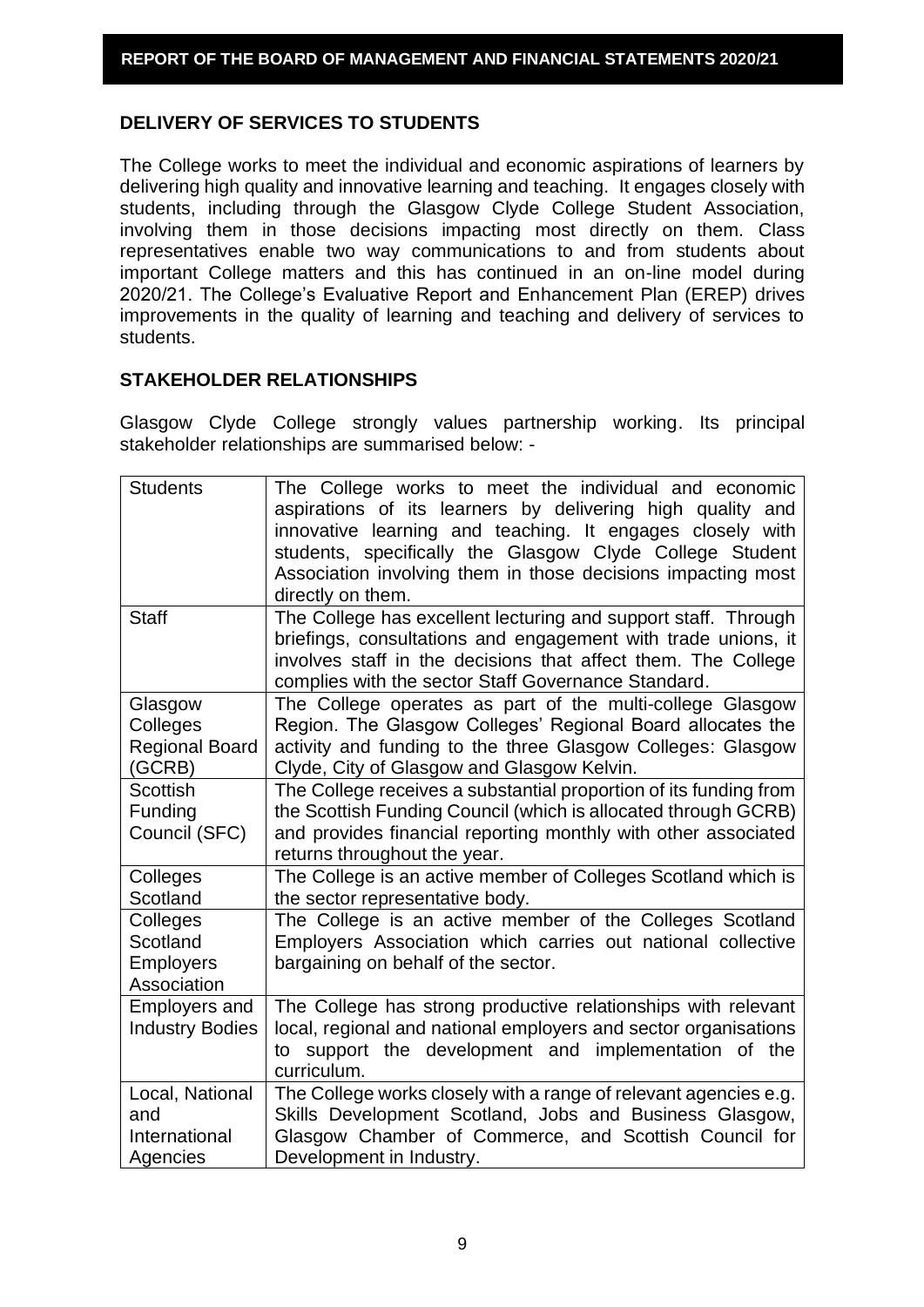## DELIVERY OF SERVICES TO STUDENTS

The College works to meet the individual and economic aspirations of learners by delivering high quality and innovative learning and teaching. It engages closely with students, including through the Glasgow Clyde College Student Association, involving them in those decisions impacting most directly on them. Class representatives enable two way communications to and from students about important College matters and this has continued in an on-line model during 2020/21. The College's Evaluative Report and Enhancement Plan (EREP) drives improvements in the quality of learning and teaching and delivery of services to students.

## STAKEHOLDER RELATIONSHIPS

Glasgow Clyde College strongly values partnership working. Its principal stakeholder relationships are summarised below: -

| | |
|---|---|
| Students | The College works to meet the individual and economic aspirations of its learners by delivering high quality and innovative learning and teaching. It engages closely with students, specifically the Glasgow Clyde College Student Association involving them in those decisions impacting most directly on them. |
| Staff | The College has excellent lecturing and support staff. Through briefings, consultations and engagement with trade unions, it involves staff in the decisions that affect them. The College complies with the sector Staff Governance Standard. |
| Glasgow Colleges Regional Board (GCRB) | The College operates as part of the multi-college Glasgow Region. The Glasgow Colleges' Regional Board allocates the activity and funding to the three Glasgow Colleges: Glasgow Clyde, City of Glasgow and Glasgow Kelvin. |
| Scottish Funding Council (SFC) | The College receives a substantial proportion of its funding from the Scottish Funding Council (which is allocated through GCRB) and provides financial reporting monthly with other associated returns throughout the year. |
| Colleges Scotland | The College is an active member of Colleges Scotland which is the sector representative body. |
| Colleges Scotland Employers Association | The College is an active member of the Colleges Scotland Employers Association which carries out national collective bargaining on behalf of the sector. |
| Employers and Industry Bodies | The College has strong productive relationships with relevant local, regional and national employers and sector organisations to support the development and implementation of the curriculum. |
| Local, National and International Agencies | The College works closely with a range of relevant agencies e.g. Skills Development Scotland, Jobs and Business Glasgow, Glasgow Chamber of Commerce, and Scottish Council for Development in Industry. |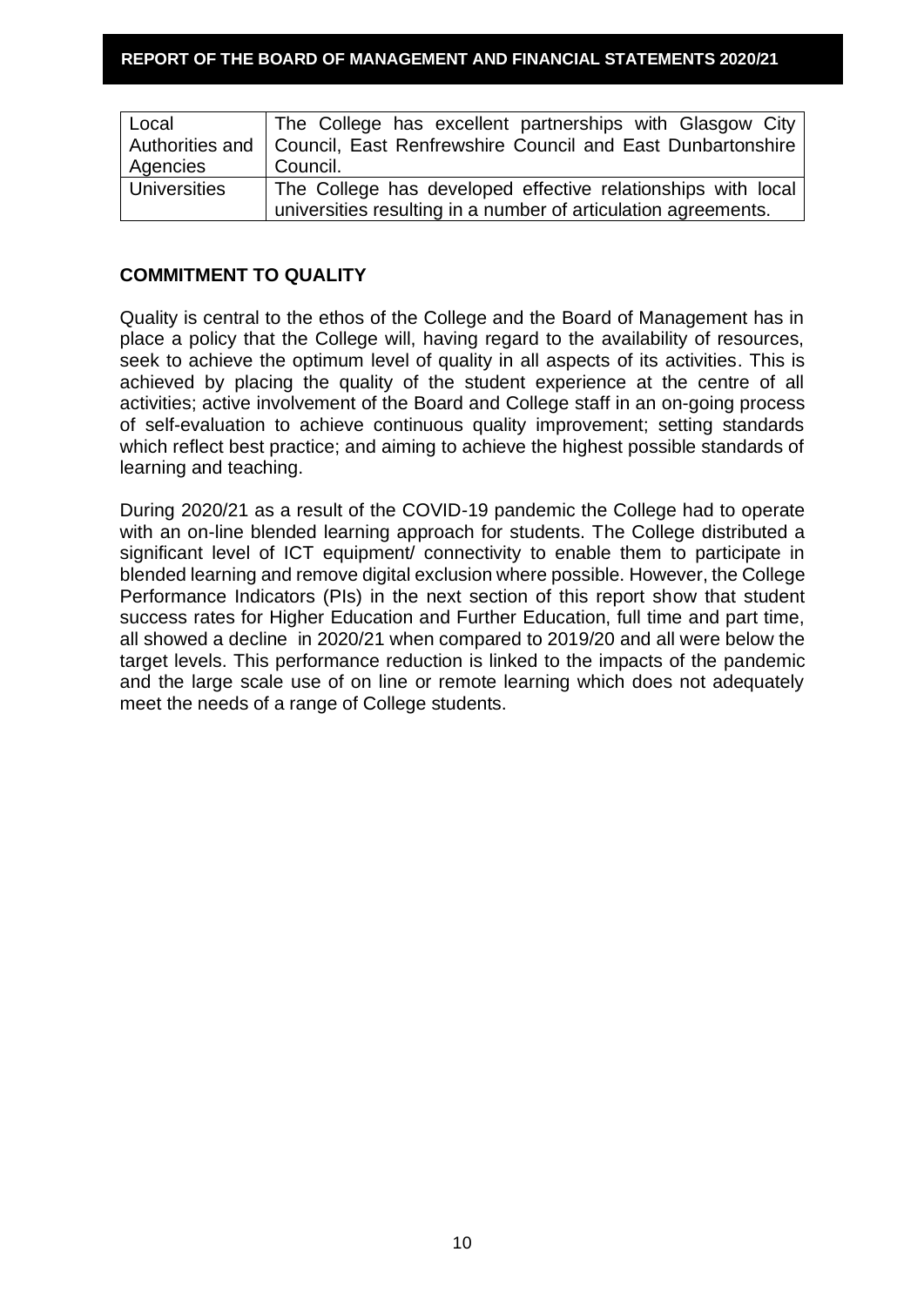| Local Authorities and Agencies | The College has excellent partnerships with Glasgow City Council, East Renfrewshire Council and East Dunbartonshire Council. |
|---|---|
| Universities | The College has developed effective relationships with local universities resulting in a number of articulation agreements. |

## COMMITMENT TO QUALITY

Quality is central to the ethos of the College and the Board of Management has in place a policy that the College will, having regard to the availability of resources, seek to achieve the optimum level of quality in all aspects of its activities. This is achieved by placing the quality of the student experience at the centre of all activities; active involvement of the Board and College staff in an on-going process of self-evaluation to achieve continuous quality improvement; setting standards which reflect best practice; and aiming to achieve the highest possible standards of learning and teaching.

During 2020/21 as a result of the COVID-19 pandemic the College had to operate with an on-line blended learning approach for students. The College distributed a significant level of ICT equipment/ connectivity to enable them to participate in blended learning and remove digital exclusion where possible. However, the College Performance Indicators (PIs) in the next section of this report show that student success rates for Higher Education and Further Education, full time and part time, all showed a decline in 2020/21 when compared to 2019/20 and all were below the target levels. This performance reduction is linked to the impacts of the pandemic and the large scale use of on line or remote learning which does not adequately meet the needs of a range of College students.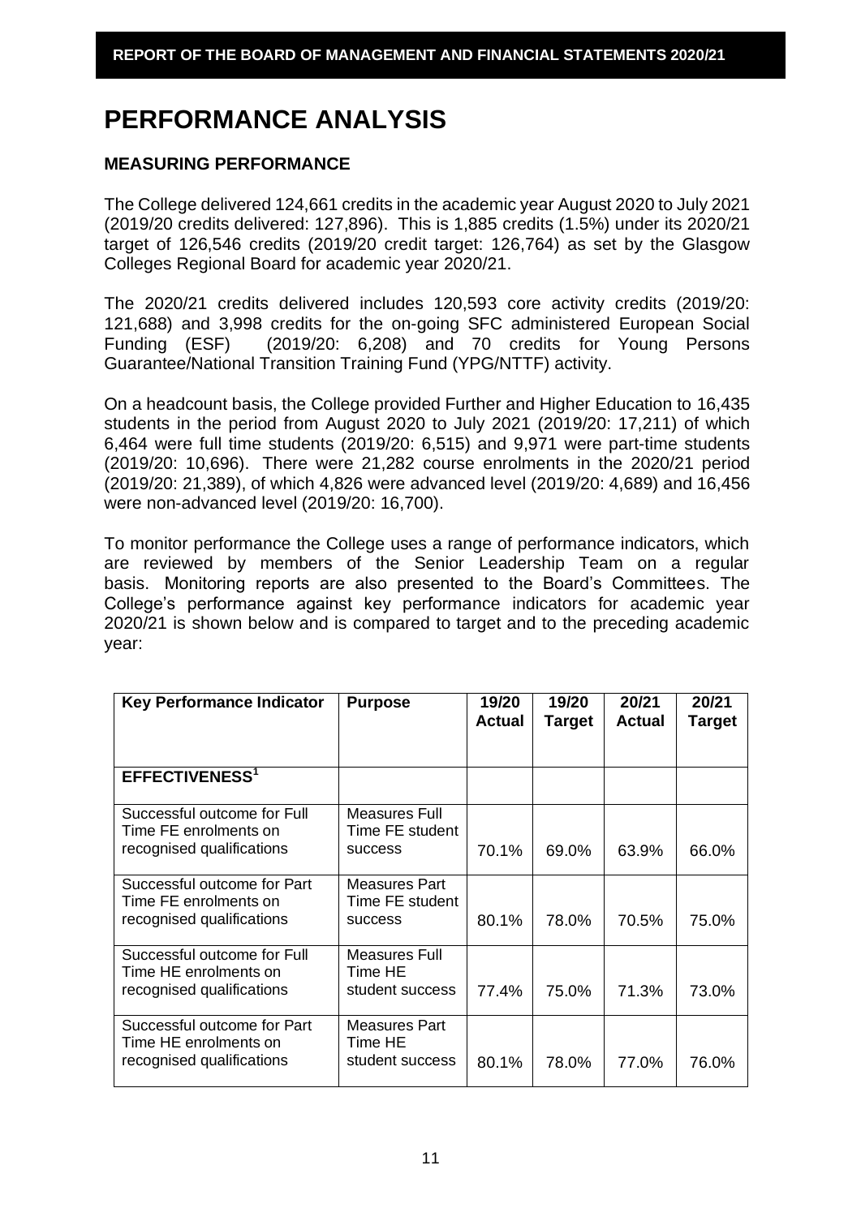# PERFORMANCE ANALYSIS

## MEASURING PERFORMANCE

The College delivered 124,661 credits in the academic year August 2020 to July 2021 (2019/20 credits delivered: 127,896). This is 1,885 credits (1.5%) under its 2020/21 target of 126,546 credits (2019/20 credit target: 126,764) as set by the Glasgow Colleges Regional Board for academic year 2020/21.

The 2020/21 credits delivered includes 120,593 core activity credits (2019/20: 121,688) and 3,998 credits for the on-going SFC administered European Social Funding (ESF) (2019/20: 6,208) and 70 credits for Young Persons Guarantee/National Transition Training Fund (YPG/NTTF) activity.

On a headcount basis, the College provided Further and Higher Education to 16,435 students in the period from August 2020 to July 2021 (2019/20: 17,211) of which 6,464 were full time students (2019/20: 6,515) and 9,971 were part-time students (2019/20: 10,696). There were 21,282 course enrolments in the 2020/21 period (2019/20: 21,389), of which 4,826 were advanced level (2019/20: 4,689) and 16,456 were non-advanced level (2019/20: 16,700).

To monitor performance the College uses a range of performance indicators, which are reviewed by members of the Senior Leadership Team on a regular basis. Monitoring reports are also presented to the Board's Committees. The College's performance against key performance indicators for academic year 2020/21 is shown below and is compared to target and to the preceding academic year:

| Key Performance Indicator | Purpose | 19/20 Actual | 19/20 Target | 20/21 Actual | 20/21 Target |
|---|---|---|---|---|---|
| **EFFECTIVENESS[1]** | | | | | |
| Successful outcome for Full Time FE enrolments on recognised qualifications | Measures Full Time FE student success | 70.1% | 69.0% | 63.9% | 66.0% |
| Successful outcome for Part Time FE enrolments on recognised qualifications | Measures Part Time FE student success | 80.1% | 78.0% | 70.5% | 75.0% |
| Successful outcome for Full Time HE enrolments on recognised qualifications | Measures Full Time HE student success | 77.4% | 75.0% | 71.3% | 73.0% |
| Successful outcome for Part Time HE enrolments on recognised qualifications | Measures Part Time HE student success | 80.1% | 78.0% | 77.0% | 76.0% |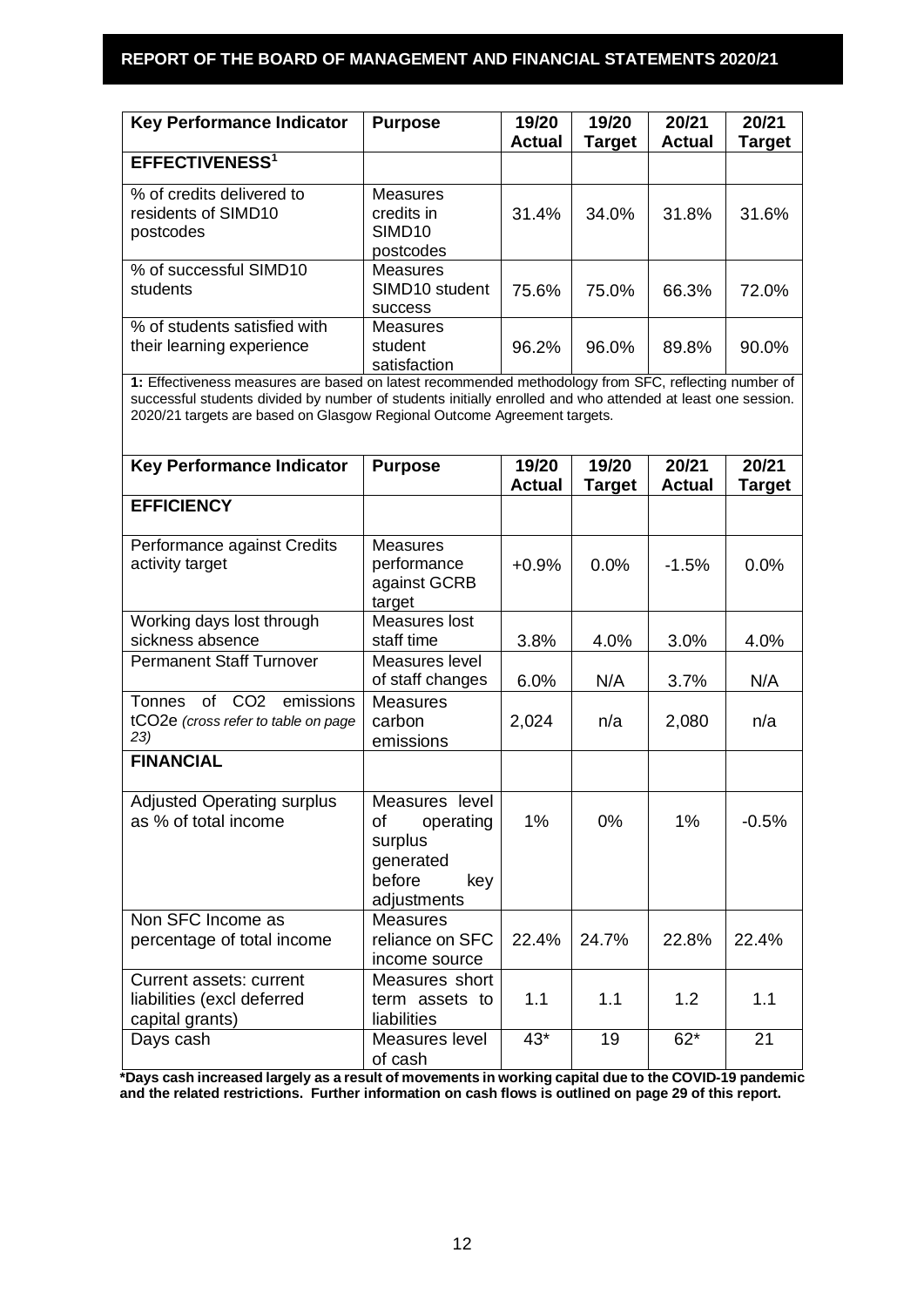| Key Performance Indicator | Purpose | 19/20 Actual | 19/20 Target | 20/21 Actual | 20/21 Target |
|---|---|---|---|---|---|
| **EFFECTIVENESS**[1] | | | | | |
| % of credits delivered to residents of SIMD10 postcodes | Measures credits in SIMD10 postcodes | 31.4% | 34.0% | 31.8% | 31.6% |
| % of successful SIMD10 students | Measures SIMD10 student success | 75.6% | 75.0% | 66.3% | 72.0% |
| % of students satisfied with their learning experience | Measures student satisfaction | 96.2% | 96.0% | 89.8% | 90.0% |

**1:** Effectiveness measures are based on latest recommended methodology from SFC, reflecting number of successful students divided by number of students initially enrolled and who attended at least one session. 2020/21 targets are based on Glasgow Regional Outcome Agreement targets.

| Key Performance Indicator | Purpose | 19/20 Actual | 19/20 Target | 20/21 Actual | 20/21 Target |
|---|---|---|---|---|---|
| **EFFICIENCY** | | | | | |
| Performance against Credits activity target | Measures performance against GCRB target | +0.9% | 0.0% | -1.5% | 0.0% |
| Working days lost through sickness absence | Measures lost staff time | 3.8% | 4.0% | 3.0% | 4.0% |
| Permanent Staff Turnover | Measures level of staff changes | 6.0% | N/A | 3.7% | N/A |
| Tonnes of $CO_2$ emissions t$CO_2$e *(cross refer to table on page 23)* | Measures carbon emissions | 2,024 | n/a | 2,080 | n/a |
| **FINANCIAL** | | | | | |
| Adjusted Operating surplus as % of total income | Measures level of operating surplus generated before key adjustments | 1% | 0% | 1% | -0.5% |
| Non SFC Income as percentage of total income | Measures reliance on SFC income source | 22.4% | 24.7% | 22.8% | 22.4% |
| Current assets: current liabilities (excl deferred capital grants) | Measures short term assets to liabilities | 1.1 | 1.1 | 1.2 | 1.1 |
| Days cash | Measures level of cash | 43* | 19 | 62* | 21 |

**\*Days cash increased largely as a result of movements in working capital due to the COVID-19 pandemic and the related restrictions. Further information on cash flows is outlined on page 29 of this report.**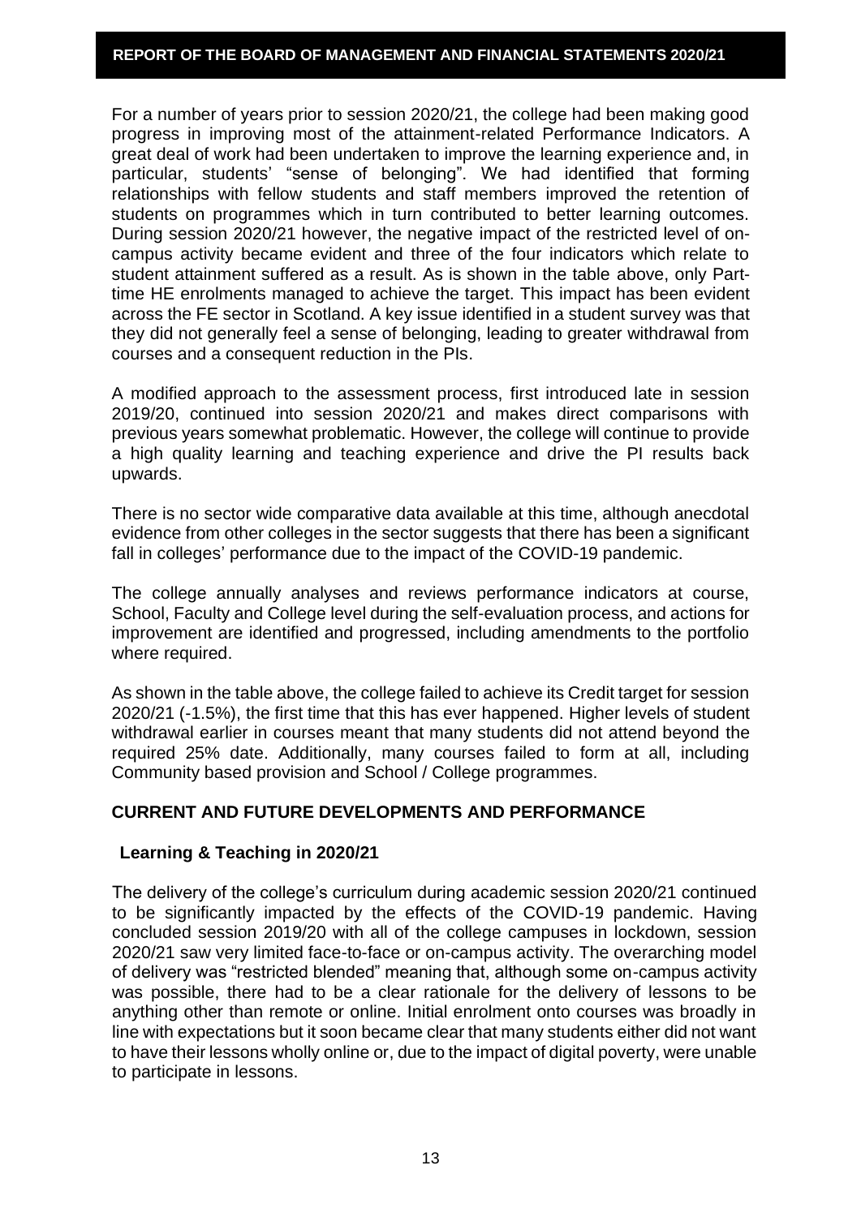For a number of years prior to session 2020/21, the college had been making good progress in improving most of the attainment-related Performance Indicators. A great deal of work had been undertaken to improve the learning experience and, in particular, students' "sense of belonging". We had identified that forming relationships with fellow students and staff members improved the retention of students on programmes which in turn contributed to better learning outcomes. During session 2020/21 however, the negative impact of the restricted level of on-campus activity became evident and three of the four indicators which relate to student attainment suffered as a result. As is shown in the table above, only Part-time HE enrolments managed to achieve the target. This impact has been evident across the FE sector in Scotland. A key issue identified in a student survey was that they did not generally feel a sense of belonging, leading to greater withdrawal from courses and a consequent reduction in the PIs.

A modified approach to the assessment process, first introduced late in session 2019/20, continued into session 2020/21 and makes direct comparisons with previous years somewhat problematic. However, the college will continue to provide a high quality learning and teaching experience and drive the PI results back upwards.

There is no sector wide comparative data available at this time, although anecdotal evidence from other colleges in the sector suggests that there has been a significant fall in colleges' performance due to the impact of the COVID-19 pandemic.

The college annually analyses and reviews performance indicators at course, School, Faculty and College level during the self-evaluation process, and actions for improvement are identified and progressed, including amendments to the portfolio where required.

As shown in the table above, the college failed to achieve its Credit target for session 2020/21 (-1.5%), the first time that this has ever happened. Higher levels of student withdrawal earlier in courses meant that many students did not attend beyond the required 25% date. Additionally, many courses failed to form at all, including Community based provision and School / College programmes.

## CURRENT AND FUTURE DEVELOPMENTS AND PERFORMANCE

### Learning & Teaching in 2020/21

The delivery of the college's curriculum during academic session 2020/21 continued to be significantly impacted by the effects of the COVID-19 pandemic. Having concluded session 2019/20 with all of the college campuses in lockdown, session 2020/21 saw very limited face-to-face or on-campus activity. The overarching model of delivery was "restricted blended" meaning that, although some on-campus activity was possible, there had to be a clear rationale for the delivery of lessons to be anything other than remote or online. Initial enrolment onto courses was broadly in line with expectations but it soon became clear that many students either did not want to have their lessons wholly online or, due to the impact of digital poverty, were unable to participate in lessons.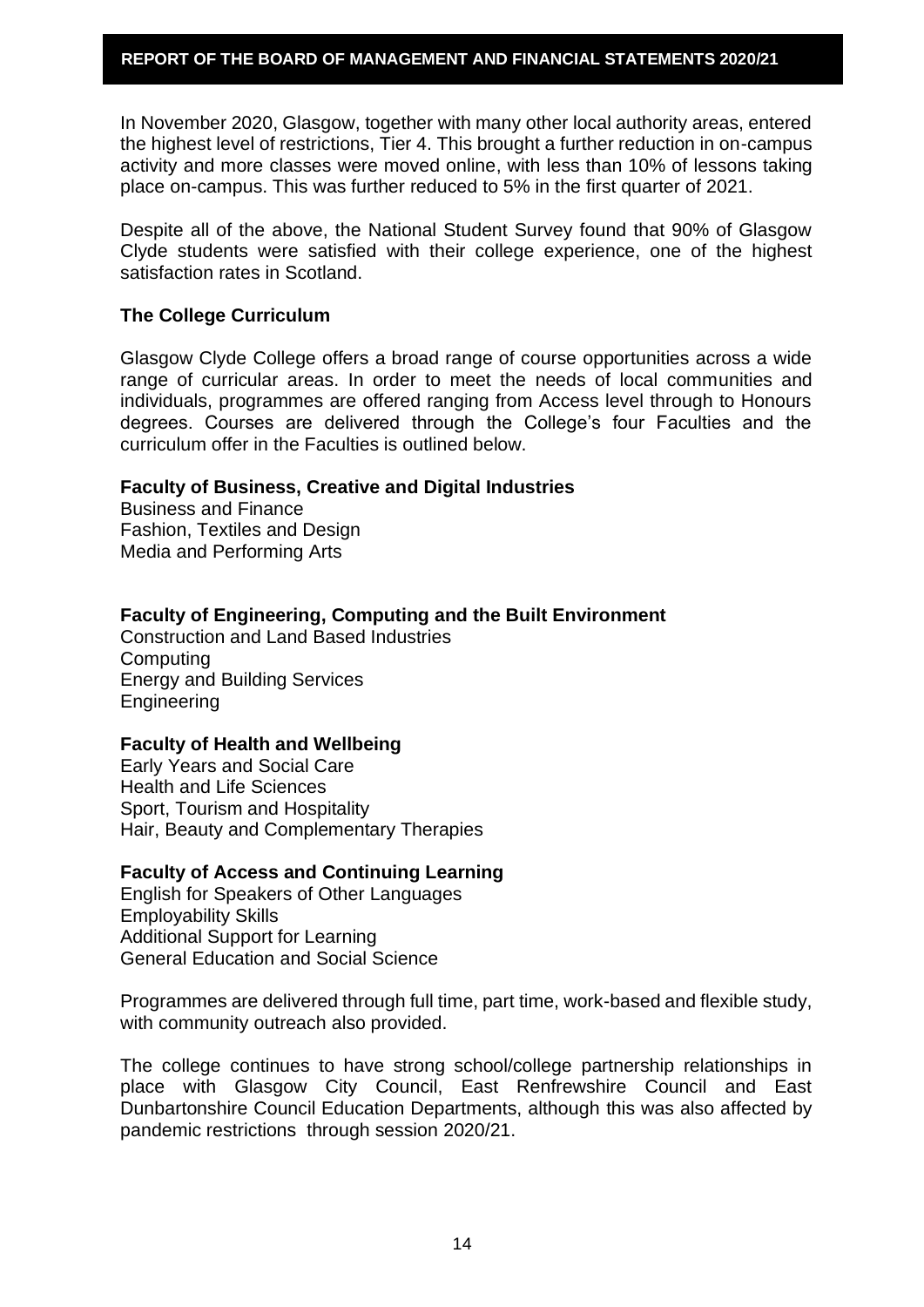In November 2020, Glasgow, together with many other local authority areas, entered the highest level of restrictions, Tier 4. This brought a further reduction in on-campus activity and more classes were moved online, with less than 10% of lessons taking place on-campus. This was further reduced to 5% in the first quarter of 2021.

Despite all of the above, the National Student Survey found that 90% of Glasgow Clyde students were satisfied with their college experience, one of the highest satisfaction rates in Scotland.

### The College Curriculum

Glasgow Clyde College offers a broad range of course opportunities across a wide range of curricular areas. In order to meet the needs of local communities and individuals, programmes are offered ranging from Access level through to Honours degrees. Courses are delivered through the College's four Faculties and the curriculum offer in the Faculties is outlined below.

**Faculty of Business, Creative and Digital Industries**
Business and Finance
Fashion, Textiles and Design
Media and Performing Arts

**Faculty of Engineering, Computing and the Built Environment**
Construction and Land Based Industries
Computing
Energy and Building Services
Engineering

**Faculty of Health and Wellbeing**
Early Years and Social Care
Health and Life Sciences
Sport, Tourism and Hospitality
Hair, Beauty and Complementary Therapies

**Faculty of Access and Continuing Learning**
English for Speakers of Other Languages
Employability Skills
Additional Support for Learning
General Education and Social Science

Programmes are delivered through full time, part time, work-based and flexible study, with community outreach also provided.

The college continues to have strong school/college partnership relationships in place with Glasgow City Council, East Renfrewshire Council and East Dunbartonshire Council Education Departments, although this was also affected by pandemic restrictions through session 2020/21.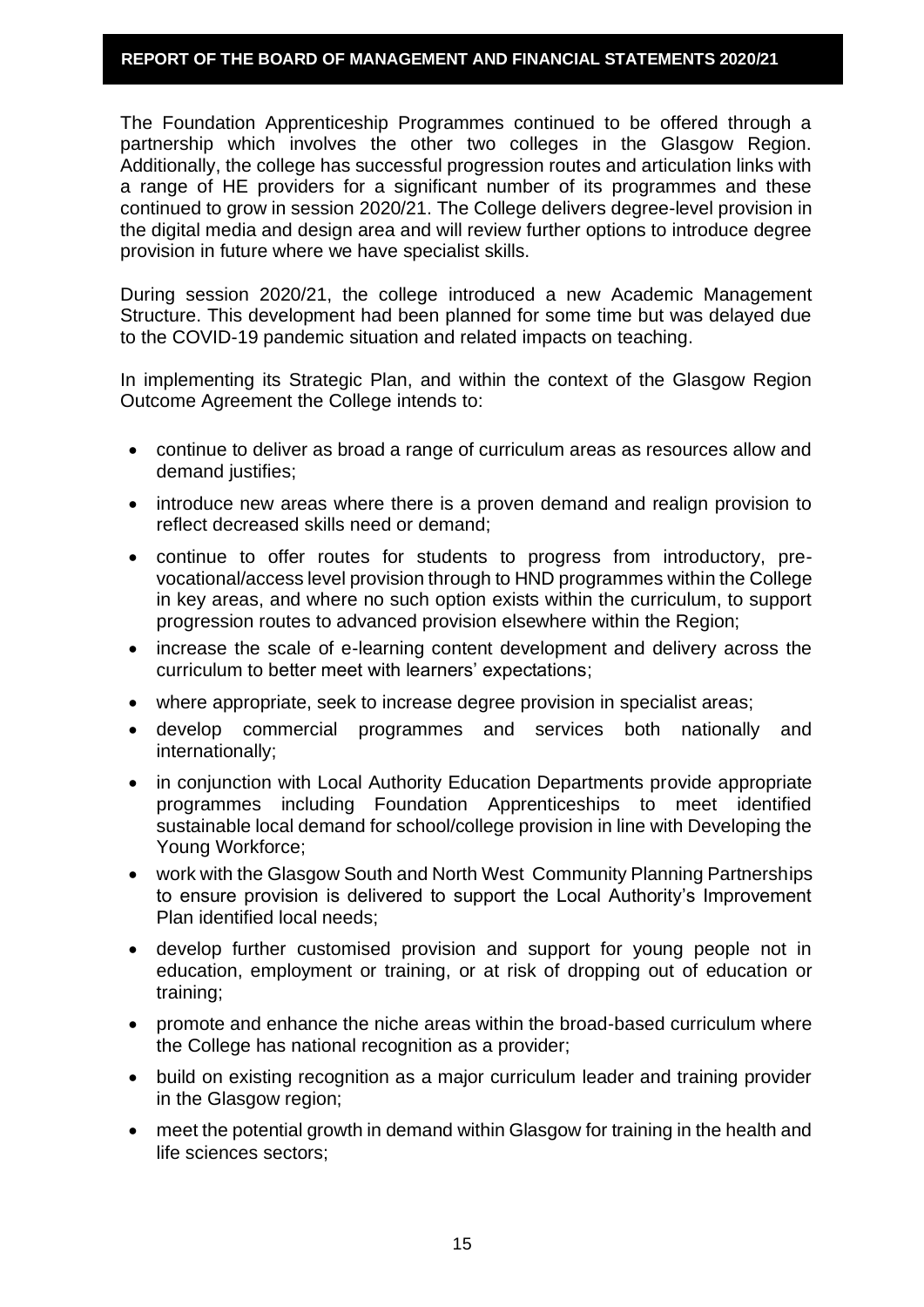The Foundation Apprenticeship Programmes continued to be offered through a partnership which involves the other two colleges in the Glasgow Region. Additionally, the college has successful progression routes and articulation links with a range of HE providers for a significant number of its programmes and these continued to grow in session 2020/21. The College delivers degree-level provision in the digital media and design area and will review further options to introduce degree provision in future where we have specialist skills.

During session 2020/21, the college introduced a new Academic Management Structure. This development had been planned for some time but was delayed due to the COVID-19 pandemic situation and related impacts on teaching.

In implementing its Strategic Plan, and within the context of the Glasgow Region Outcome Agreement the College intends to:

- continue to deliver as broad a range of curriculum areas as resources allow and demand justifies;
- introduce new areas where there is a proven demand and realign provision to reflect decreased skills need or demand;
- continue to offer routes for students to progress from introductory, pre-vocational/access level provision through to HND programmes within the College in key areas, and where no such option exists within the curriculum, to support progression routes to advanced provision elsewhere within the Region;
- increase the scale of e-learning content development and delivery across the curriculum to better meet with learners' expectations;
- where appropriate, seek to increase degree provision in specialist areas;
- develop commercial programmes and services both nationally and internationally;
- in conjunction with Local Authority Education Departments provide appropriate programmes including Foundation Apprenticeships to meet identified sustainable local demand for school/college provision in line with Developing the Young Workforce;
- work with the Glasgow South and North West Community Planning Partnerships to ensure provision is delivered to support the Local Authority's Improvement Plan identified local needs;
- develop further customised provision and support for young people not in education, employment or training, or at risk of dropping out of education or training;
- promote and enhance the niche areas within the broad-based curriculum where the College has national recognition as a provider;
- build on existing recognition as a major curriculum leader and training provider in the Glasgow region;
- meet the potential growth in demand within Glasgow for training in the health and life sciences sectors;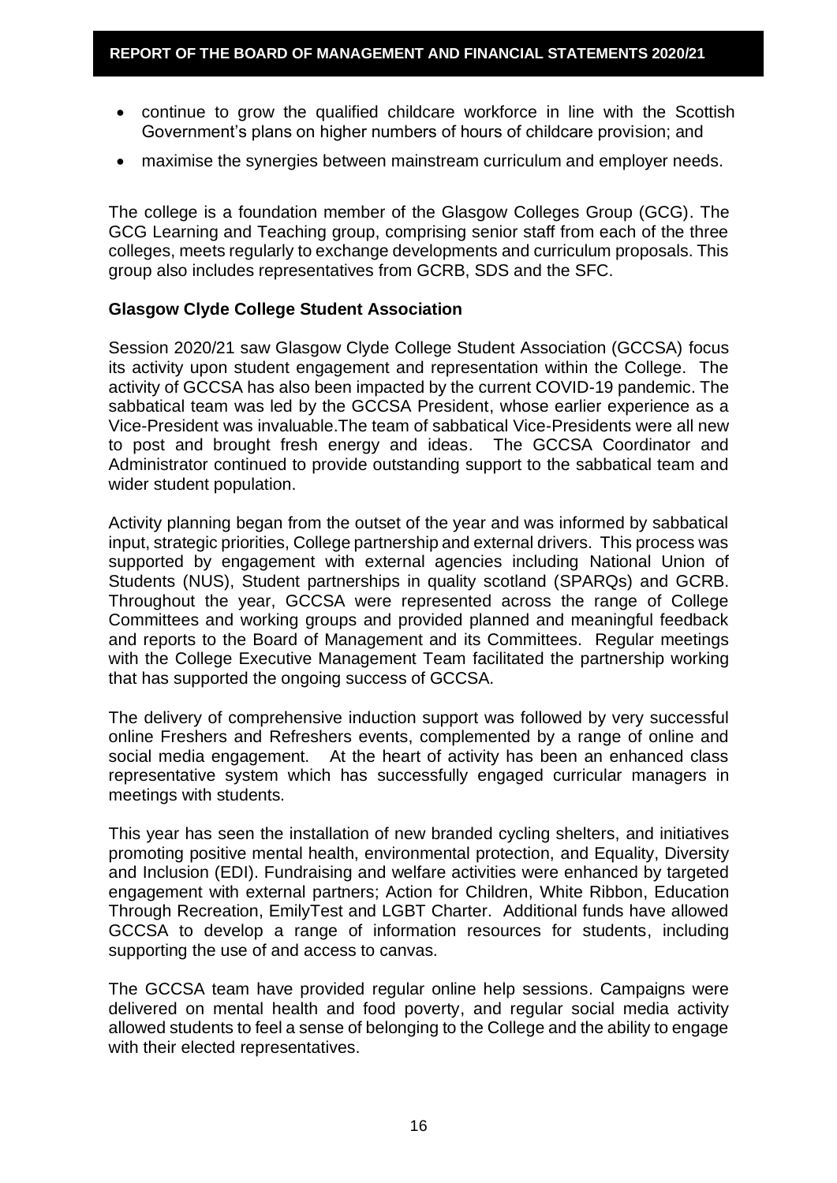- continue to grow the qualified childcare workforce in line with the Scottish Government's plans on higher numbers of hours of childcare provision; and
- maximise the synergies between mainstream curriculum and employer needs.

The college is a foundation member of the Glasgow Colleges Group (GCG). The GCG Learning and Teaching group, comprising senior staff from each of the three colleges, meets regularly to exchange developments and curriculum proposals. This group also includes representatives from GCRB, SDS and the SFC.

**Glasgow Clyde College Student Association**

Session 2020/21 saw Glasgow Clyde College Student Association (GCCSA) focus its activity upon student engagement and representation within the College. The activity of GCCSA has also been impacted by the current COVID-19 pandemic. The sabbatical team was led by the GCCSA President, whose earlier experience as a Vice-President was invaluable.The team of sabbatical Vice-Presidents were all new to post and brought fresh energy and ideas. The GCCSA Coordinator and Administrator continued to provide outstanding support to the sabbatical team and wider student population.

Activity planning began from the outset of the year and was informed by sabbatical input, strategic priorities, College partnership and external drivers. This process was supported by engagement with external agencies including National Union of Students (NUS), Student partnerships in quality scotland (SPARQs) and GCRB. Throughout the year, GCCSA were represented across the range of College Committees and working groups and provided planned and meaningful feedback and reports to the Board of Management and its Committees. Regular meetings with the College Executive Management Team facilitated the partnership working that has supported the ongoing success of GCCSA.

The delivery of comprehensive induction support was followed by very successful online Freshers and Refreshers events, complemented by a range of online and social media engagement. At the heart of activity has been an enhanced class representative system which has successfully engaged curricular managers in meetings with students.

This year has seen the installation of new branded cycling shelters, and initiatives promoting positive mental health, environmental protection, and Equality, Diversity and Inclusion (EDI). Fundraising and welfare activities were enhanced by targeted engagement with external partners; Action for Children, White Ribbon, Education Through Recreation, EmilyTest and LGBT Charter. Additional funds have allowed GCCSA to develop a range of information resources for students, including supporting the use of and access to canvas.

The GCCSA team have provided regular online help sessions. Campaigns were delivered on mental health and food poverty, and regular social media activity allowed students to feel a sense of belonging to the College and the ability to engage with their elected representatives.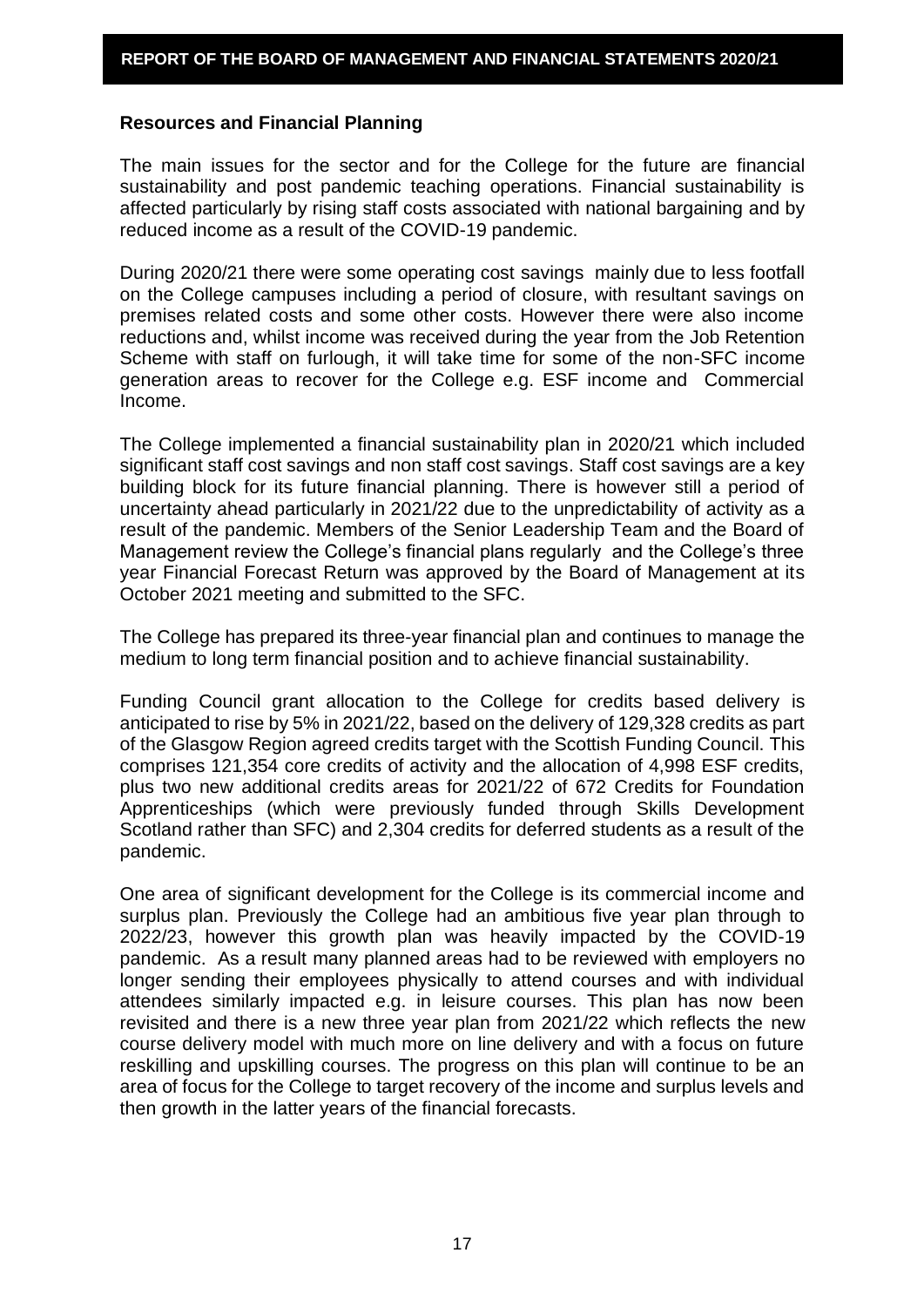## Resources and Financial Planning

The main issues for the sector and for the College for the future are financial sustainability and post pandemic teaching operations. Financial sustainability is affected particularly by rising staff costs associated with national bargaining and by reduced income as a result of the COVID-19 pandemic.

During 2020/21 there were some operating cost savings mainly due to less footfall on the College campuses including a period of closure, with resultant savings on premises related costs and some other costs. However there were also income reductions and, whilst income was received during the year from the Job Retention Scheme with staff on furlough, it will take time for some of the non-SFC income generation areas to recover for the College e.g. ESF income and Commercial Income.

The College implemented a financial sustainability plan in 2020/21 which included significant staff cost savings and non staff cost savings. Staff cost savings are a key building block for its future financial planning. There is however still a period of uncertainty ahead particularly in 2021/22 due to the unpredictability of activity as a result of the pandemic. Members of the Senior Leadership Team and the Board of Management review the College's financial plans regularly and the College's three year Financial Forecast Return was approved by the Board of Management at its October 2021 meeting and submitted to the SFC.

The College has prepared its three-year financial plan and continues to manage the medium to long term financial position and to achieve financial sustainability.

Funding Council grant allocation to the College for credits based delivery is anticipated to rise by 5% in 2021/22, based on the delivery of 129,328 credits as part of the Glasgow Region agreed credits target with the Scottish Funding Council. This comprises 121,354 core credits of activity and the allocation of 4,998 ESF credits, plus two new additional credits areas for 2021/22 of 672 Credits for Foundation Apprenticeships (which were previously funded through Skills Development Scotland rather than SFC) and 2,304 credits for deferred students as a result of the pandemic.

One area of significant development for the College is its commercial income and surplus plan. Previously the College had an ambitious five year plan through to 2022/23, however this growth plan was heavily impacted by the COVID-19 pandemic. As a result many planned areas had to be reviewed with employers no longer sending their employees physically to attend courses and with individual attendees similarly impacted e.g. in leisure courses. This plan has now been revisited and there is a new three year plan from 2021/22 which reflects the new course delivery model with much more on line delivery and with a focus on future reskilling and upskilling courses. The progress on this plan will continue to be an area of focus for the College to target recovery of the income and surplus levels and then growth in the latter years of the financial forecasts.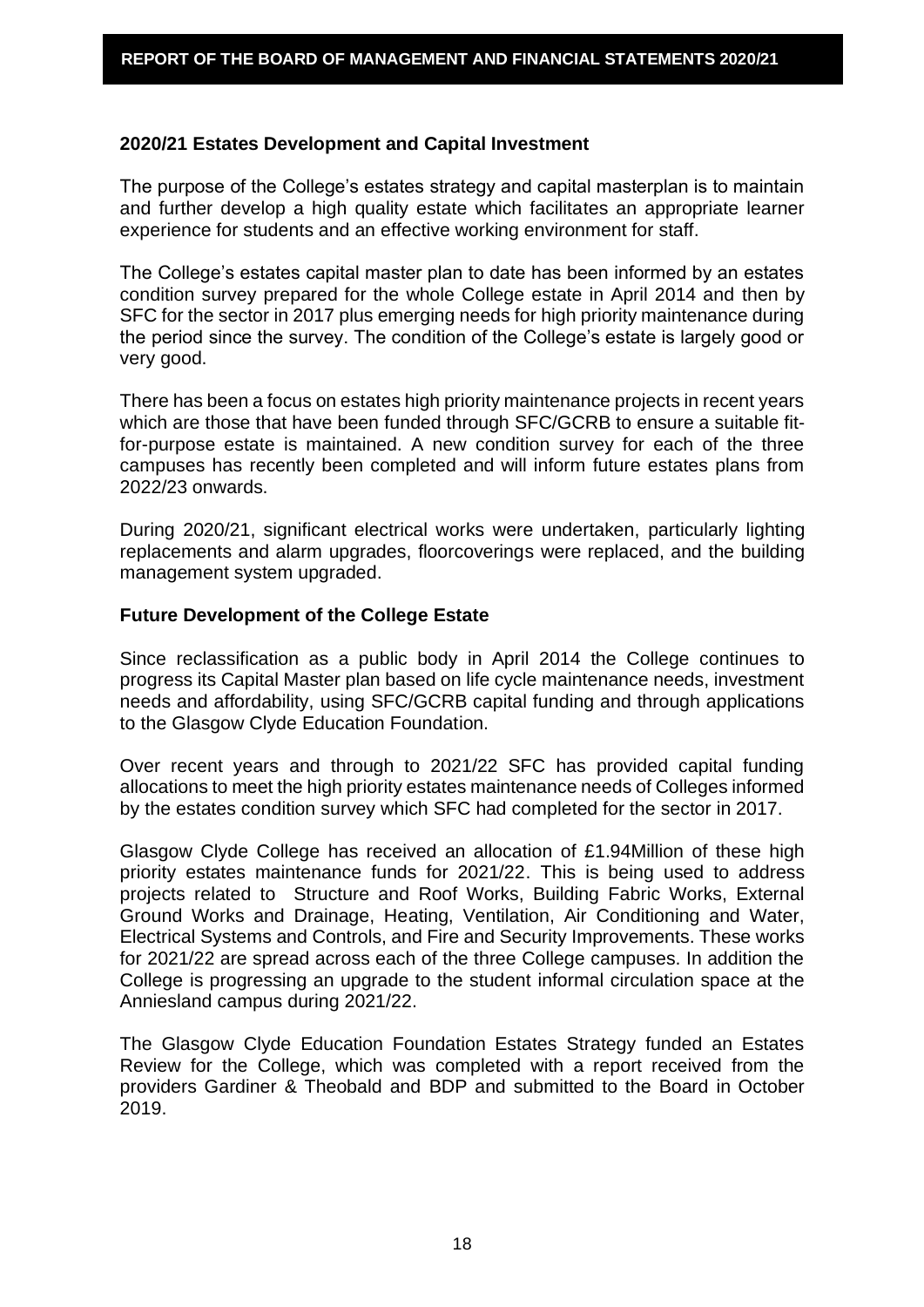## 2020/21 Estates Development and Capital Investment

The purpose of the College's estates strategy and capital masterplan is to maintain and further develop a high quality estate which facilitates an appropriate learner experience for students and an effective working environment for staff.

The College's estates capital master plan to date has been informed by an estates condition survey prepared for the whole College estate in April 2014 and then by SFC for the sector in 2017 plus emerging needs for high priority maintenance during the period since the survey. The condition of the College's estate is largely good or very good.

There has been a focus on estates high priority maintenance projects in recent years which are those that have been funded through SFC/GCRB to ensure a suitable fit-for-purpose estate is maintained. A new condition survey for each of the three campuses has recently been completed and will inform future estates plans from 2022/23 onwards.

During 2020/21, significant electrical works were undertaken, particularly lighting replacements and alarm upgrades, floorcoverings were replaced, and the building management system upgraded.

## Future Development of the College Estate

Since reclassification as a public body in April 2014 the College continues to progress its Capital Master plan based on life cycle maintenance needs, investment needs and affordability, using SFC/GCRB capital funding and through applications to the Glasgow Clyde Education Foundation.

Over recent years and through to 2021/22 SFC has provided capital funding allocations to meet the high priority estates maintenance needs of Colleges informed by the estates condition survey which SFC had completed for the sector in 2017.

Glasgow Clyde College has received an allocation of £1.94Million of these high priority estates maintenance funds for 2021/22. This is being used to address projects related to Structure and Roof Works, Building Fabric Works, External Ground Works and Drainage, Heating, Ventilation, Air Conditioning and Water, Electrical Systems and Controls, and Fire and Security Improvements. These works for 2021/22 are spread across each of the three College campuses. In addition the College is progressing an upgrade to the student informal circulation space at the Anniesland campus during 2021/22.

The Glasgow Clyde Education Foundation Estates Strategy funded an Estates Review for the College, which was completed with a report received from the providers Gardiner & Theobald and BDP and submitted to the Board in October 2019.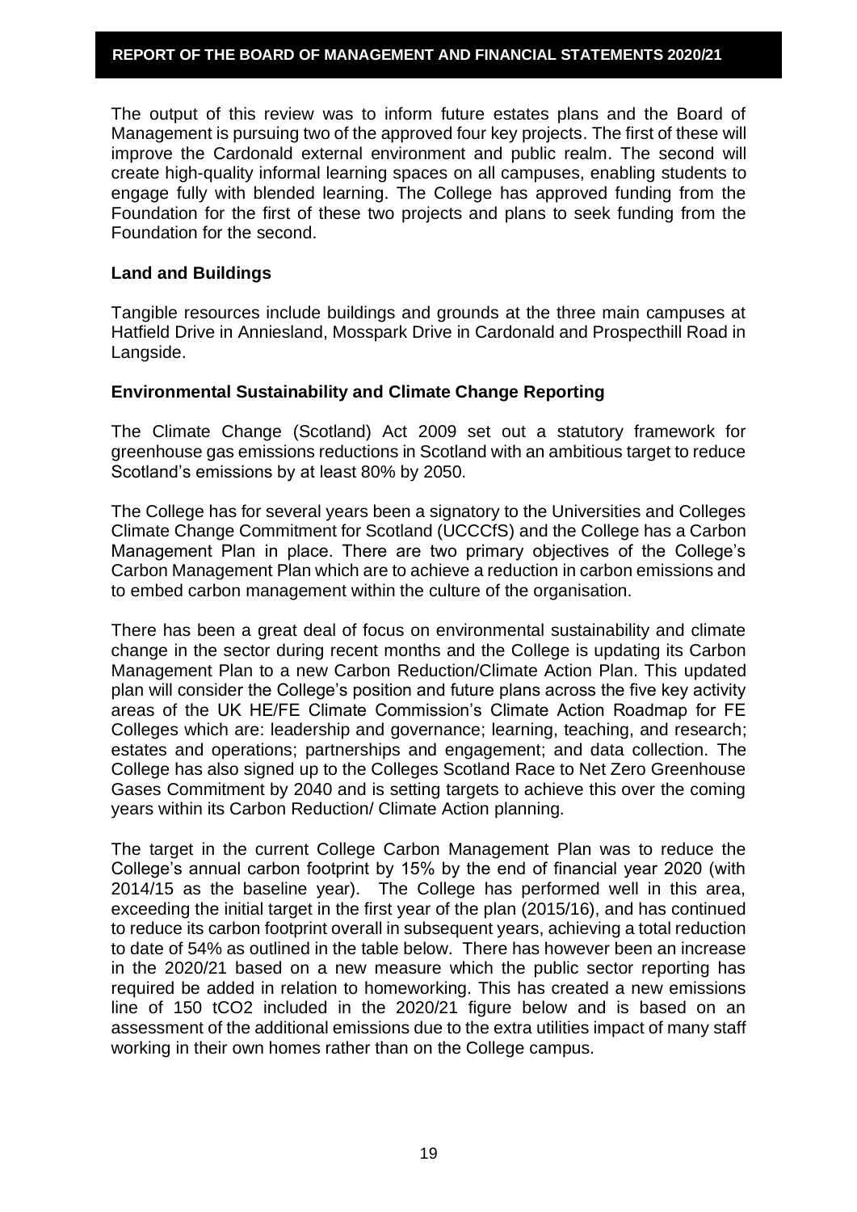The output of this review was to inform future estates plans and the Board of Management is pursuing two of the approved four key projects. The first of these will improve the Cardonald external environment and public realm. The second will create high-quality informal learning spaces on all campuses, enabling students to engage fully with blended learning. The College has approved funding from the Foundation for the first of these two projects and plans to seek funding from the Foundation for the second.

### Land and Buildings

Tangible resources include buildings and grounds at the three main campuses at Hatfield Drive in Anniesland, Mosspark Drive in Cardonald and Prospecthill Road in Langside.

### Environmental Sustainability and Climate Change Reporting

The Climate Change (Scotland) Act 2009 set out a statutory framework for greenhouse gas emissions reductions in Scotland with an ambitious target to reduce Scotland's emissions by at least 80% by 2050.

The College has for several years been a signatory to the Universities and Colleges Climate Change Commitment for Scotland (UCCCfS) and the College has a Carbon Management Plan in place. There are two primary objectives of the College's Carbon Management Plan which are to achieve a reduction in carbon emissions and to embed carbon management within the culture of the organisation.

There has been a great deal of focus on environmental sustainability and climate change in the sector during recent months and the College is updating its Carbon Management Plan to a new Carbon Reduction/Climate Action Plan. This updated plan will consider the College's position and future plans across the five key activity areas of the UK HE/FE Climate Commission's Climate Action Roadmap for FE Colleges which are: leadership and governance; learning, teaching, and research; estates and operations; partnerships and engagement; and data collection. The College has also signed up to the Colleges Scotland Race to Net Zero Greenhouse Gases Commitment by 2040 and is setting targets to achieve this over the coming years within its Carbon Reduction/ Climate Action planning.

The target in the current College Carbon Management Plan was to reduce the College's annual carbon footprint by 15% by the end of financial year 2020 (with 2014/15 as the baseline year). The College has performed well in this area, exceeding the initial target in the first year of the plan (2015/16), and has continued to reduce its carbon footprint overall in subsequent years, achieving a total reduction to date of 54% as outlined in the table below. There has however been an increase in the 2020/21 based on a new measure which the public sector reporting has required be added in relation to homeworking. This has created a new emissions line of 150 $tCO_2$ included in the 2020/21 figure below and is based on an assessment of the additional emissions due to the extra utilities impact of many staff working in their own homes rather than on the College campus.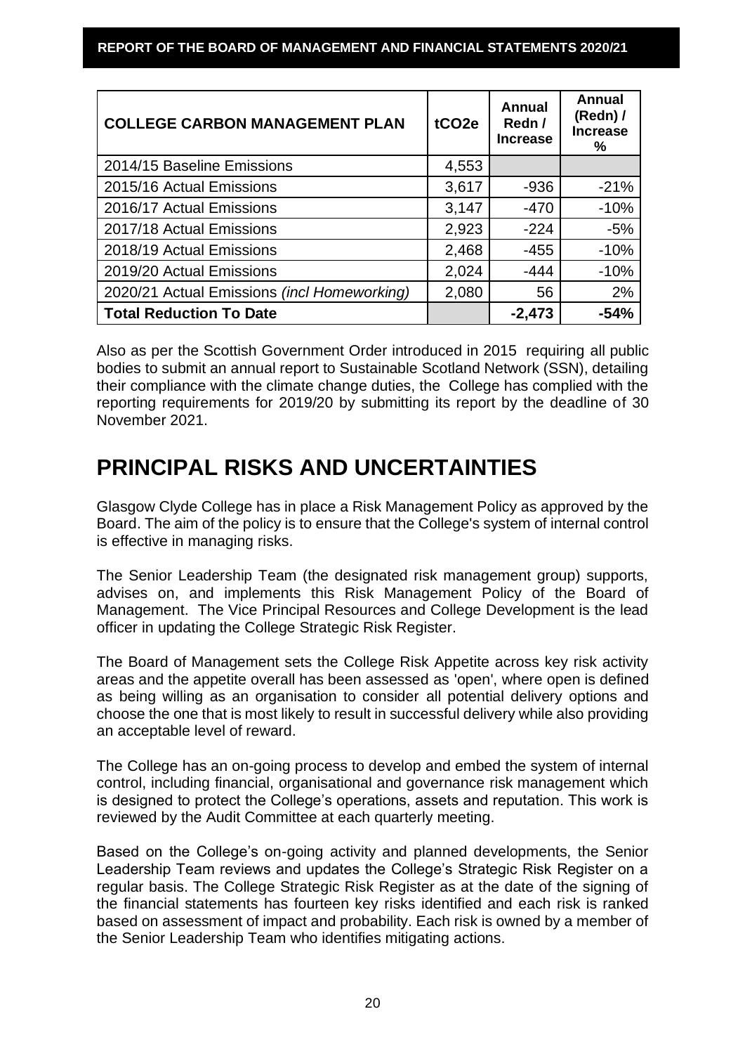| COLLEGE CARBON MANAGEMENT PLAN | $tCO_2e$ | Annual Redn / Increase | Annual (Redn) / Increase % |
|---|---|---|---|
| 2014/15 Baseline Emissions | 4,553 | | |
| 2015/16 Actual Emissions | 3,617 | -936 | -21% |
| 2016/17 Actual Emissions | 3,147 | -470 | -10% |
| 2017/18 Actual Emissions | 2,923 | -224 | -5% |
| 2018/19 Actual Emissions | 2,468 | -455 | -10% |
| 2019/20 Actual Emissions | 2,024 | -444 | -10% |
| 2020/21 Actual Emissions *(incl Homeworking)* | 2,080 | 56 | 2% |
| **Total Reduction To Date** | | **-2,473** | **-54%** |

Also as per the Scottish Government Order introduced in 2015 requiring all public bodies to submit an annual report to Sustainable Scotland Network (SSN), detailing their compliance with the climate change duties, the College has complied with the reporting requirements for 2019/20 by submitting its report by the deadline of 30 November 2021.

# PRINCIPAL RISKS AND UNCERTAINTIES

Glasgow Clyde College has in place a Risk Management Policy as approved by the Board. The aim of the policy is to ensure that the College's system of internal control is effective in managing risks.

The Senior Leadership Team (the designated risk management group) supports, advises on, and implements this Risk Management Policy of the Board of Management. The Vice Principal Resources and College Development is the lead officer in updating the College Strategic Risk Register.

The Board of Management sets the College Risk Appetite across key risk activity areas and the appetite overall has been assessed as 'open', where open is defined as being willing as an organisation to consider all potential delivery options and choose the one that is most likely to result in successful delivery while also providing an acceptable level of reward.

The College has an on-going process to develop and embed the system of internal control, including financial, organisational and governance risk management which is designed to protect the College's operations, assets and reputation. This work is reviewed by the Audit Committee at each quarterly meeting.

Based on the College's on-going activity and planned developments, the Senior Leadership Team reviews and updates the College's Strategic Risk Register on a regular basis. The College Strategic Risk Register as at the date of the signing of the financial statements has fourteen key risks identified and each risk is ranked based on assessment of impact and probability. Each risk is owned by a member of the Senior Leadership Team who identifies mitigating actions.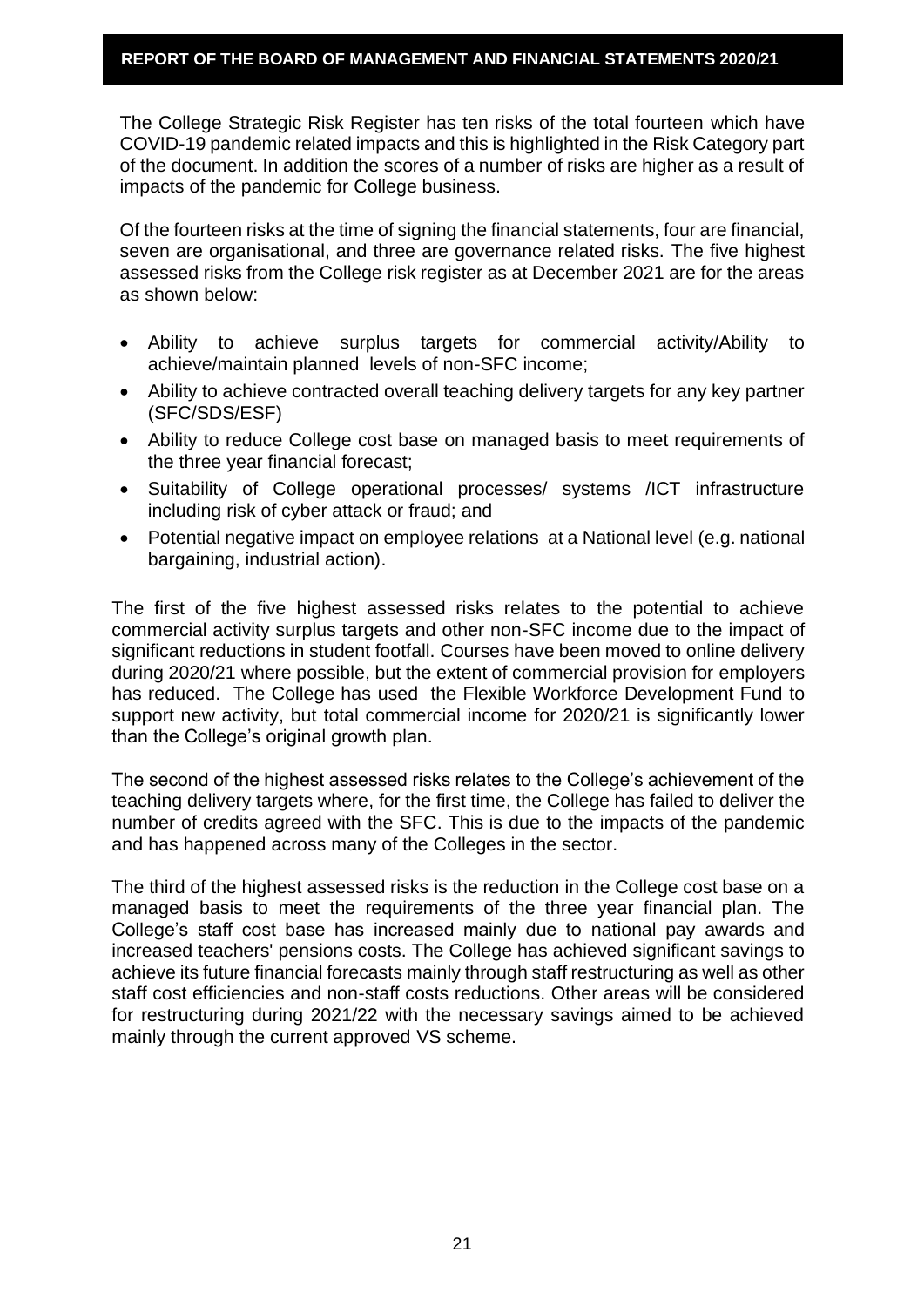The College Strategic Risk Register has ten risks of the total fourteen which have COVID-19 pandemic related impacts and this is highlighted in the Risk Category part of the document. In addition the scores of a number of risks are higher as a result of impacts of the pandemic for College business.

Of the fourteen risks at the time of signing the financial statements, four are financial, seven are organisational, and three are governance related risks. The five highest assessed risks from the College risk register as at December 2021 are for the areas as shown below:

- Ability to achieve surplus targets for commercial activity/Ability to achieve/maintain planned levels of non-SFC income;
- Ability to achieve contracted overall teaching delivery targets for any key partner (SFC/SDS/ESF)
- Ability to reduce College cost base on managed basis to meet requirements of the three year financial forecast;
- Suitability of College operational processes/ systems /ICT infrastructure including risk of cyber attack or fraud; and
- Potential negative impact on employee relations at a National level (e.g. national bargaining, industrial action).

The first of the five highest assessed risks relates to the potential to achieve commercial activity surplus targets and other non-SFC income due to the impact of significant reductions in student footfall. Courses have been moved to online delivery during 2020/21 where possible, but the extent of commercial provision for employers has reduced. The College has used the Flexible Workforce Development Fund to support new activity, but total commercial income for 2020/21 is significantly lower than the College's original growth plan.

The second of the highest assessed risks relates to the College's achievement of the teaching delivery targets where, for the first time, the College has failed to deliver the number of credits agreed with the SFC. This is due to the impacts of the pandemic and has happened across many of the Colleges in the sector.

The third of the highest assessed risks is the reduction in the College cost base on a managed basis to meet the requirements of the three year financial plan. The College's staff cost base has increased mainly due to national pay awards and increased teachers' pensions costs. The College has achieved significant savings to achieve its future financial forecasts mainly through staff restructuring as well as other staff cost efficiencies and non-staff costs reductions. Other areas will be considered for restructuring during 2021/22 with the necessary savings aimed to be achieved mainly through the current approved VS scheme.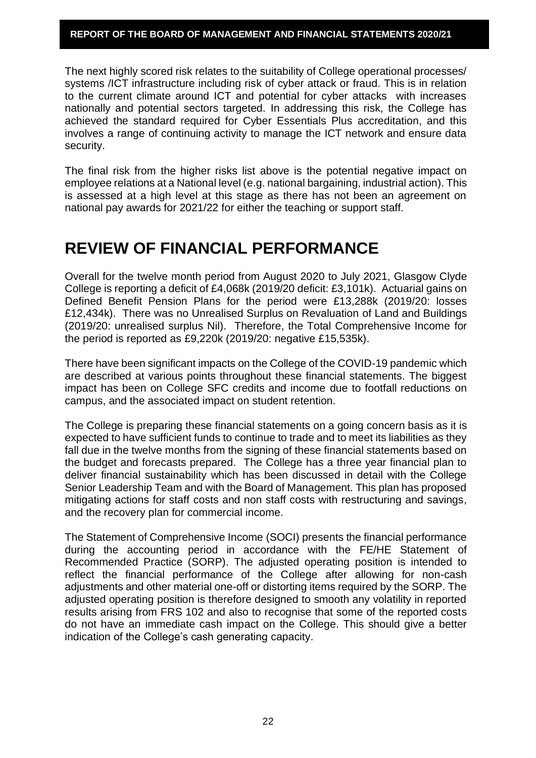The next highly scored risk relates to the suitability of College operational processes/ systems /ICT infrastructure including risk of cyber attack or fraud. This is in relation to the current climate around ICT and potential for cyber attacks with increases nationally and potential sectors targeted. In addressing this risk, the College has achieved the standard required for Cyber Essentials Plus accreditation, and this involves a range of continuing activity to manage the ICT network and ensure data security.

The final risk from the higher risks list above is the potential negative impact on employee relations at a National level (e.g. national bargaining, industrial action). This is assessed at a high level at this stage as there has not been an agreement on national pay awards for 2021/22 for either the teaching or support staff.

# REVIEW OF FINANCIAL PERFORMANCE

Overall for the twelve month period from August 2020 to July 2021, Glasgow Clyde College is reporting a deficit of £4,068k (2019/20 deficit: £3,101k). Actuarial gains on Defined Benefit Pension Plans for the period were £13,288k (2019/20: losses £12,434k). There was no Unrealised Surplus on Revaluation of Land and Buildings (2019/20: unrealised surplus Nil). Therefore, the Total Comprehensive Income for the period is reported as £9,220k (2019/20: negative £15,535k).

There have been significant impacts on the College of the COVID-19 pandemic which are described at various points throughout these financial statements. The biggest impact has been on College SFC credits and income due to footfall reductions on campus, and the associated impact on student retention.

The College is preparing these financial statements on a going concern basis as it is expected to have sufficient funds to continue to trade and to meet its liabilities as they fall due in the twelve months from the signing of these financial statements based on the budget and forecasts prepared. The College has a three year financial plan to deliver financial sustainability which has been discussed in detail with the College Senior Leadership Team and with the Board of Management. This plan has proposed mitigating actions for staff costs and non staff costs with restructuring and savings, and the recovery plan for commercial income.

The Statement of Comprehensive Income (SOCI) presents the financial performance during the accounting period in accordance with the FE/HE Statement of Recommended Practice (SORP). The adjusted operating position is intended to reflect the financial performance of the College after allowing for non-cash adjustments and other material one-off or distorting items required by the SORP. The adjusted operating position is therefore designed to smooth any volatility in reported results arising from FRS 102 and also to recognise that some of the reported costs do not have an immediate cash impact on the College. This should give a better indication of the College's cash generating capacity.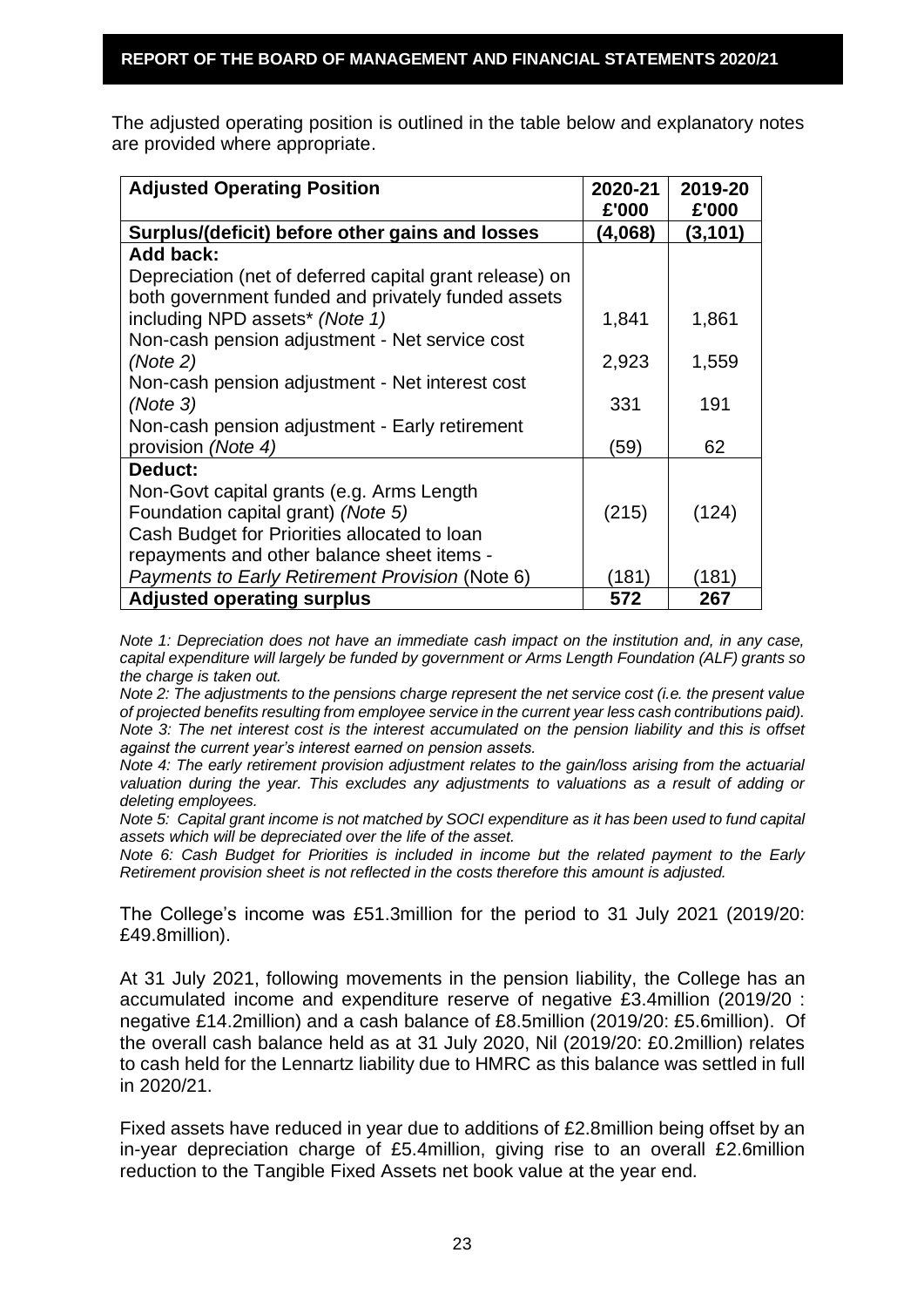The adjusted operating position is outlined in the table below and explanatory notes are provided where appropriate.

| Adjusted Operating Position | 2020-21 £'000 | 2019-20 £'000 |
|---|---|---|
| **Surplus/(deficit) before other gains and losses** | **(4,068)** | **(3,101)** |
| **Add back:** | | |
| Depreciation (net of deferred capital grant release) on both government funded and privately funded assets including NPD assets* *(Note 1)* | 1,841 | 1,861 |
| Non-cash pension adjustment - Net service cost *(Note 2)* | 2,923 | 1,559 |
| Non-cash pension adjustment - Net interest cost *(Note 3)* | 331 | 191 |
| Non-cash pension adjustment - Early retirement provision *(Note 4)* | (59) | 62 |
| **Deduct:** | | |
| Non-Govt capital grants (e.g. Arms Length Foundation capital grant) *(Note 5)* | (215) | (124) |
| Cash Budget for Priorities allocated to loan repayments and other balance sheet items - *Payments to Early Retirement Provision* (Note 6) | (181) | (181) |
| **Adjusted operating surplus** | **572** | **267** |

*Note 1: Depreciation does not have an immediate cash impact on the institution and, in any case, capital expenditure will largely be funded by government or Arms Length Foundation (ALF) grants so the charge is taken out.*

*Note 2: The adjustments to the pensions charge represent the net service cost (i.e. the present value of projected benefits resulting from employee service in the current year less cash contributions paid).*

*Note 3: The net interest cost is the interest accumulated on the pension liability and this is offset against the current year's interest earned on pension assets.*

*Note 4: The early retirement provision adjustment relates to the gain/loss arising from the actuarial valuation during the year. This excludes any adjustments to valuations as a result of adding or deleting employees.*

*Note 5: Capital grant income is not matched by SOCI expenditure as it has been used to fund capital assets which will be depreciated over the life of the asset.*

*Note 6: Cash Budget for Priorities is included in income but the related payment to the Early Retirement provision sheet is not reflected in the costs therefore this amount is adjusted.*

The College's income was £51.3million for the period to 31 July 2021 (2019/20: £49.8million).

At 31 July 2021, following movements in the pension liability, the College has an accumulated income and expenditure reserve of negative £3.4million (2019/20 : negative £14.2million) and a cash balance of £8.5million (2019/20: £5.6million). Of the overall cash balance held as at 31 July 2020, Nil (2019/20: £0.2million) relates to cash held for the Lennartz liability due to HMRC as this balance was settled in full in 2020/21.

Fixed assets have reduced in year due to additions of £2.8million being offset by an in-year depreciation charge of £5.4million, giving rise to an overall £2.6million reduction to the Tangible Fixed Assets net book value at the year end.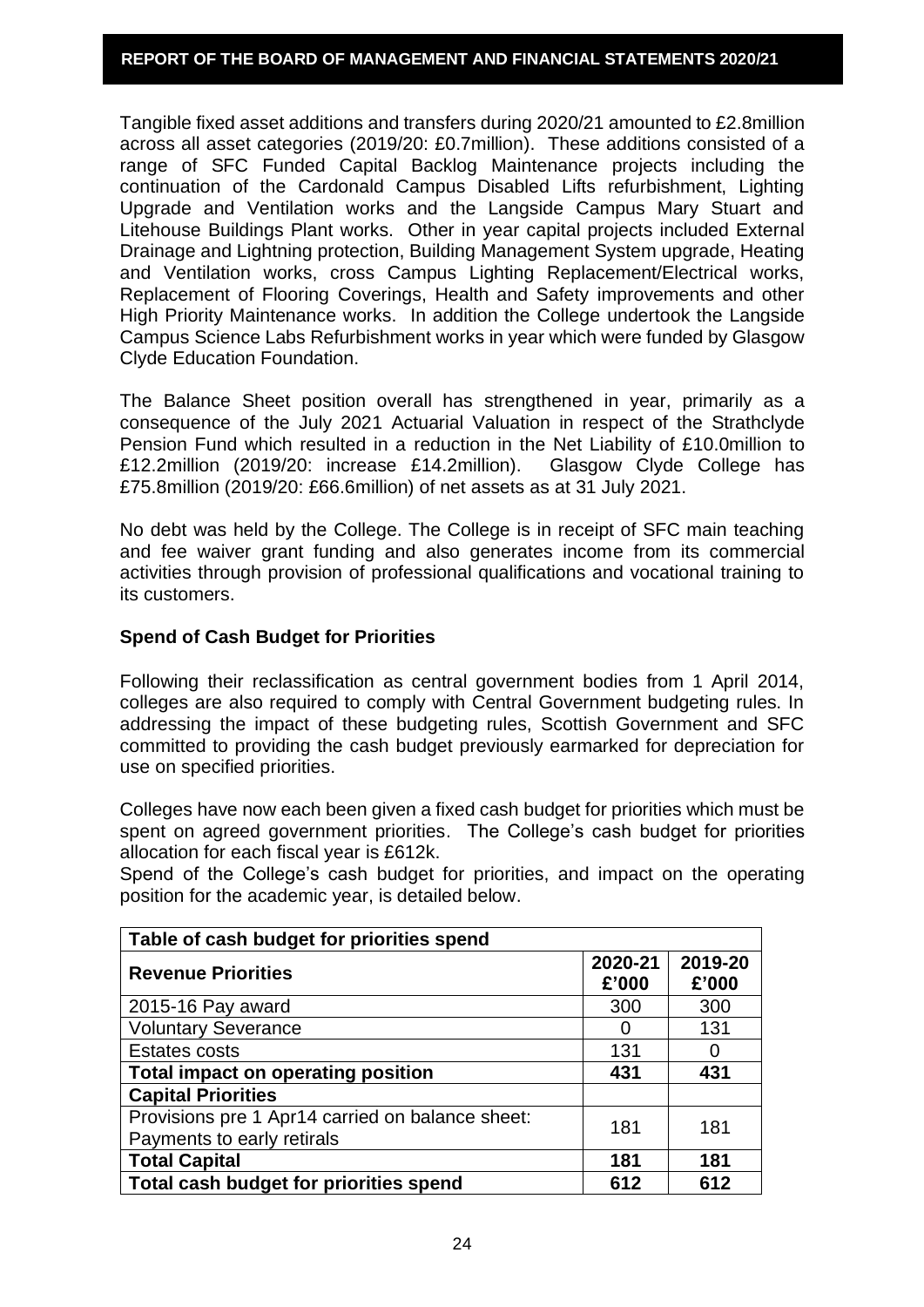Tangible fixed asset additions and transfers during 2020/21 amounted to £2.8million across all asset categories (2019/20: £0.7million). These additions consisted of a range of SFC Funded Capital Backlog Maintenance projects including the continuation of the Cardonald Campus Disabled Lifts refurbishment, Lighting Upgrade and Ventilation works and the Langside Campus Mary Stuart and Litehouse Buildings Plant works. Other in year capital projects included External Drainage and Lightning protection, Building Management System upgrade, Heating and Ventilation works, cross Campus Lighting Replacement/Electrical works, Replacement of Flooring Coverings, Health and Safety improvements and other High Priority Maintenance works. In addition the College undertook the Langside Campus Science Labs Refurbishment works in year which were funded by Glasgow Clyde Education Foundation.

The Balance Sheet position overall has strengthened in year, primarily as a consequence of the July 2021 Actuarial Valuation in respect of the Strathclyde Pension Fund which resulted in a reduction in the Net Liability of £10.0million to £12.2million (2019/20: increase £14.2million). Glasgow Clyde College has £75.8million (2019/20: £66.6million) of net assets as at 31 July 2021.

No debt was held by the College. The College is in receipt of SFC main teaching and fee waiver grant funding and also generates income from its commercial activities through provision of professional qualifications and vocational training to its customers.

### Spend of Cash Budget for Priorities

Following their reclassification as central government bodies from 1 April 2014, colleges are also required to comply with Central Government budgeting rules. In addressing the impact of these budgeting rules, Scottish Government and SFC committed to providing the cash budget previously earmarked for depreciation for use on specified priorities.

Colleges have now each been given a fixed cash budget for priorities which must be spent on agreed government priorities. The College's cash budget for priorities allocation for each fiscal year is £612k.

Spend of the College's cash budget for priorities, and impact on the operating position for the academic year, is detailed below.

| **Table of cash budget for priorities spend** | | |
|---|---|---|
| **Revenue Priorities** | **2020-21 £'000** | **2019-20 £'000** |
| 2015-16 Pay award | 300 | 300 |
| Voluntary Severance | 0 | 131 |
| Estates costs | 131 | 0 |
| **Total impact on operating position** | **431** | **431** |
| **Capital Priorities** | | |
| Provisions pre 1 Apr14 carried on balance sheet: Payments to early retirals | 181 | 181 |
| **Total Capital** | **181** | **181** |
| **Total cash budget for priorities spend** | **612** | **612** |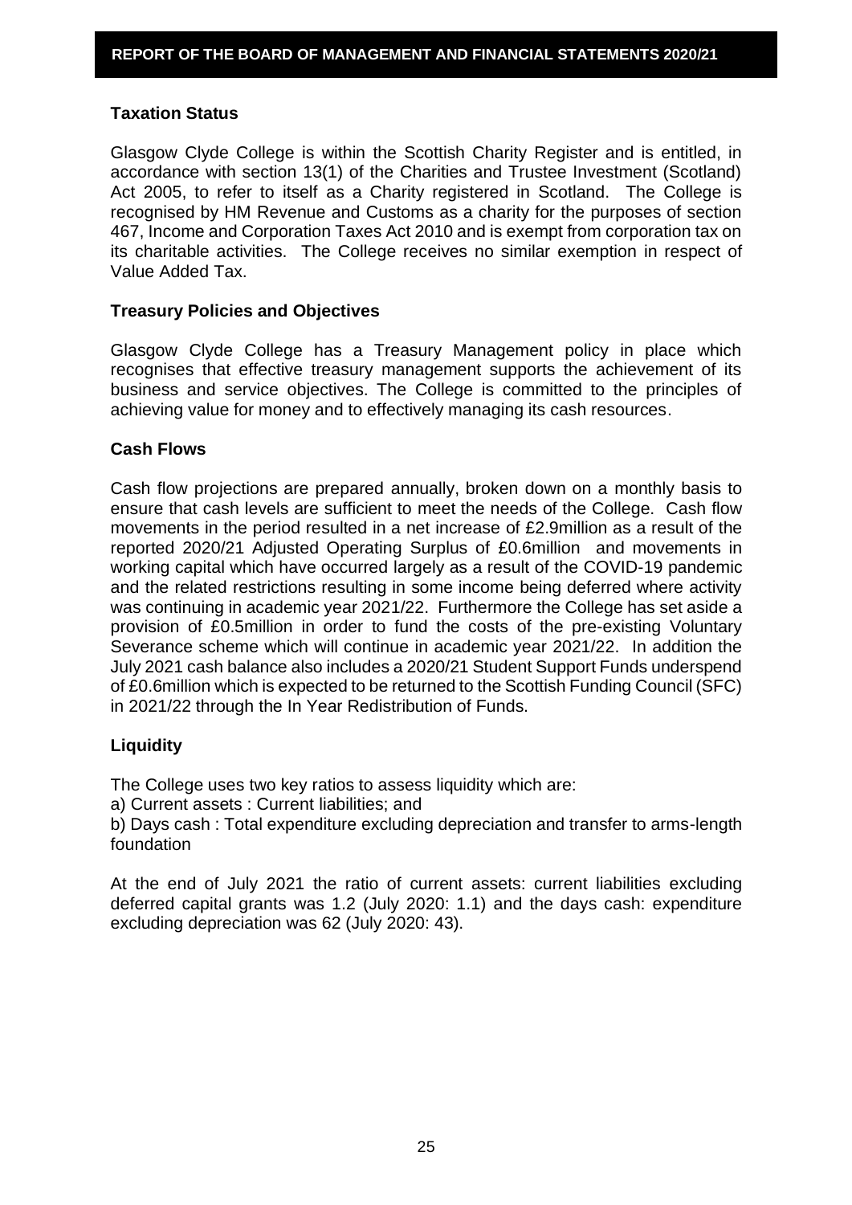## Taxation Status

Glasgow Clyde College is within the Scottish Charity Register and is entitled, in accordance with section 13(1) of the Charities and Trustee Investment (Scotland) Act 2005, to refer to itself as a Charity registered in Scotland. The College is recognised by HM Revenue and Customs as a charity for the purposes of section 467, Income and Corporation Taxes Act 2010 and is exempt from corporation tax on its charitable activities. The College receives no similar exemption in respect of Value Added Tax.

## Treasury Policies and Objectives

Glasgow Clyde College has a Treasury Management policy in place which recognises that effective treasury management supports the achievement of its business and service objectives. The College is committed to the principles of achieving value for money and to effectively managing its cash resources.

## Cash Flows

Cash flow projections are prepared annually, broken down on a monthly basis to ensure that cash levels are sufficient to meet the needs of the College. Cash flow movements in the period resulted in a net increase of £2.9million as a result of the reported 2020/21 Adjusted Operating Surplus of £0.6million and movements in working capital which have occurred largely as a result of the COVID-19 pandemic and the related restrictions resulting in some income being deferred where activity was continuing in academic year 2021/22. Furthermore the College has set aside a provision of £0.5million in order to fund the costs of the pre-existing Voluntary Severance scheme which will continue in academic year 2021/22. In addition the July 2021 cash balance also includes a 2020/21 Student Support Funds underspend of £0.6million which is expected to be returned to the Scottish Funding Council (SFC) in 2021/22 through the In Year Redistribution of Funds.

## Liquidity

The College uses two key ratios to assess liquidity which are:

a) Current assets : Current liabilities; and

b) Days cash : Total expenditure excluding depreciation and transfer to arms-length foundation

At the end of July 2021 the ratio of current assets: current liabilities excluding deferred capital grants was 1.2 (July 2020: 1.1) and the days cash: expenditure excluding depreciation was 62 (July 2020: 43).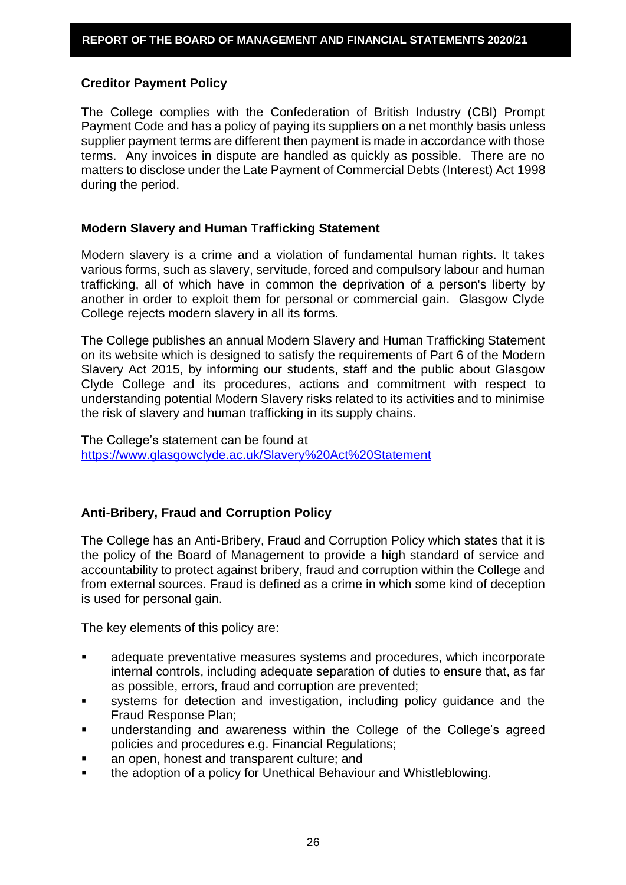### Creditor Payment Policy

The College complies with the Confederation of British Industry (CBI) Prompt Payment Code and has a policy of paying its suppliers on a net monthly basis unless supplier payment terms are different then payment is made in accordance with those terms. Any invoices in dispute are handled as quickly as possible. There are no matters to disclose under the Late Payment of Commercial Debts (Interest) Act 1998 during the period.

### Modern Slavery and Human Trafficking Statement

Modern slavery is a crime and a violation of fundamental human rights. It takes various forms, such as slavery, servitude, forced and compulsory labour and human trafficking, all of which have in common the deprivation of a person's liberty by another in order to exploit them for personal or commercial gain. Glasgow Clyde College rejects modern slavery in all its forms.

The College publishes an annual Modern Slavery and Human Trafficking Statement on its website which is designed to satisfy the requirements of Part 6 of the Modern Slavery Act 2015, by informing our students, staff and the public about Glasgow Clyde College and its procedures, actions and commitment with respect to understanding potential Modern Slavery risks related to its activities and to minimise the risk of slavery and human trafficking in its supply chains.

The College's statement can be found at
https://www.glasgowclyde.ac.uk/Slavery%20Act%20Statement

### Anti-Bribery, Fraud and Corruption Policy

The College has an Anti-Bribery, Fraud and Corruption Policy which states that it is the policy of the Board of Management to provide a high standard of service and accountability to protect against bribery, fraud and corruption within the College and from external sources. Fraud is defined as a crime in which some kind of deception is used for personal gain.

The key elements of this policy are:

- adequate preventative measures systems and procedures, which incorporate internal controls, including adequate separation of duties to ensure that, as far as possible, errors, fraud and corruption are prevented;
- systems for detection and investigation, including policy guidance and the Fraud Response Plan;
- understanding and awareness within the College of the College's agreed policies and procedures e.g. Financial Regulations;
- an open, honest and transparent culture; and
- the adoption of a policy for Unethical Behaviour and Whistleblowing.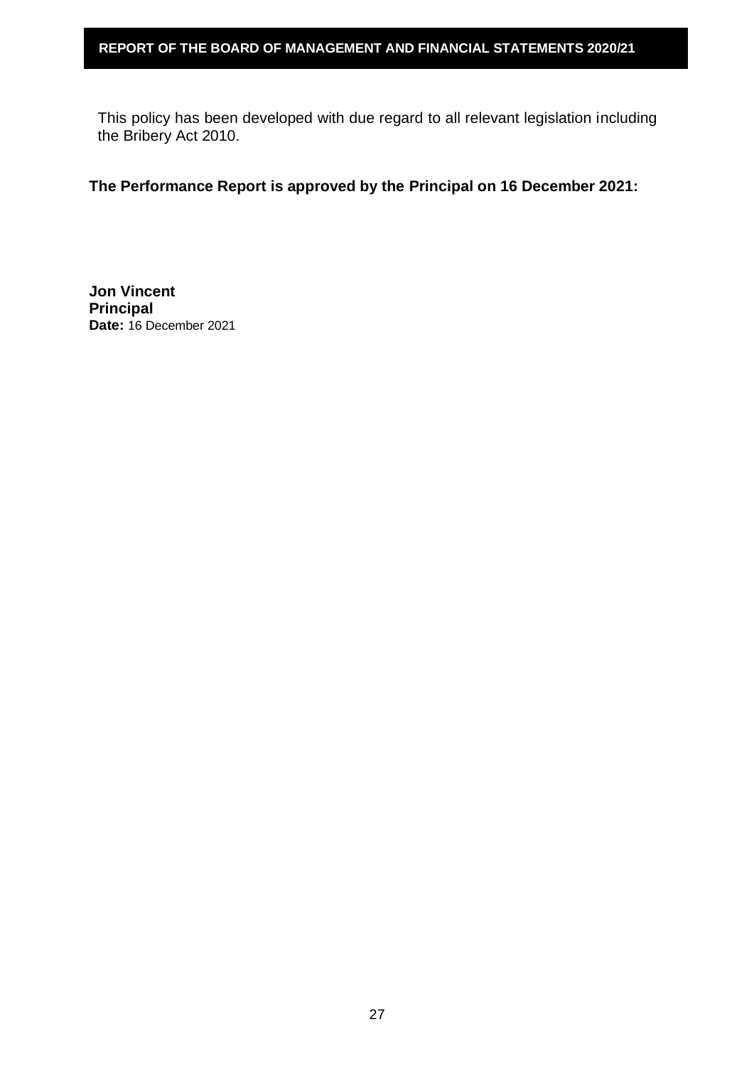This policy has been developed with due regard to all relevant legislation including the Bribery Act 2010.

**The Performance Report is approved by the Principal on 16 December 2021:**

**Jon Vincent**
**Principal**
**Date:** 16 December 2021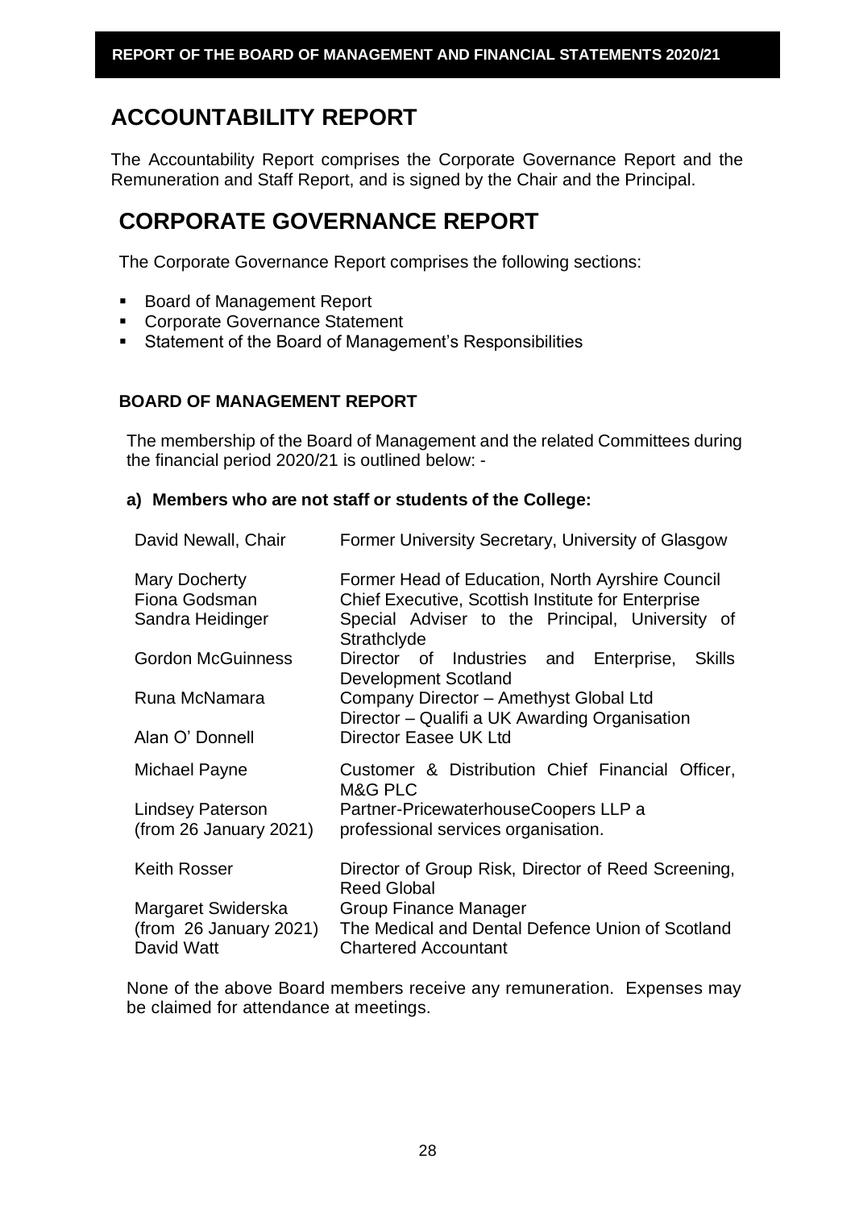# ACCOUNTABILITY REPORT

The Accountability Report comprises the Corporate Governance Report and the Remuneration and Staff Report, and is signed by the Chair and the Principal.

# CORPORATE GOVERNANCE REPORT

The Corporate Governance Report comprises the following sections:

- Board of Management Report
- Corporate Governance Statement
- Statement of the Board of Management's Responsibilities

### BOARD OF MANAGEMENT REPORT

The membership of the Board of Management and the related Committees during the financial period 2020/21 is outlined below: -

**a) Members who are not staff or students of the College:**

| | |
|---|---|
| David Newall, Chair | Former University Secretary, University of Glasgow |
| Mary Docherty | Former Head of Education, North Ayrshire Council |
| Fiona Godsman | Chief Executive, Scottish Institute for Enterprise |
| Sandra Heidinger | Special Adviser to the Principal, University of Strathclyde |
| Gordon McGuinness | Director of Industries and Enterprise, Skills Development Scotland |
| Runa McNamara | Company Director – Amethyst Global Ltd<br>Director – Qualifi a UK Awarding Organisation |
| Alan O' Donnell | Director Easee UK Ltd |
| Michael Payne | Customer & Distribution Chief Financial Officer, M&G PLC |
| Lindsey Paterson (from 26 January 2021) | Partner-PricewaterhouseCoopers LLP a professional services organisation. |
| Keith Rosser | Director of Group Risk, Director of Reed Screening, Reed Global |
| Margaret Swiderska (from 26 January 2021) | Group Finance Manager<br>The Medical and Dental Defence Union of Scotland |
| David Watt | Chartered Accountant |

None of the above Board members receive any remuneration. Expenses may be claimed for attendance at meetings.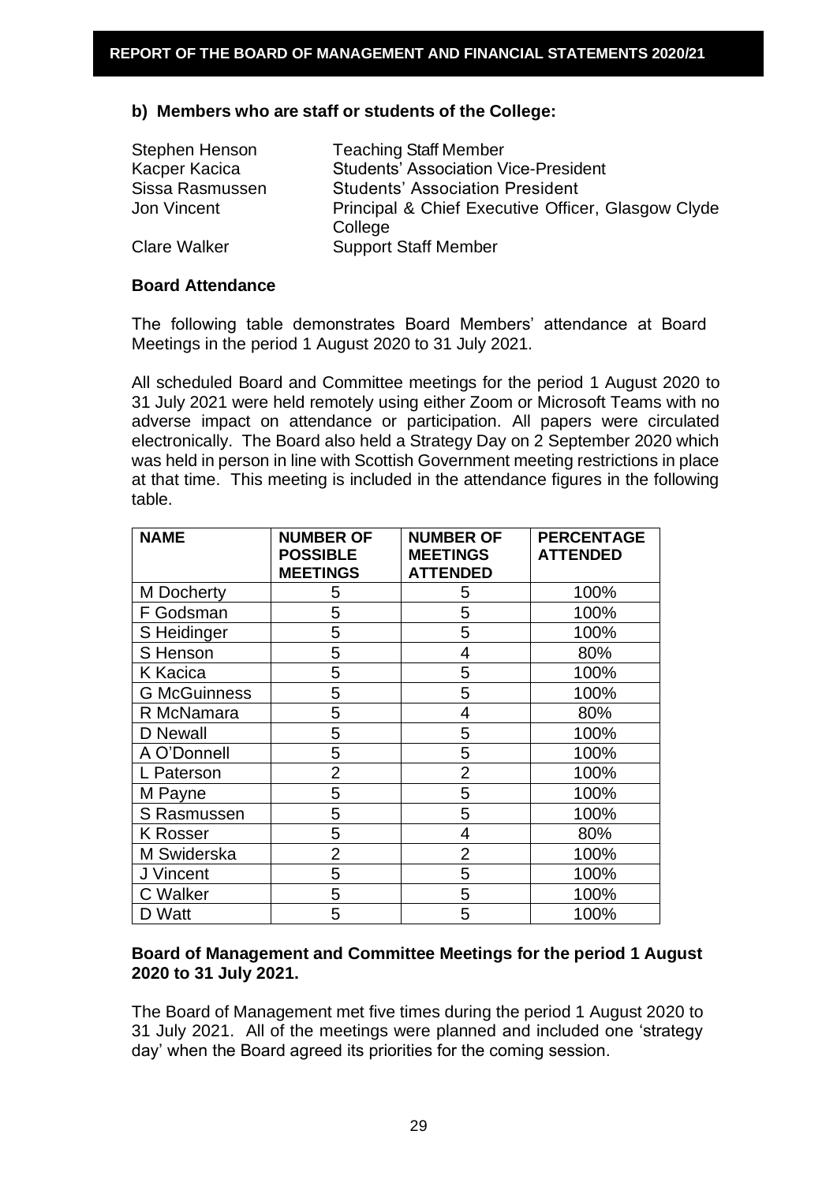**b) Members who are staff or students of the College:**

| | |
|---|---|
| Stephen Henson | Teaching Staff Member |
| Kacper Kacica | Students' Association Vice-President |
| Sissa Rasmussen | Students' Association President |
| Jon Vincent | Principal & Chief Executive Officer, Glasgow Clyde College |
| Clare Walker | Support Staff Member |

**Board Attendance**

The following table demonstrates Board Members' attendance at Board Meetings in the period 1 August 2020 to 31 July 2021.

All scheduled Board and Committee meetings for the period 1 August 2020 to 31 July 2021 were held remotely using either Zoom or Microsoft Teams with no adverse impact on attendance or participation. All papers were circulated electronically. The Board also held a Strategy Day on 2 September 2020 which was held in person in line with Scottish Government meeting restrictions in place at that time. This meeting is included in the attendance figures in the following table.

| NAME | NUMBER OF POSSIBLE MEETINGS | NUMBER OF MEETINGS ATTENDED | PERCENTAGE ATTENDED |
|---|---|---|---|
| M Docherty | 5 | 5 | 100% |
| F Godsman | 5 | 5 | 100% |
| S Heidinger | 5 | 5 | 100% |
| S Henson | 5 | 4 | 80% |
| K Kacica | 5 | 5 | 100% |
| G McGuinness | 5 | 5 | 100% |
| R McNamara | 5 | 4 | 80% |
| D Newall | 5 | 5 | 100% |
| A O'Donnell | 5 | 5 | 100% |
| L Paterson | 2 | 2 | 100% |
| M Payne | 5 | 5 | 100% |
| S Rasmussen | 5 | 5 | 100% |
| K Rosser | 5 | 4 | 80% |
| M Swiderska | 2 | 2 | 100% |
| J Vincent | 5 | 5 | 100% |
| C Walker | 5 | 5 | 100% |
| D Watt | 5 | 5 | 100% |

**Board of Management and Committee Meetings for the period 1 August 2020 to 31 July 2021.**

The Board of Management met five times during the period 1 August 2020 to 31 July 2021. All of the meetings were planned and included one 'strategy day' when the Board agreed its priorities for the coming session.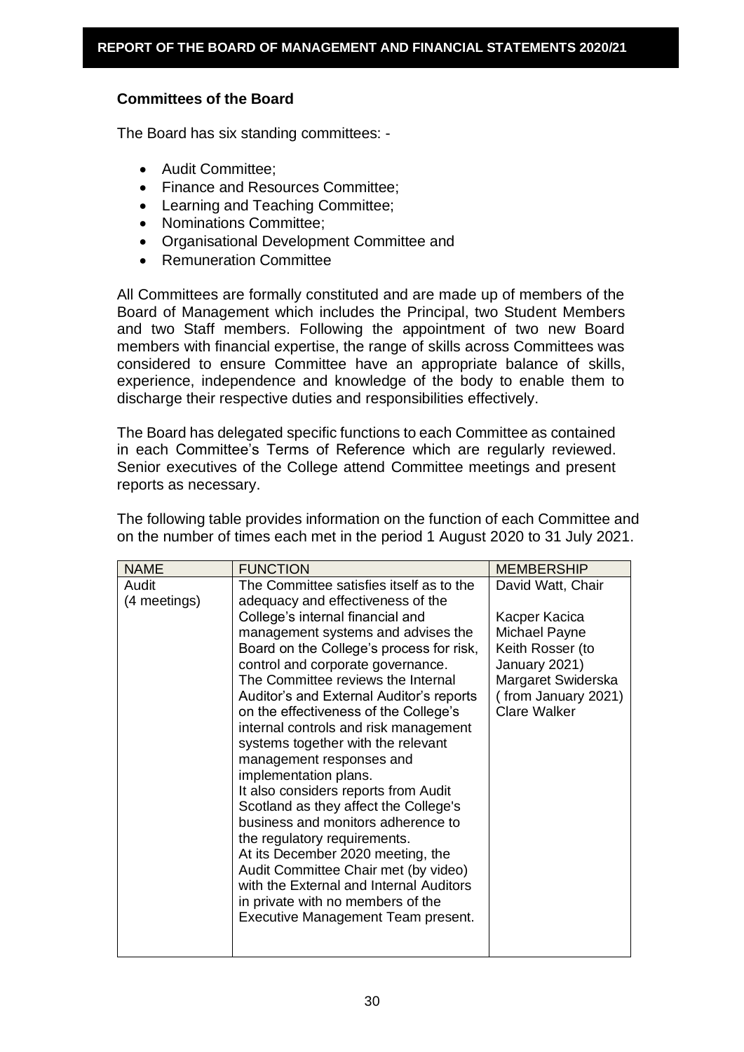### Committees of the Board

The Board has six standing committees: -

- Audit Committee;
- Finance and Resources Committee;
- Learning and Teaching Committee;
- Nominations Committee;
- Organisational Development Committee and
- Remuneration Committee

All Committees are formally constituted and are made up of members of the Board of Management which includes the Principal, two Student Members and two Staff members. Following the appointment of two new Board members with financial expertise, the range of skills across Committees was considered to ensure Committee have an appropriate balance of skills, experience, independence and knowledge of the body to enable them to discharge their respective duties and responsibilities effectively.

The Board has delegated specific functions to each Committee as contained in each Committee's Terms of Reference which are regularly reviewed. Senior executives of the College attend Committee meetings and present reports as necessary.

The following table provides information on the function of each Committee and on the number of times each met in the period 1 August 2020 to 31 July 2021.

| NAME | FUNCTION | MEMBERSHIP |
|---|---|---|
| Audit (4 meetings) | The Committee satisfies itself as to the adequacy and effectiveness of the College's internal financial and management systems and advises the Board on the College's process for risk, control and corporate governance. The Committee reviews the Internal Auditor's and External Auditor's reports on the effectiveness of the College's internal controls and risk management systems together with the relevant management responses and implementation plans. It also considers reports from Audit Scotland as they affect the College's business and monitors adherence to the regulatory requirements. At its December 2020 meeting, the Audit Committee Chair met (by video) with the External and Internal Auditors in private with no members of the Executive Management Team present. | David Watt, Chair<br><br>Kacper Kacica<br>Michael Payne<br>Keith Rosser (to January 2021)<br>Margaret Swiderska ( from January 2021)<br>Clare Walker |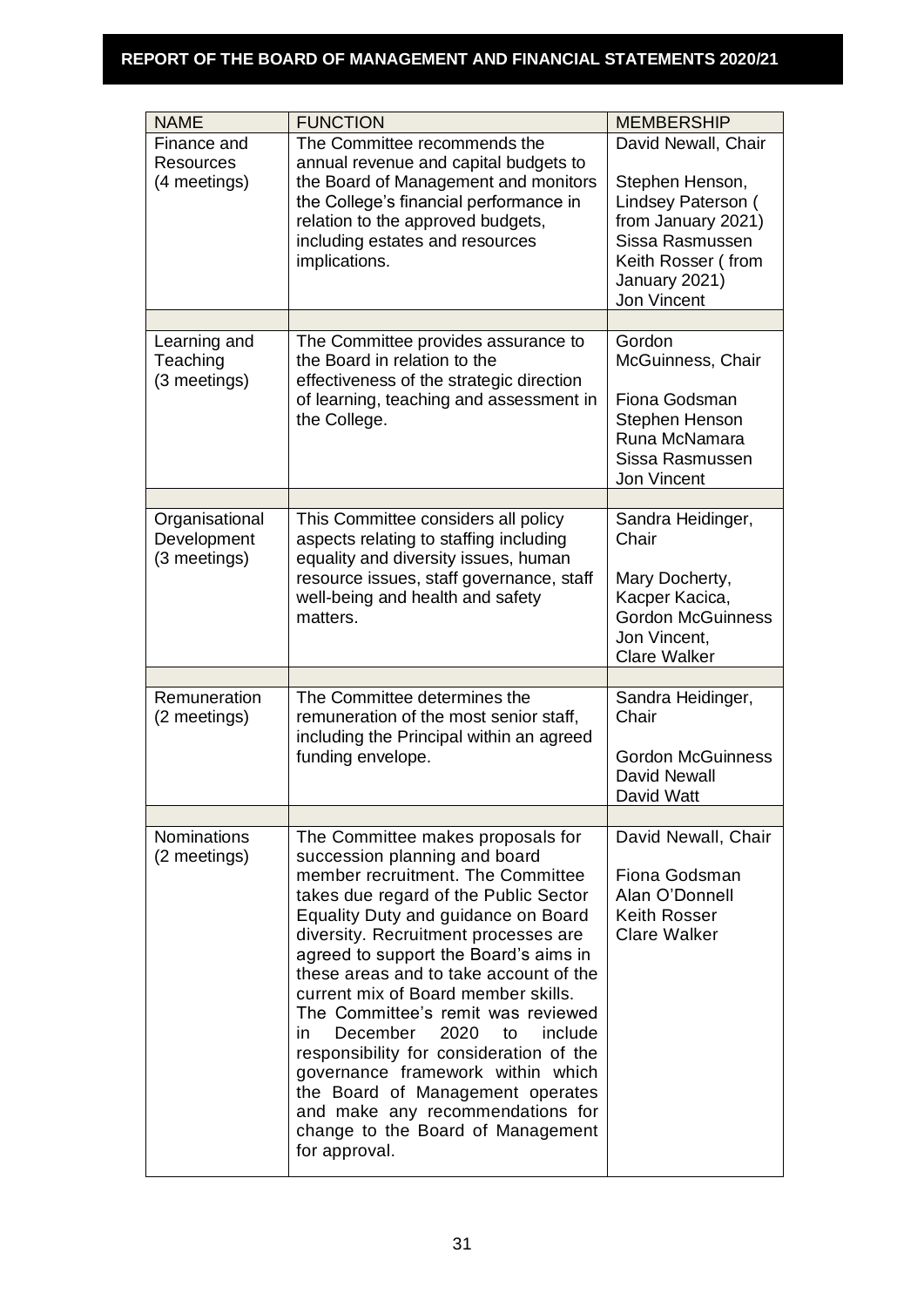| NAME | FUNCTION | MEMBERSHIP |
| --- | --- | --- |
| Finance and Resources (4 meetings) | The Committee recommends the annual revenue and capital budgets to the Board of Management and monitors the College's financial performance in relation to the approved budgets, including estates and resources implications. | David Newall, Chair<br><br>Stephen Henson,<br>Lindsey Paterson ( from January 2021)<br>Sissa Rasmussen<br>Keith Rosser ( from January 2021)<br>Jon Vincent |
| | | |
| Learning and Teaching (3 meetings) | The Committee provides assurance to the Board in relation to the effectiveness of the strategic direction of learning, teaching and assessment in the College. | Gordon McGuinness, Chair<br><br>Fiona Godsman<br>Stephen Henson<br>Runa McNamara<br>Sissa Rasmussen<br>Jon Vincent |
| | | |
| Organisational Development (3 meetings) | This Committee considers all policy aspects relating to staffing including equality and diversity issues, human resource issues, staff governance, staff well-being and health and safety matters. | Sandra Heidinger, Chair<br><br>Mary Docherty,<br>Kacper Kacica,<br>Gordon McGuinness<br>Jon Vincent,<br>Clare Walker |
| | | |
| Remuneration (2 meetings) | The Committee determines the remuneration of the most senior staff, including the Principal within an agreed funding envelope. | Sandra Heidinger, Chair<br><br>Gordon McGuinness<br>David Newall<br>David Watt |
| | | |
| Nominations (2 meetings) | The Committee makes proposals for succession planning and board member recruitment. The Committee takes due regard of the Public Sector Equality Duty and guidance on Board diversity. Recruitment processes are agreed to support the Board's aims in these areas and to take account of the current mix of Board member skills. The Committee's remit was reviewed in December 2020 to include responsibility for consideration of the governance framework within which the Board of Management operates and make any recommendations for change to the Board of Management for approval. | David Newall, Chair<br><br>Fiona Godsman<br>Alan O'Donnell<br>Keith Rosser<br>Clare Walker |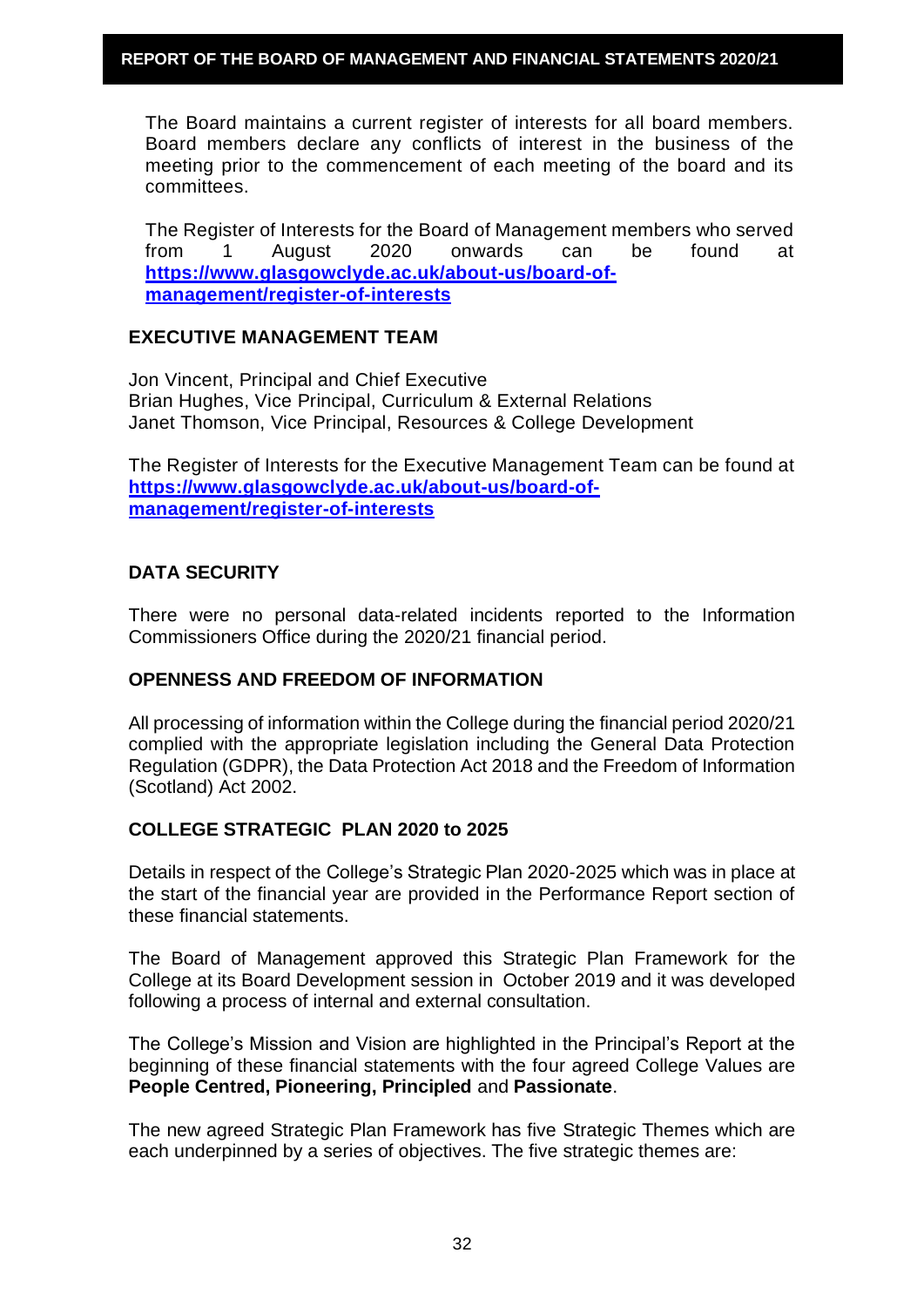The Board maintains a current register of interests for all board members. Board members declare any conflicts of interest in the business of the meeting prior to the commencement of each meeting of the board and its committees.

The Register of Interests for the Board of Management members who served from 1 August 2020 onwards can be found at **https://www.glasgowclyde.ac.uk/about-us/board-of-management/register-of-interests**

## EXECUTIVE MANAGEMENT TEAM

Jon Vincent, Principal and Chief Executive
Brian Hughes, Vice Principal, Curriculum & External Relations
Janet Thomson, Vice Principal, Resources & College Development

The Register of Interests for the Executive Management Team can be found at **https://www.glasgowclyde.ac.uk/about-us/board-of-management/register-of-interests**

## DATA SECURITY

There were no personal data-related incidents reported to the Information Commissioners Office during the 2020/21 financial period.

## OPENNESS AND FREEDOM OF INFORMATION

All processing of information within the College during the financial period 2020/21 complied with the appropriate legislation including the General Data Protection Regulation (GDPR), the Data Protection Act 2018 and the Freedom of Information (Scotland) Act 2002.

## COLLEGE STRATEGIC PLAN 2020 to 2025

Details in respect of the College's Strategic Plan 2020-2025 which was in place at the start of the financial year are provided in the Performance Report section of these financial statements.

The Board of Management approved this Strategic Plan Framework for the College at its Board Development session in October 2019 and it was developed following a process of internal and external consultation.

The College's Mission and Vision are highlighted in the Principal's Report at the beginning of these financial statements with the four agreed College Values are **People Centred, Pioneering, Principled** and **Passionate**.

The new agreed Strategic Plan Framework has five Strategic Themes which are each underpinned by a series of objectives. The five strategic themes are: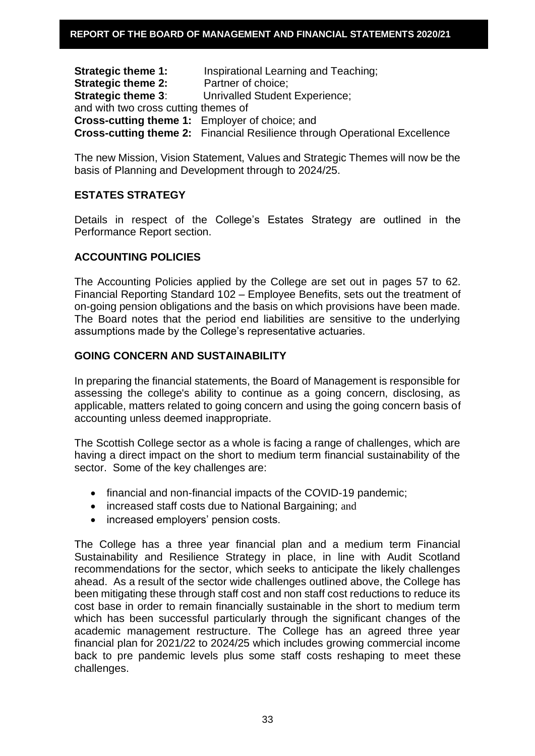**Strategic theme 1:** Inspirational Learning and Teaching;
**Strategic theme 2:** Partner of choice;
**Strategic theme 3**: Unrivalled Student Experience;
and with two cross cutting themes of
**Cross-cutting theme 1:** Employer of choice; and
**Cross-cutting theme 2:** Financial Resilience through Operational Excellence

The new Mission, Vision Statement, Values and Strategic Themes will now be the basis of Planning and Development through to 2024/25.

## ESTATES STRATEGY

Details in respect of the College's Estates Strategy are outlined in the Performance Report section.

## ACCOUNTING POLICIES

The Accounting Policies applied by the College are set out in pages 57 to 62. Financial Reporting Standard 102 – Employee Benefits, sets out the treatment of on-going pension obligations and the basis on which provisions have been made. The Board notes that the period end liabilities are sensitive to the underlying assumptions made by the College's representative actuaries.

## GOING CONCERN AND SUSTAINABILITY

In preparing the financial statements, the Board of Management is responsible for assessing the college's ability to continue as a going concern, disclosing, as applicable, matters related to going concern and using the going concern basis of accounting unless deemed inappropriate.

The Scottish College sector as a whole is facing a range of challenges, which are having a direct impact on the short to medium term financial sustainability of the sector. Some of the key challenges are:

- financial and non-financial impacts of the COVID-19 pandemic;
- increased staff costs due to National Bargaining; and
- increased employers' pension costs.

The College has a three year financial plan and a medium term Financial Sustainability and Resilience Strategy in place, in line with Audit Scotland recommendations for the sector, which seeks to anticipate the likely challenges ahead. As a result of the sector wide challenges outlined above, the College has been mitigating these through staff cost and non staff cost reductions to reduce its cost base in order to remain financially sustainable in the short to medium term which has been successful particularly through the significant changes of the academic management restructure. The College has an agreed three year financial plan for 2021/22 to 2024/25 which includes growing commercial income back to pre pandemic levels plus some staff costs reshaping to meet these challenges.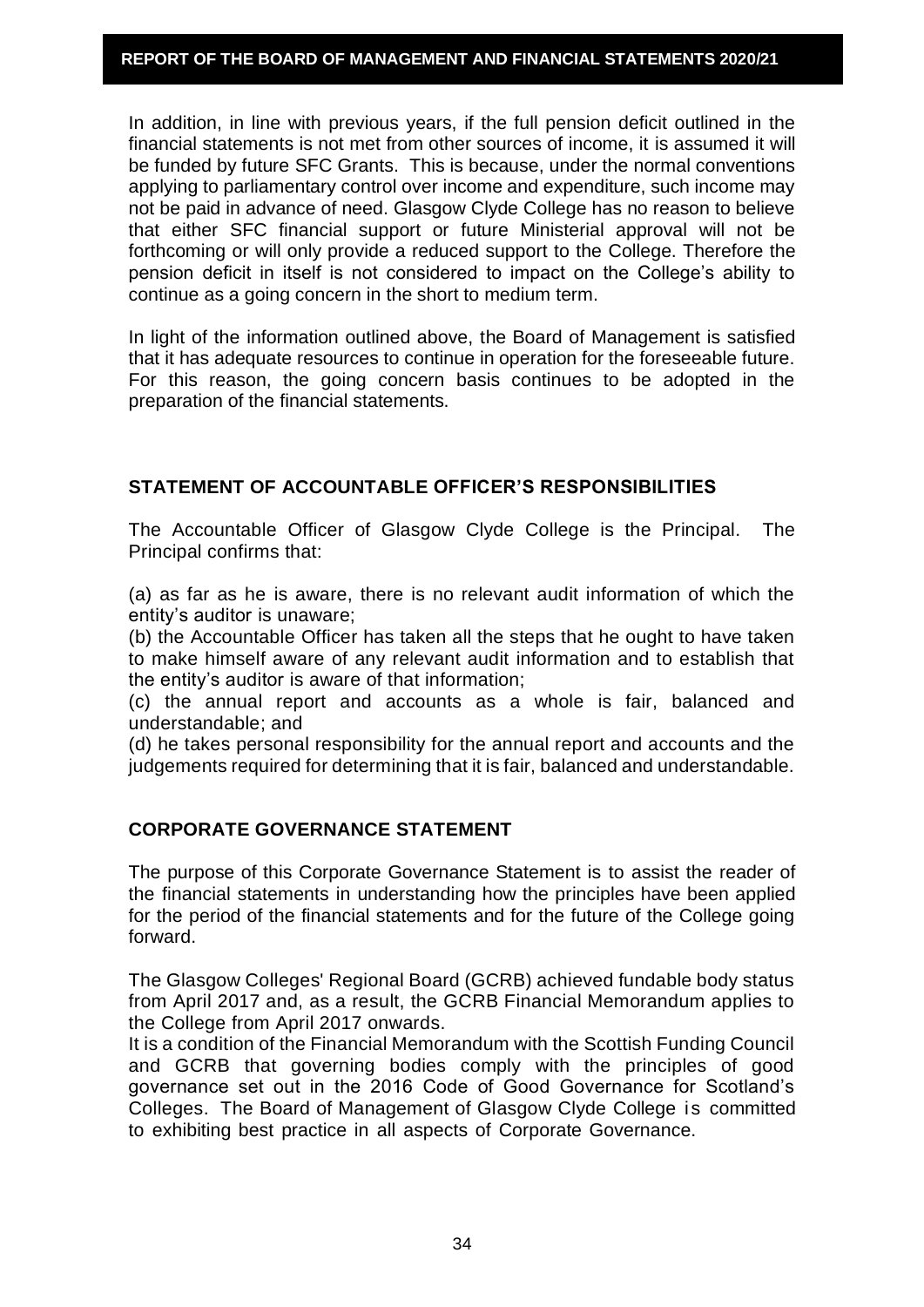In addition, in line with previous years, if the full pension deficit outlined in the financial statements is not met from other sources of income, it is assumed it will be funded by future SFC Grants. This is because, under the normal conventions applying to parliamentary control over income and expenditure, such income may not be paid in advance of need. Glasgow Clyde College has no reason to believe that either SFC financial support or future Ministerial approval will not be forthcoming or will only provide a reduced support to the College. Therefore the pension deficit in itself is not considered to impact on the College's ability to continue as a going concern in the short to medium term.

In light of the information outlined above, the Board of Management is satisfied that it has adequate resources to continue in operation for the foreseeable future. For this reason, the going concern basis continues to be adopted in the preparation of the financial statements.

## STATEMENT OF ACCOUNTABLE OFFICER'S RESPONSIBILITIES

The Accountable Officer of Glasgow Clyde College is the Principal. The Principal confirms that:

(a) as far as he is aware, there is no relevant audit information of which the entity's auditor is unaware;
(b) the Accountable Officer has taken all the steps that he ought to have taken to make himself aware of any relevant audit information and to establish that the entity's auditor is aware of that information;
(c) the annual report and accounts as a whole is fair, balanced and understandable; and
(d) he takes personal responsibility for the annual report and accounts and the judgements required for determining that it is fair, balanced and understandable.

## CORPORATE GOVERNANCE STATEMENT

The purpose of this Corporate Governance Statement is to assist the reader of the financial statements in understanding how the principles have been applied for the period of the financial statements and for the future of the College going forward.

The Glasgow Colleges' Regional Board (GCRB) achieved fundable body status from April 2017 and, as a result, the GCRB Financial Memorandum applies to the College from April 2017 onwards.
It is a condition of the Financial Memorandum with the Scottish Funding Council and GCRB that governing bodies comply with the principles of good governance set out in the 2016 Code of Good Governance for Scotland's Colleges. The Board of Management of Glasgow Clyde College is committed to exhibiting best practice in all aspects of Corporate Governance.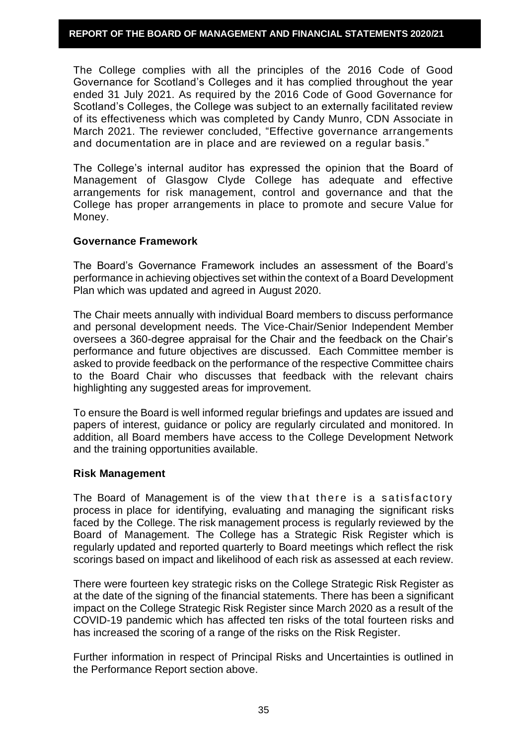The College complies with all the principles of the 2016 Code of Good Governance for Scotland's Colleges and it has complied throughout the year ended 31 July 2021. As required by the 2016 Code of Good Governance for Scotland's Colleges, the College was subject to an externally facilitated review of its effectiveness which was completed by Candy Munro, CDN Associate in March 2021. The reviewer concluded, "Effective governance arrangements and documentation are in place and are reviewed on a regular basis."

The College's internal auditor has expressed the opinion that the Board of Management of Glasgow Clyde College has adequate and effective arrangements for risk management, control and governance and that the College has proper arrangements in place to promote and secure Value for Money.

**Governance Framework**

The Board's Governance Framework includes an assessment of the Board's performance in achieving objectives set within the context of a Board Development Plan which was updated and agreed in August 2020.

The Chair meets annually with individual Board members to discuss performance and personal development needs. The Vice-Chair/Senior Independent Member oversees a 360-degree appraisal for the Chair and the feedback on the Chair's performance and future objectives are discussed. Each Committee member is asked to provide feedback on the performance of the respective Committee chairs to the Board Chair who discusses that feedback with the relevant chairs highlighting any suggested areas for improvement.

To ensure the Board is well informed regular briefings and updates are issued and papers of interest, guidance or policy are regularly circulated and monitored. In addition, all Board members have access to the College Development Network and the training opportunities available.

**Risk Management**

The Board of Management is of the view that there is a satisfactory process in place for identifying, evaluating and managing the significant risks faced by the College. The risk management process is regularly reviewed by the Board of Management. The College has a Strategic Risk Register which is regularly updated and reported quarterly to Board meetings which reflect the risk scorings based on impact and likelihood of each risk as assessed at each review.

There were fourteen key strategic risks on the College Strategic Risk Register as at the date of the signing of the financial statements. There has been a significant impact on the College Strategic Risk Register since March 2020 as a result of the COVID-19 pandemic which has affected ten risks of the total fourteen risks and has increased the scoring of a range of the risks on the Risk Register.

Further information in respect of Principal Risks and Uncertainties is outlined in the Performance Report section above.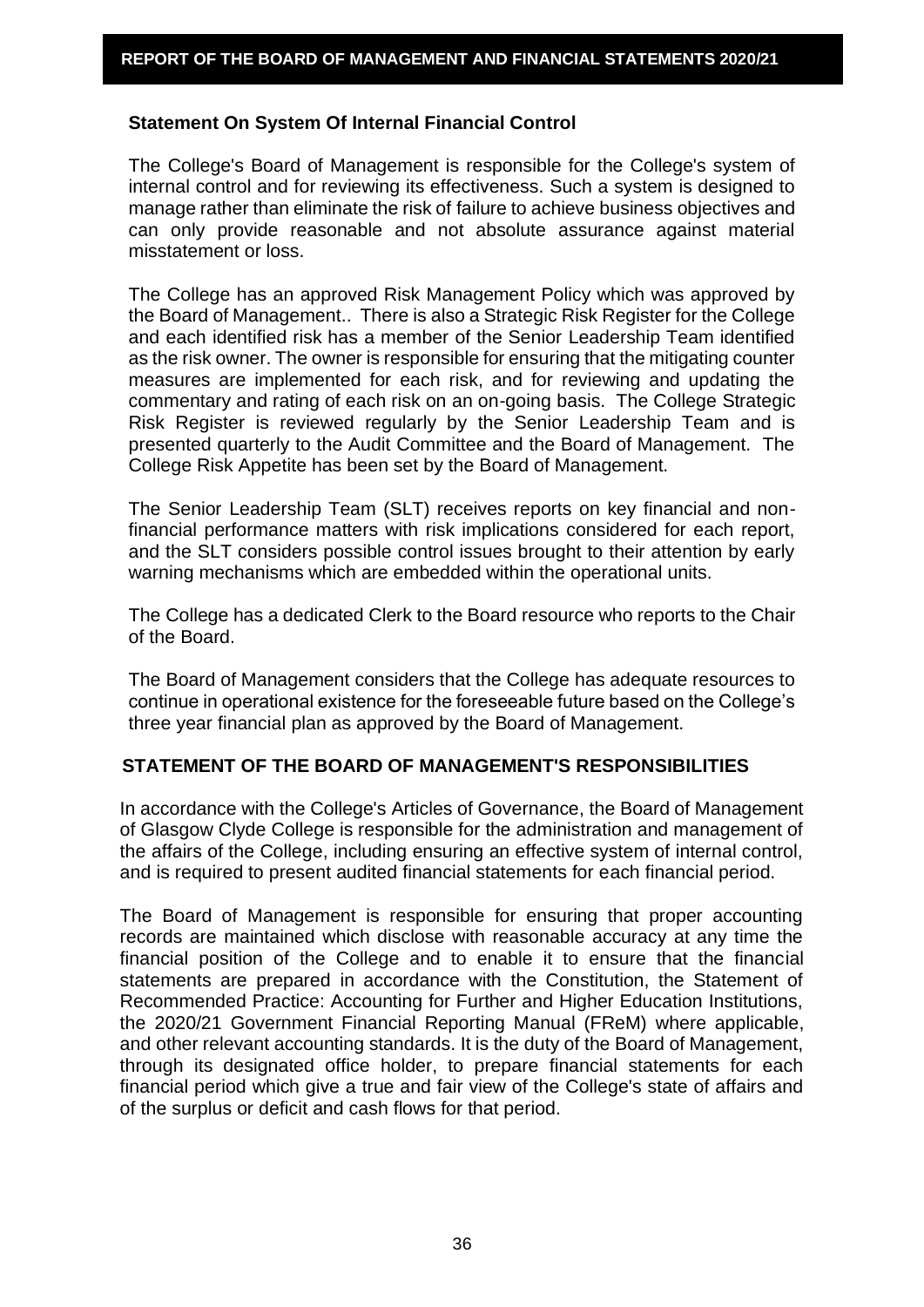### Statement On System Of Internal Financial Control

The College's Board of Management is responsible for the College's system of internal control and for reviewing its effectiveness. Such a system is designed to manage rather than eliminate the risk of failure to achieve business objectives and can only provide reasonable and not absolute assurance against material misstatement or loss.

The College has an approved Risk Management Policy which was approved by the Board of Management.. There is also a Strategic Risk Register for the College and each identified risk has a member of the Senior Leadership Team identified as the risk owner. The owner is responsible for ensuring that the mitigating counter measures are implemented for each risk, and for reviewing and updating the commentary and rating of each risk on an on-going basis. The College Strategic Risk Register is reviewed regularly by the Senior Leadership Team and is presented quarterly to the Audit Committee and the Board of Management. The College Risk Appetite has been set by the Board of Management.

The Senior Leadership Team (SLT) receives reports on key financial and non-financial performance matters with risk implications considered for each report, and the SLT considers possible control issues brought to their attention by early warning mechanisms which are embedded within the operational units.

The College has a dedicated Clerk to the Board resource who reports to the Chair of the Board.

The Board of Management considers that the College has adequate resources to continue in operational existence for the foreseeable future based on the College's three year financial plan as approved by the Board of Management.

## STATEMENT OF THE BOARD OF MANAGEMENT'S RESPONSIBILITIES

In accordance with the College's Articles of Governance, the Board of Management of Glasgow Clyde College is responsible for the administration and management of the affairs of the College, including ensuring an effective system of internal control, and is required to present audited financial statements for each financial period.

The Board of Management is responsible for ensuring that proper accounting records are maintained which disclose with reasonable accuracy at any time the financial position of the College and to enable it to ensure that the financial statements are prepared in accordance with the Constitution, the Statement of Recommended Practice: Accounting for Further and Higher Education Institutions, the 2020/21 Government Financial Reporting Manual (FReM) where applicable, and other relevant accounting standards. It is the duty of the Board of Management, through its designated office holder, to prepare financial statements for each financial period which give a true and fair view of the College's state of affairs and of the surplus or deficit and cash flows for that period.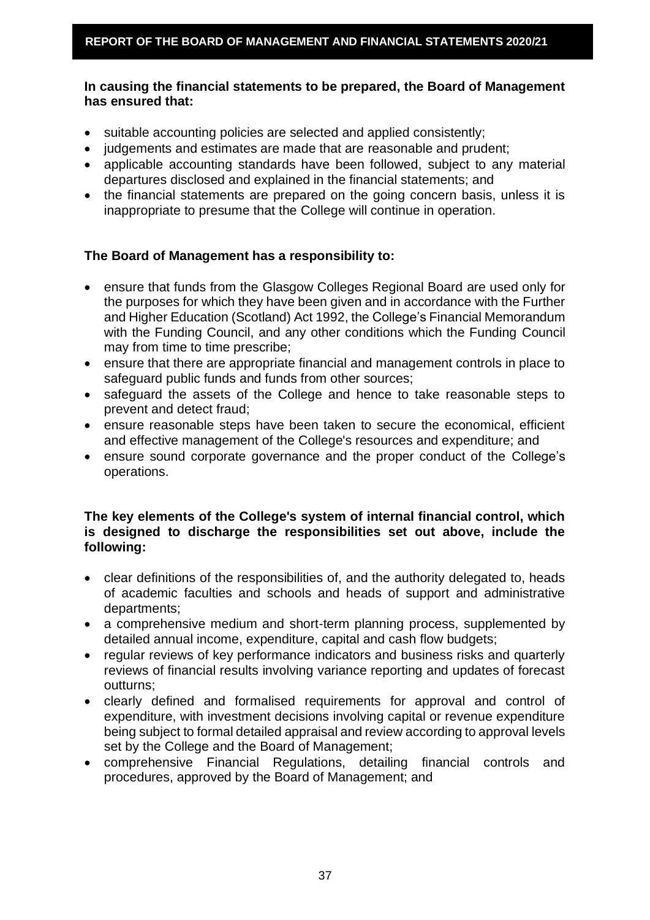**In causing the financial statements to be prepared, the Board of Management has ensured that:**

- suitable accounting policies are selected and applied consistently;
- judgements and estimates are made that are reasonable and prudent;
- applicable accounting standards have been followed, subject to any material departures disclosed and explained in the financial statements; and
- the financial statements are prepared on the going concern basis, unless it is inappropriate to presume that the College will continue in operation.

**The Board of Management has a responsibility to:**

- ensure that funds from the Glasgow Colleges Regional Board are used only for the purposes for which they have been given and in accordance with the Further and Higher Education (Scotland) Act 1992, the College's Financial Memorandum with the Funding Council, and any other conditions which the Funding Council may from time to time prescribe;
- ensure that there are appropriate financial and management controls in place to safeguard public funds and funds from other sources;
- safeguard the assets of the College and hence to take reasonable steps to prevent and detect fraud;
- ensure reasonable steps have been taken to secure the economical, efficient and effective management of the College's resources and expenditure; and
- ensure sound corporate governance and the proper conduct of the College's operations.

**The key elements of the College's system of internal financial control, which is designed to discharge the responsibilities set out above, include the following:**

- clear definitions of the responsibilities of, and the authority delegated to, heads of academic faculties and schools and heads of support and administrative departments;
- a comprehensive medium and short-term planning process, supplemented by detailed annual income, expenditure, capital and cash flow budgets;
- regular reviews of key performance indicators and business risks and quarterly reviews of financial results involving variance reporting and updates of forecast outturns;
- clearly defined and formalised requirements for approval and control of expenditure, with investment decisions involving capital or revenue expenditure being subject to formal detailed appraisal and review according to approval levels set by the College and the Board of Management;
- comprehensive Financial Regulations, detailing financial controls and procedures, approved by the Board of Management; and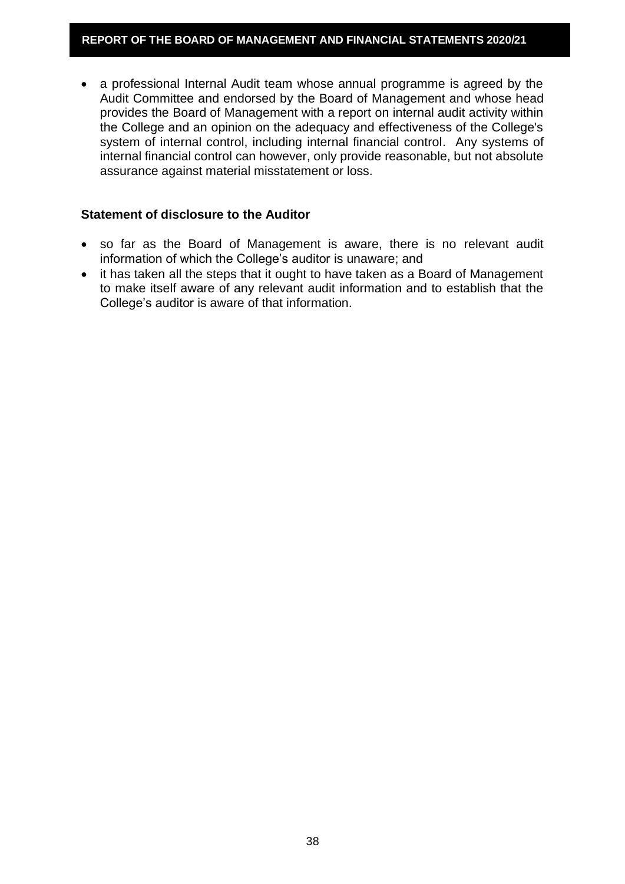- a professional Internal Audit team whose annual programme is agreed by the Audit Committee and endorsed by the Board of Management and whose head provides the Board of Management with a report on internal audit activity within the College and an opinion on the adequacy and effectiveness of the College's system of internal control, including internal financial control. Any systems of internal financial control can however, only provide reasonable, but not absolute assurance against material misstatement or loss.

**Statement of disclosure to the Auditor**

- so far as the Board of Management is aware, there is no relevant audit information of which the College's auditor is unaware; and
- it has taken all the steps that it ought to have taken as a Board of Management to make itself aware of any relevant audit information and to establish that the College's auditor is aware of that information.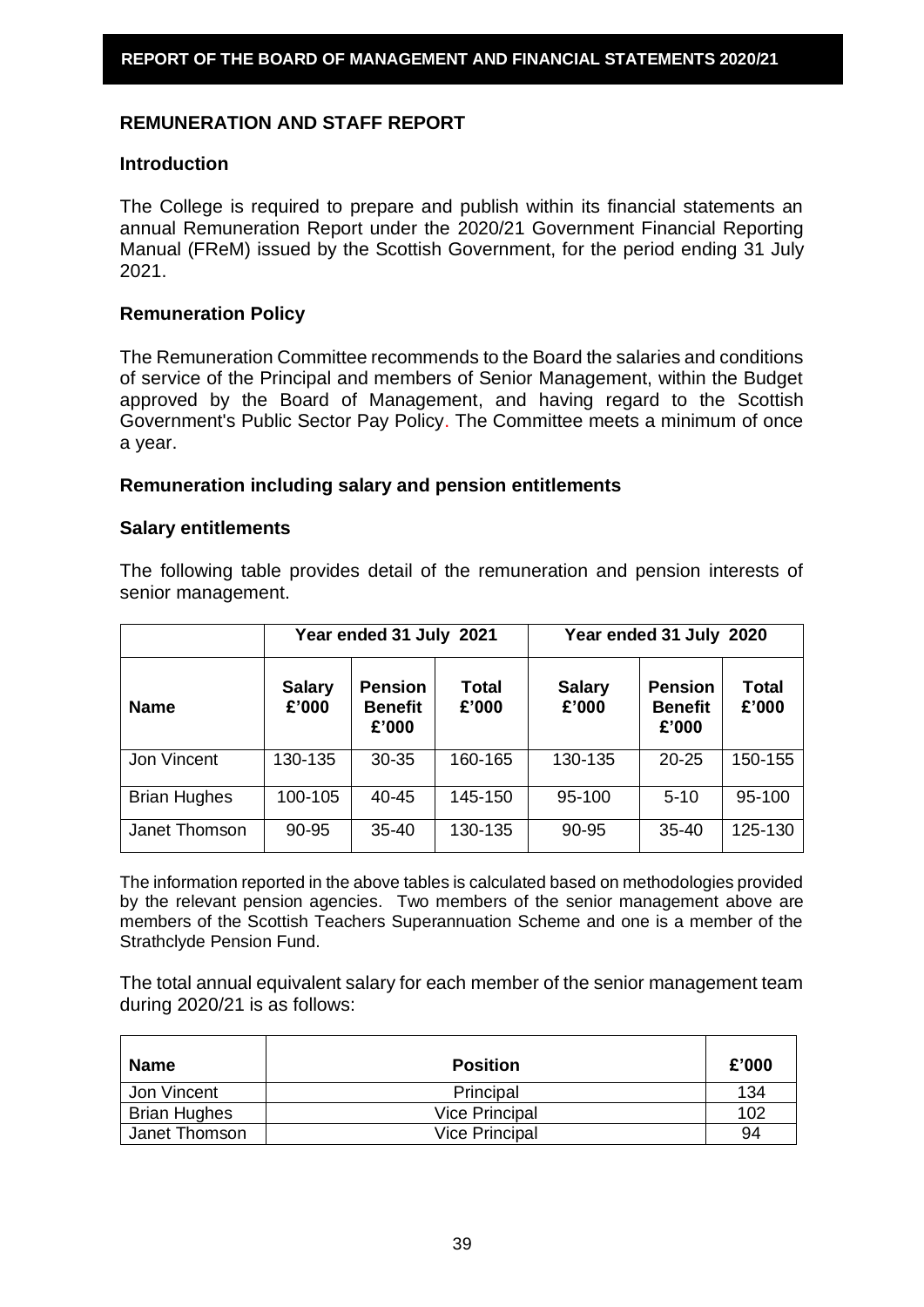## REMUNERATION AND STAFF REPORT

### Introduction

The College is required to prepare and publish within its financial statements an annual Remuneration Report under the 2020/21 Government Financial Reporting Manual (FReM) issued by the Scottish Government, for the period ending 31 July 2021.

### Remuneration Policy

The Remuneration Committee recommends to the Board the salaries and conditions of service of the Principal and members of Senior Management, within the Budget approved by the Board of Management, and having regard to the Scottish Government's Public Sector Pay Policy. The Committee meets a minimum of once a year.

### Remuneration including salary and pension entitlements

### Salary entitlements

The following table provides detail of the remuneration and pension interests of senior management.

| | Year ended 31 July 2021 | | | Year ended 31 July 2020 | | |
|---|---|---|---|---|---|---|
| **Name** | **Salary £'000** | **Pension Benefit £'000** | **Total £'000** | **Salary £'000** | **Pension Benefit £'000** | **Total £'000** |
| Jon Vincent | 130-135 | 30-35 | 160-165 | 130-135 | 20-25 | 150-155 |
| Brian Hughes | 100-105 | 40-45 | 145-150 | 95-100 | 5-10 | 95-100 |
| Janet Thomson | 90-95 | 35-40 | 130-135 | 90-95 | 35-40 | 125-130 |

The information reported in the above tables is calculated based on methodologies provided by the relevant pension agencies. Two members of the senior management above are members of the Scottish Teachers Superannuation Scheme and one is a member of the Strathclyde Pension Fund.

The total annual equivalent salary for each member of the senior management team during 2020/21 is as follows:

| **Name** | **Position** | **£'000** |
|---|---|---|
| Jon Vincent | Principal | 134 |
| Brian Hughes | Vice Principal | 102 |
| Janet Thomson | Vice Principal | 94 |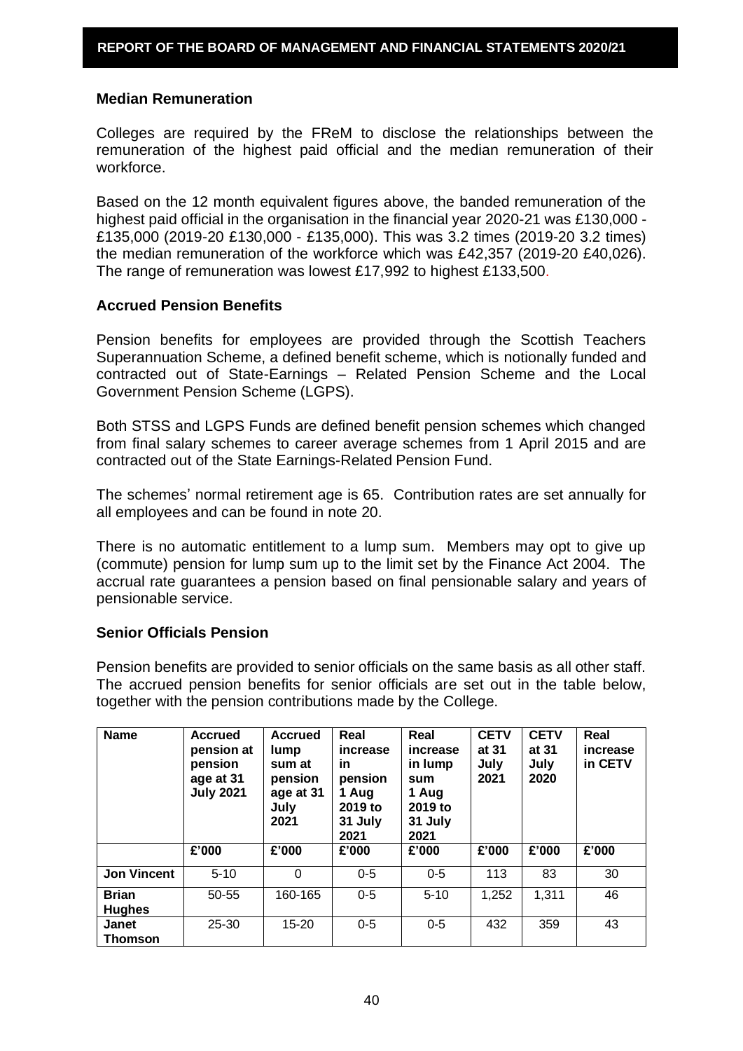## Median Remuneration

Colleges are required by the FReM to disclose the relationships between the remuneration of the highest paid official and the median remuneration of their workforce.

Based on the 12 month equivalent figures above, the banded remuneration of the highest paid official in the organisation in the financial year 2020-21 was £130,000 - £135,000 (2019-20 £130,000 - £135,000). This was 3.2 times (2019-20 3.2 times) the median remuneration of the workforce which was £42,357 (2019-20 £40,026). The range of remuneration was lowest £17,992 to highest £133,500.

## Accrued Pension Benefits

Pension benefits for employees are provided through the Scottish Teachers Superannuation Scheme, a defined benefit scheme, which is notionally funded and contracted out of State-Earnings – Related Pension Scheme and the Local Government Pension Scheme (LGPS).

Both STSS and LGPS Funds are defined benefit pension schemes which changed from final salary schemes to career average schemes from 1 April 2015 and are contracted out of the State Earnings-Related Pension Fund.

The schemes' normal retirement age is 65. Contribution rates are set annually for all employees and can be found in note 20.

There is no automatic entitlement to a lump sum. Members may opt to give up (commute) pension for lump sum up to the limit set by the Finance Act 2004. The accrual rate guarantees a pension based on final pensionable salary and years of pensionable service.

## Senior Officials Pension

Pension benefits are provided to senior officials on the same basis as all other staff. The accrued pension benefits for senior officials are set out in the table below, together with the pension contributions made by the College.

| Name | Accrued pension at pension age at 31 July 2021 | Accrued lump sum at pension age at 31 July 2021 | Real increase in pension 1 Aug 2019 to 31 July 2021 | Real increase in lump sum 1 Aug 2019 to 31 July 2021 | CETV at 31 July 2021 | CETV at 31 July 2020 | Real increase in CETV |
|---|---|---|---|---|---|---|---|
| | £'000 | £'000 | £'000 | £'000 | £'000 | £'000 | £'000 |
| **Jon Vincent** | 5-10 | 0 | 0-5 | 0-5 | 113 | 83 | 30 |
| **Brian Hughes** | 50-55 | 160-165 | 0-5 | 5-10 | 1,252 | 1,311 | 46 |
| **Janet Thomson** | 25-30 | 15-20 | 0-5 | 0-5 | 432 | 359 | 43 |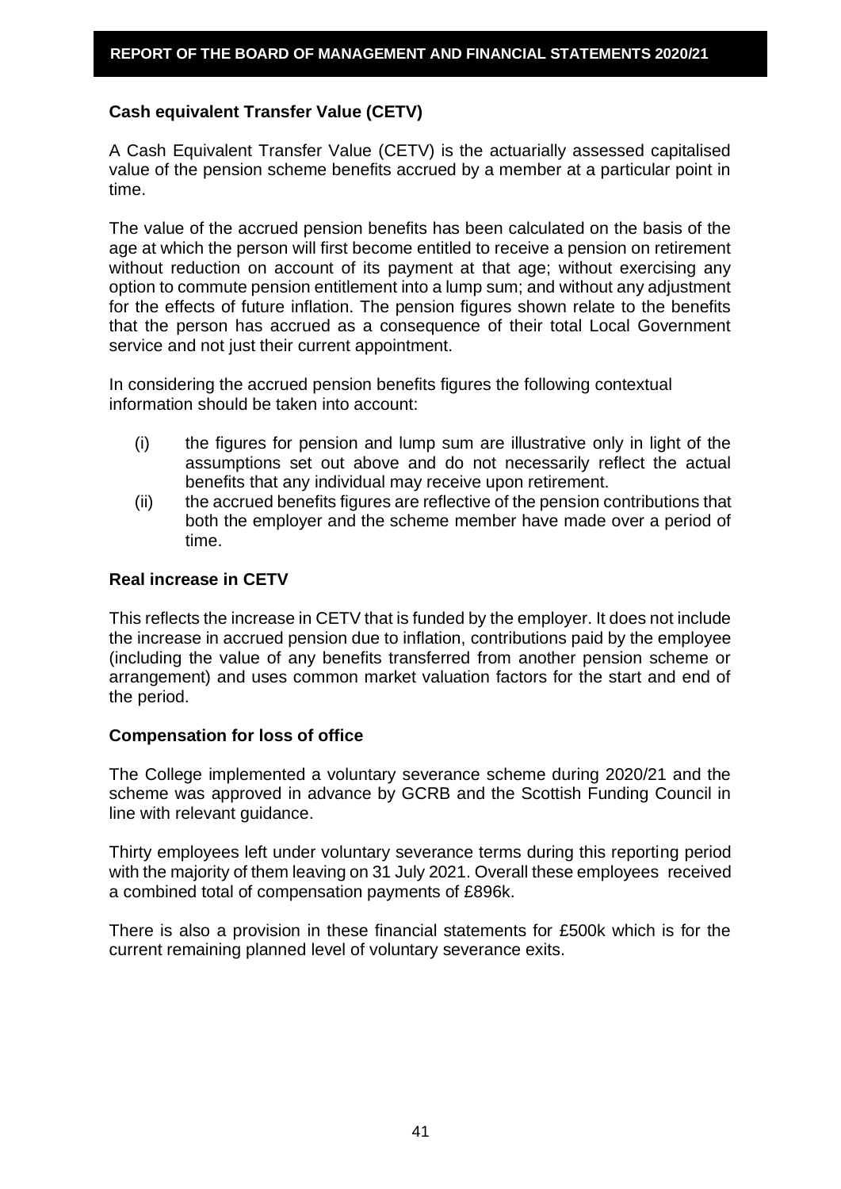## Cash equivalent Transfer Value (CETV)

A Cash Equivalent Transfer Value (CETV) is the actuarially assessed capitalised value of the pension scheme benefits accrued by a member at a particular point in time.

The value of the accrued pension benefits has been calculated on the basis of the age at which the person will first become entitled to receive a pension on retirement without reduction on account of its payment at that age; without exercising any option to commute pension entitlement into a lump sum; and without any adjustment for the effects of future inflation. The pension figures shown relate to the benefits that the person has accrued as a consequence of their total Local Government service and not just their current appointment.

In considering the accrued pension benefits figures the following contextual information should be taken into account:

(i) the figures for pension and lump sum are illustrative only in light of the assumptions set out above and do not necessarily reflect the actual benefits that any individual may receive upon retirement.

(ii) the accrued benefits figures are reflective of the pension contributions that both the employer and the scheme member have made over a period of time.

## Real increase in CETV

This reflects the increase in CETV that is funded by the employer. It does not include the increase in accrued pension due to inflation, contributions paid by the employee (including the value of any benefits transferred from another pension scheme or arrangement) and uses common market valuation factors for the start and end of the period.

## Compensation for loss of office

The College implemented a voluntary severance scheme during 2020/21 and the scheme was approved in advance by GCRB and the Scottish Funding Council in line with relevant guidance.

Thirty employees left under voluntary severance terms during this reporting period with the majority of them leaving on 31 July 2021. Overall these employees received a combined total of compensation payments of £896k.

There is also a provision in these financial statements for £500k which is for the current remaining planned level of voluntary severance exits.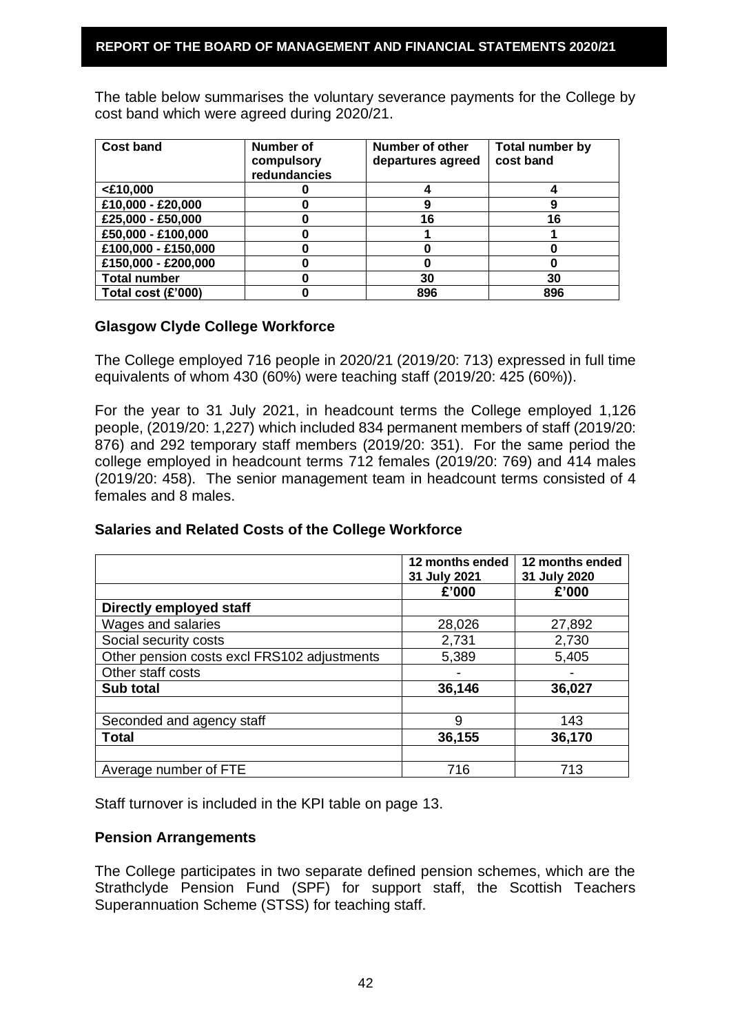The table below summarises the voluntary severance payments for the College by cost band which were agreed during 2020/21.

| Cost band | Number of compulsory redundancies | Number of other departures agreed | Total number by cost band |
|---|---|---|---|
| <£10,000 | 0 | 4 | 4 |
| £10,000 - £20,000 | 0 | 9 | 9 |
| £25,000 - £50,000 | 0 | 16 | 16 |
| £50,000 - £100,000 | 0 | 1 | 1 |
| £100,000 - £150,000 | 0 | 0 | 0 |
| £150,000 - £200,000 | 0 | 0 | 0 |
| **Total number** | **0** | **30** | **30** |
| **Total cost (£'000)** | **0** | **896** | **896** |

### Glasgow Clyde College Workforce

The College employed 716 people in 2020/21 (2019/20: 713) expressed in full time equivalents of whom 430 (60%) were teaching staff (2019/20: 425 (60%)).

For the year to 31 July 2021, in headcount terms the College employed 1,126 people, (2019/20: 1,227) which included 834 permanent members of staff (2019/20: 876) and 292 temporary staff members (2019/20: 351). For the same period the college employed in headcount terms 712 females (2019/20: 769) and 414 males (2019/20: 458). The senior management team in headcount terms consisted of 4 females and 8 males.

### Salaries and Related Costs of the College Workforce

| | 12 months ended 31 July 2021 | 12 months ended 31 July 2020 |
|---|---|---|
| | **£'000** | **£'000** |
| **Directly employed staff** | | |
| Wages and salaries | 28,026 | 27,892 |
| Social security costs | 2,731 | 2,730 |
| Other pension costs excl FRS102 adjustments | 5,389 | 5,405 |
| Other staff costs | - | - |
| **Sub total** | **36,146** | **36,027** |
| | | |
| Seconded and agency staff | 9 | 143 |
| **Total** | **36,155** | **36,170** |
| | | |
| Average number of FTE | 716 | 713 |

Staff turnover is included in the KPI table on page 13.

### Pension Arrangements

The College participates in two separate defined pension schemes, which are the Strathclyde Pension Fund (SPF) for support staff, the Scottish Teachers Superannuation Scheme (STSS) for teaching staff.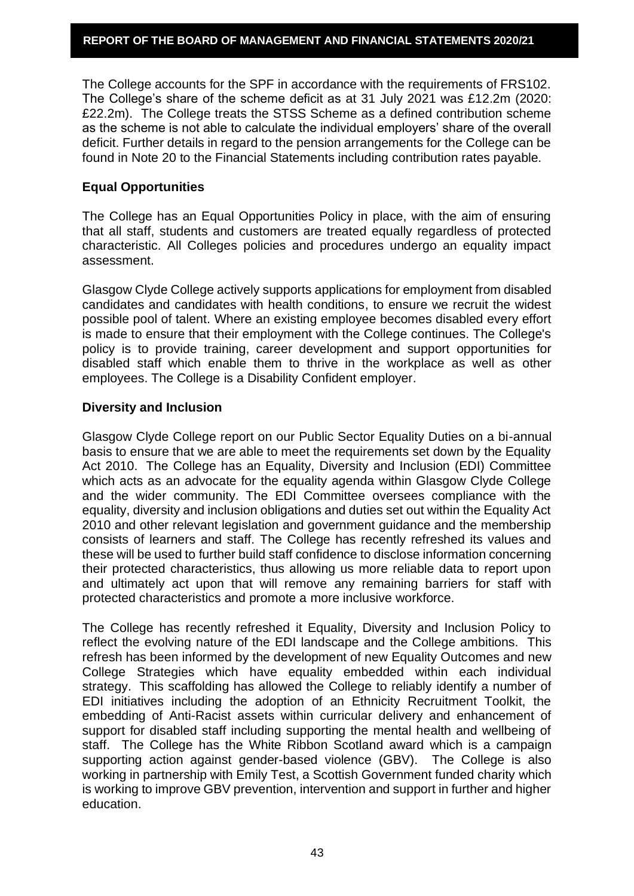The College accounts for the SPF in accordance with the requirements of FRS102. The College's share of the scheme deficit as at 31 July 2021 was £12.2m (2020: £22.2m). The College treats the STSS Scheme as a defined contribution scheme as the scheme is not able to calculate the individual employers' share of the overall deficit. Further details in regard to the pension arrangements for the College can be found in Note 20 to the Financial Statements including contribution rates payable.

### Equal Opportunities

The College has an Equal Opportunities Policy in place, with the aim of ensuring that all staff, students and customers are treated equally regardless of protected characteristic. All Colleges policies and procedures undergo an equality impact assessment.

Glasgow Clyde College actively supports applications for employment from disabled candidates and candidates with health conditions, to ensure we recruit the widest possible pool of talent. Where an existing employee becomes disabled every effort is made to ensure that their employment with the College continues. The College's policy is to provide training, career development and support opportunities for disabled staff which enable them to thrive in the workplace as well as other employees. The College is a Disability Confident employer.

### Diversity and Inclusion

Glasgow Clyde College report on our Public Sector Equality Duties on a bi-annual basis to ensure that we are able to meet the requirements set down by the Equality Act 2010. The College has an Equality, Diversity and Inclusion (EDI) Committee which acts as an advocate for the equality agenda within Glasgow Clyde College and the wider community. The EDI Committee oversees compliance with the equality, diversity and inclusion obligations and duties set out within the Equality Act 2010 and other relevant legislation and government guidance and the membership consists of learners and staff. The College has recently refreshed its values and these will be used to further build staff confidence to disclose information concerning their protected characteristics, thus allowing us more reliable data to report upon and ultimately act upon that will remove any remaining barriers for staff with protected characteristics and promote a more inclusive workforce.

The College has recently refreshed it Equality, Diversity and Inclusion Policy to reflect the evolving nature of the EDI landscape and the College ambitions. This refresh has been informed by the development of new Equality Outcomes and new College Strategies which have equality embedded within each individual strategy. This scaffolding has allowed the College to reliably identify a number of EDI initiatives including the adoption of an Ethnicity Recruitment Toolkit, the embedding of Anti-Racist assets within curricular delivery and enhancement of support for disabled staff including supporting the mental health and wellbeing of staff. The College has the White Ribbon Scotland award which is a campaign supporting action against gender-based violence (GBV). The College is also working in partnership with Emily Test, a Scottish Government funded charity which is working to improve GBV prevention, intervention and support in further and higher education.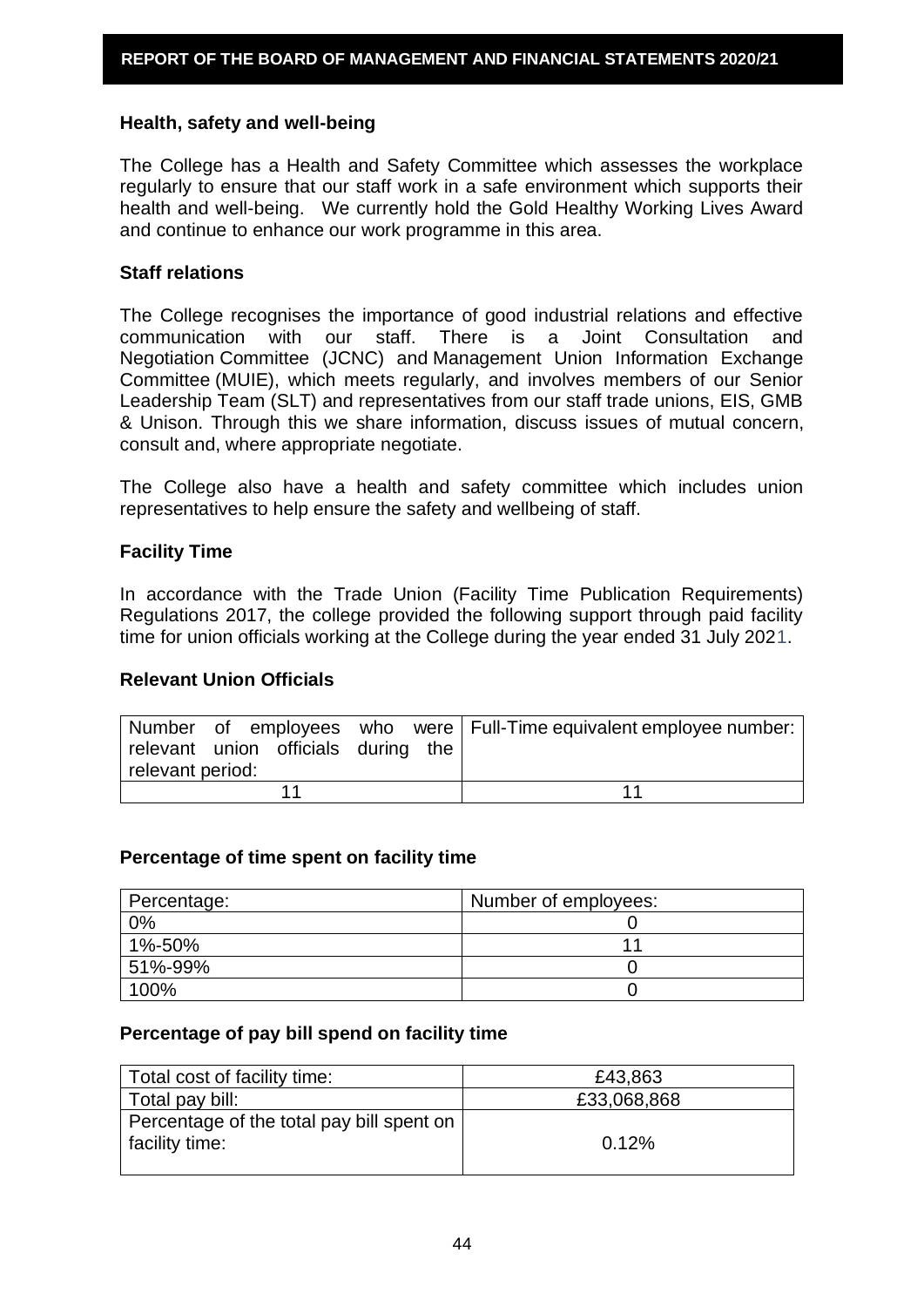### Health, safety and well-being

The College has a Health and Safety Committee which assesses the workplace regularly to ensure that our staff work in a safe environment which supports their health and well-being. We currently hold the Gold Healthy Working Lives Award and continue to enhance our work programme in this area.

### Staff relations

The College recognises the importance of good industrial relations and effective communication with our staff. There is a Joint Consultation and Negotiation Committee (JCNC) and Management Union Information Exchange Committee (MUIE), which meets regularly, and involves members of our Senior Leadership Team (SLT) and representatives from our staff trade unions, EIS, GMB & Unison. Through this we share information, discuss issues of mutual concern, consult and, where appropriate negotiate.

The College also have a health and safety committee which includes union representatives to help ensure the safety and wellbeing of staff.

### Facility Time

In accordance with the Trade Union (Facility Time Publication Requirements) Regulations 2017, the college provided the following support through paid facility time for union officials working at the College during the year ended 31 July 2021.

### Relevant Union Officials

| Number of employees who were relevant union officials during the relevant period: | Full-Time equivalent employee number: |
|---|---|
| 11 | 11 |

### Percentage of time spent on facility time

| Percentage: | Number of employees: |
|---|---|
| 0% | 0 |
| 1%-50% | 11 |
| 51%-99% | 0 |
| 100% | 0 |

### Percentage of pay bill spend on facility time

| Total cost of facility time: | £43,863 |
|---|---|
| Total pay bill: | £33,068,868 |
| Percentage of the total pay bill spent on facility time: | 0.12% |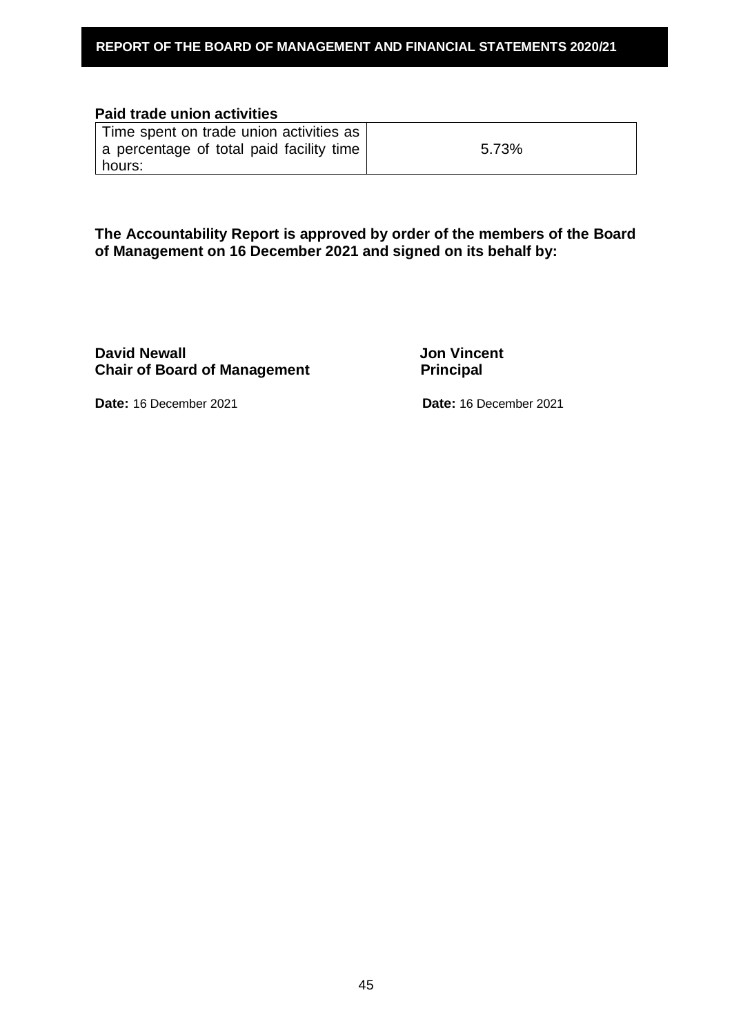### Paid trade union activities

| Time spent on trade union activities as a percentage of total paid facility time hours: | 5.73% |
|---|---|

**The Accountability Report is approved by order of the members of the Board of Management on 16 December 2021 and signed on its behalf by:**

**David Newall**
**Chair of Board of Management**

**Date:** 16 December 2021

**Jon Vincent**
**Principal**

**Date:** 16 December 2021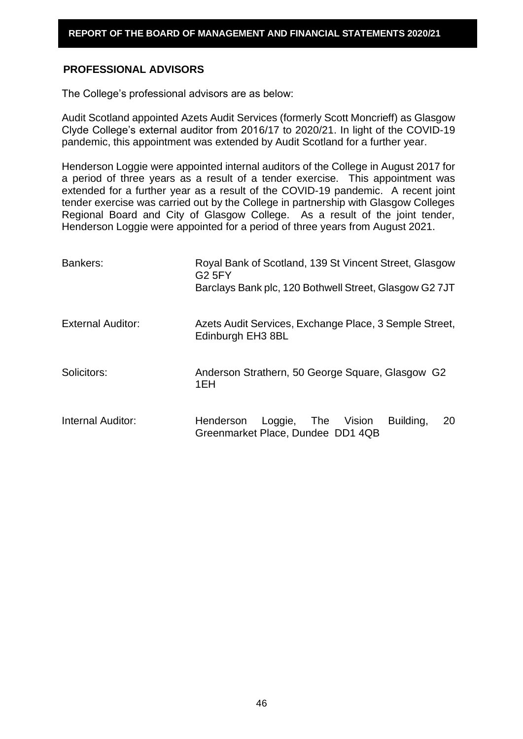## PROFESSIONAL ADVISORS

The College's professional advisors are as below:

Audit Scotland appointed Azets Audit Services (formerly Scott Moncrieff) as Glasgow Clyde College's external auditor from 2016/17 to 2020/21. In light of the COVID-19 pandemic, this appointment was extended by Audit Scotland for a further year.

Henderson Loggie were appointed internal auditors of the College in August 2017 for a period of three years as a result of a tender exercise. This appointment was extended for a further year as a result of the COVID-19 pandemic. A recent joint tender exercise was carried out by the College in partnership with Glasgow Colleges Regional Board and City of Glasgow College. As a result of the joint tender, Henderson Loggie were appointed for a period of three years from August 2021.

| | |
|---|---|
| Bankers: | Royal Bank of Scotland, 139 St Vincent Street, Glasgow G2 5FY<br>Barclays Bank plc, 120 Bothwell Street, Glasgow G2 7JT |
| External Auditor: | Azets Audit Services, Exchange Place, 3 Semple Street, Edinburgh EH3 8BL |
| Solicitors: | Anderson Strathern, 50 George Square, Glasgow G2 1EH |
| Internal Auditor: | Henderson Loggie, The Vision Building, 20 Greenmarket Place, Dundee DD1 4QB |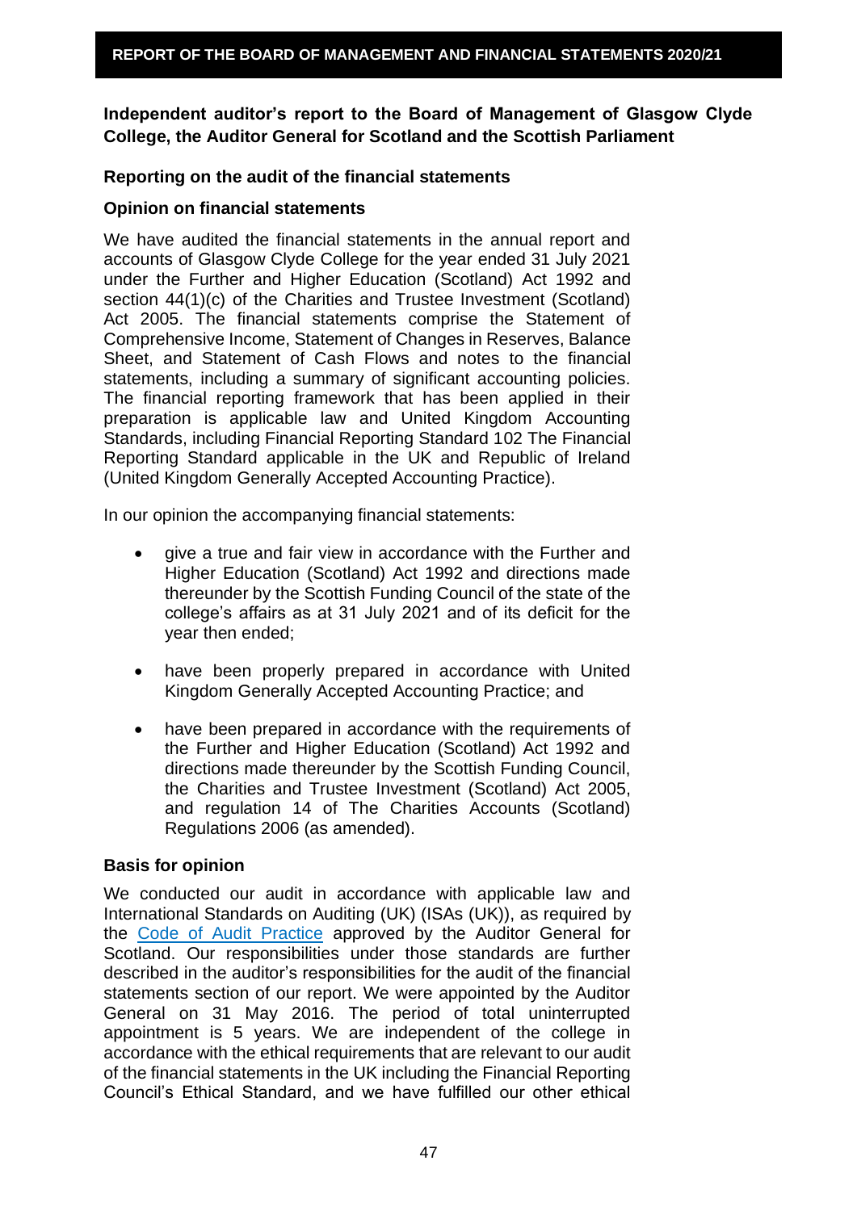**Independent auditor's report to the Board of Management of Glasgow Clyde College, the Auditor General for Scotland and the Scottish Parliament**

**Reporting on the audit of the financial statements**

**Opinion on financial statements**

We have audited the financial statements in the annual report and accounts of Glasgow Clyde College for the year ended 31 July 2021 under the Further and Higher Education (Scotland) Act 1992 and section 44(1)(c) of the Charities and Trustee Investment (Scotland) Act 2005. The financial statements comprise the Statement of Comprehensive Income, Statement of Changes in Reserves, Balance Sheet, and Statement of Cash Flows and notes to the financial statements, including a summary of significant accounting policies. The financial reporting framework that has been applied in their preparation is applicable law and United Kingdom Accounting Standards, including Financial Reporting Standard 102 The Financial Reporting Standard applicable in the UK and Republic of Ireland (United Kingdom Generally Accepted Accounting Practice).

In our opinion the accompanying financial statements:

- give a true and fair view in accordance with the Further and Higher Education (Scotland) Act 1992 and directions made thereunder by the Scottish Funding Council of the state of the college's affairs as at 31 July 2021 and of its deficit for the year then ended;
- have been properly prepared in accordance with United Kingdom Generally Accepted Accounting Practice; and
- have been prepared in accordance with the requirements of the Further and Higher Education (Scotland) Act 1992 and directions made thereunder by the Scottish Funding Council, the Charities and Trustee Investment (Scotland) Act 2005, and regulation 14 of The Charities Accounts (Scotland) Regulations 2006 (as amended).

**Basis for opinion**

We conducted our audit in accordance with applicable law and International Standards on Auditing (UK) (ISAs (UK)), as required by the Code of Audit Practice approved by the Auditor General for Scotland. Our responsibilities under those standards are further described in the auditor's responsibilities for the audit of the financial statements section of our report. We were appointed by the Auditor General on 31 May 2016. The period of total uninterrupted appointment is 5 years. We are independent of the college in accordance with the ethical requirements that are relevant to our audit of the financial statements in the UK including the Financial Reporting Council's Ethical Standard, and we have fulfilled our other ethical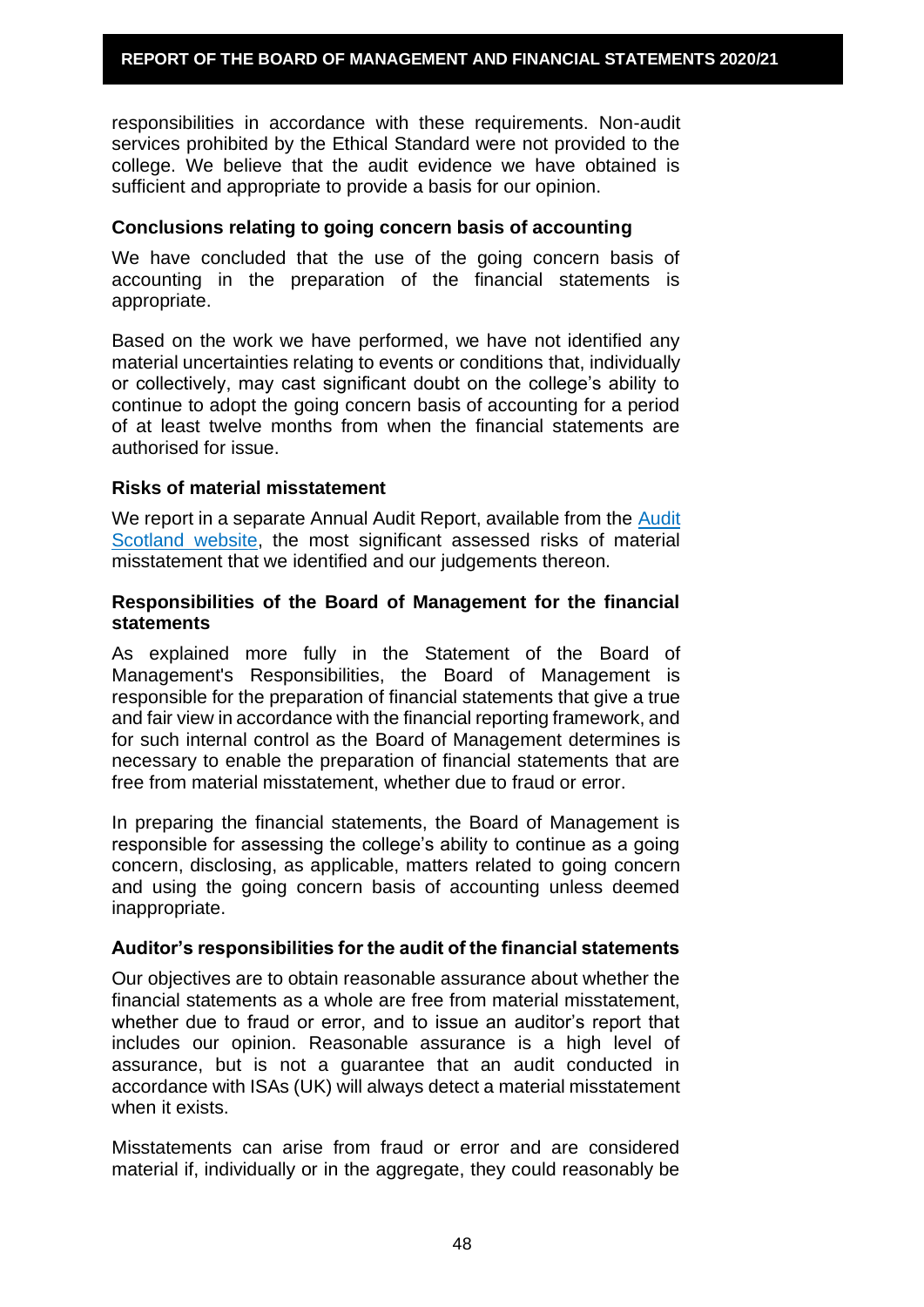responsibilities in accordance with these requirements. Non-audit services prohibited by the Ethical Standard were not provided to the college. We believe that the audit evidence we have obtained is sufficient and appropriate to provide a basis for our opinion.

**Conclusions relating to going concern basis of accounting**

We have concluded that the use of the going concern basis of accounting in the preparation of the financial statements is appropriate.

Based on the work we have performed, we have not identified any material uncertainties relating to events or conditions that, individually or collectively, may cast significant doubt on the college's ability to continue to adopt the going concern basis of accounting for a period of at least twelve months from when the financial statements are authorised for issue.

**Risks of material misstatement**

We report in a separate Annual Audit Report, available from the Audit Scotland website, the most significant assessed risks of material misstatement that we identified and our judgements thereon.

**Responsibilities of the Board of Management for the financial statements**

As explained more fully in the Statement of the Board of Management's Responsibilities, the Board of Management is responsible for the preparation of financial statements that give a true and fair view in accordance with the financial reporting framework, and for such internal control as the Board of Management determines is necessary to enable the preparation of financial statements that are free from material misstatement, whether due to fraud or error.

In preparing the financial statements, the Board of Management is responsible for assessing the college's ability to continue as a going concern, disclosing, as applicable, matters related to going concern and using the going concern basis of accounting unless deemed inappropriate.

**Auditor's responsibilities for the audit of the financial statements**

Our objectives are to obtain reasonable assurance about whether the financial statements as a whole are free from material misstatement, whether due to fraud or error, and to issue an auditor's report that includes our opinion. Reasonable assurance is a high level of assurance, but is not a guarantee that an audit conducted in accordance with ISAs (UK) will always detect a material misstatement when it exists.

Misstatements can arise from fraud or error and are considered material if, individually or in the aggregate, they could reasonably be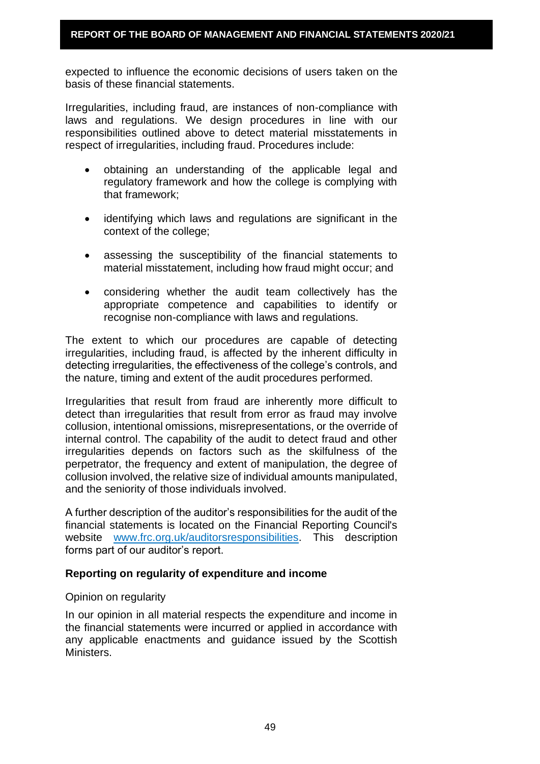expected to influence the economic decisions of users taken on the basis of these financial statements.

Irregularities, including fraud, are instances of non-compliance with laws and regulations. We design procedures in line with our responsibilities outlined above to detect material misstatements in respect of irregularities, including fraud. Procedures include:

- obtaining an understanding of the applicable legal and regulatory framework and how the college is complying with that framework;
- identifying which laws and regulations are significant in the context of the college;
- assessing the susceptibility of the financial statements to material misstatement, including how fraud might occur; and
- considering whether the audit team collectively has the appropriate competence and capabilities to identify or recognise non-compliance with laws and regulations.

The extent to which our procedures are capable of detecting irregularities, including fraud, is affected by the inherent difficulty in detecting irregularities, the effectiveness of the college's controls, and the nature, timing and extent of the audit procedures performed.

Irregularities that result from fraud are inherently more difficult to detect than irregularities that result from error as fraud may involve collusion, intentional omissions, misrepresentations, or the override of internal control. The capability of the audit to detect fraud and other irregularities depends on factors such as the skilfulness of the perpetrator, the frequency and extent of manipulation, the degree of collusion involved, the relative size of individual amounts manipulated, and the seniority of those individuals involved.

A further description of the auditor's responsibilities for the audit of the financial statements is located on the Financial Reporting Council's website [www.frc.org.uk/auditorsresponsibilities](http://www.frc.org.uk/auditorsresponsibilities). This description forms part of our auditor's report.

**Reporting on regularity of expenditure and income**

Opinion on regularity

In our opinion in all material respects the expenditure and income in the financial statements were incurred or applied in accordance with any applicable enactments and guidance issued by the Scottish Ministers.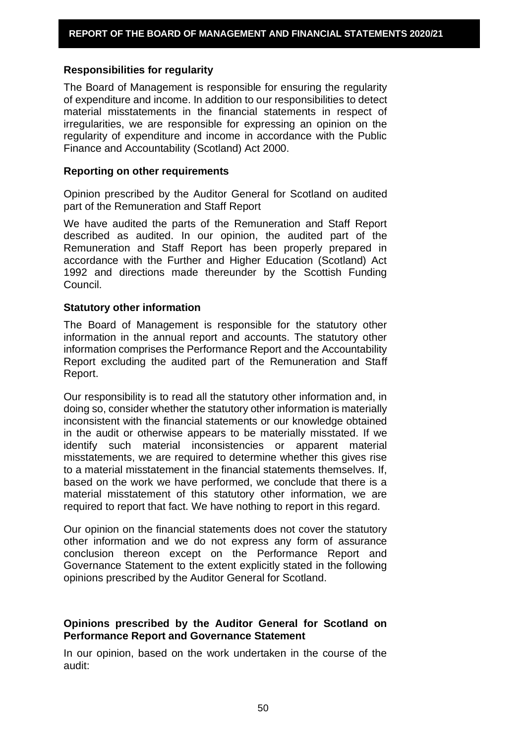### Responsibilities for regularity

The Board of Management is responsible for ensuring the regularity of expenditure and income. In addition to our responsibilities to detect material misstatements in the financial statements in respect of irregularities, we are responsible for expressing an opinion on the regularity of expenditure and income in accordance with the Public Finance and Accountability (Scotland) Act 2000.

### Reporting on other requirements

Opinion prescribed by the Auditor General for Scotland on audited part of the Remuneration and Staff Report

We have audited the parts of the Remuneration and Staff Report described as audited. In our opinion, the audited part of the Remuneration and Staff Report has been properly prepared in accordance with the Further and Higher Education (Scotland) Act 1992 and directions made thereunder by the Scottish Funding Council.

### Statutory other information

The Board of Management is responsible for the statutory other information in the annual report and accounts. The statutory other information comprises the Performance Report and the Accountability Report excluding the audited part of the Remuneration and Staff Report.

Our responsibility is to read all the statutory other information and, in doing so, consider whether the statutory other information is materially inconsistent with the financial statements or our knowledge obtained in the audit or otherwise appears to be materially misstated. If we identify such material inconsistencies or apparent material misstatements, we are required to determine whether this gives rise to a material misstatement in the financial statements themselves. If, based on the work we have performed, we conclude that there is a material misstatement of this statutory other information, we are required to report that fact. We have nothing to report in this regard.

Our opinion on the financial statements does not cover the statutory other information and we do not express any form of assurance conclusion thereon except on the Performance Report and Governance Statement to the extent explicitly stated in the following opinions prescribed by the Auditor General for Scotland.

### Opinions prescribed by the Auditor General for Scotland on Performance Report and Governance Statement

In our opinion, based on the work undertaken in the course of the audit: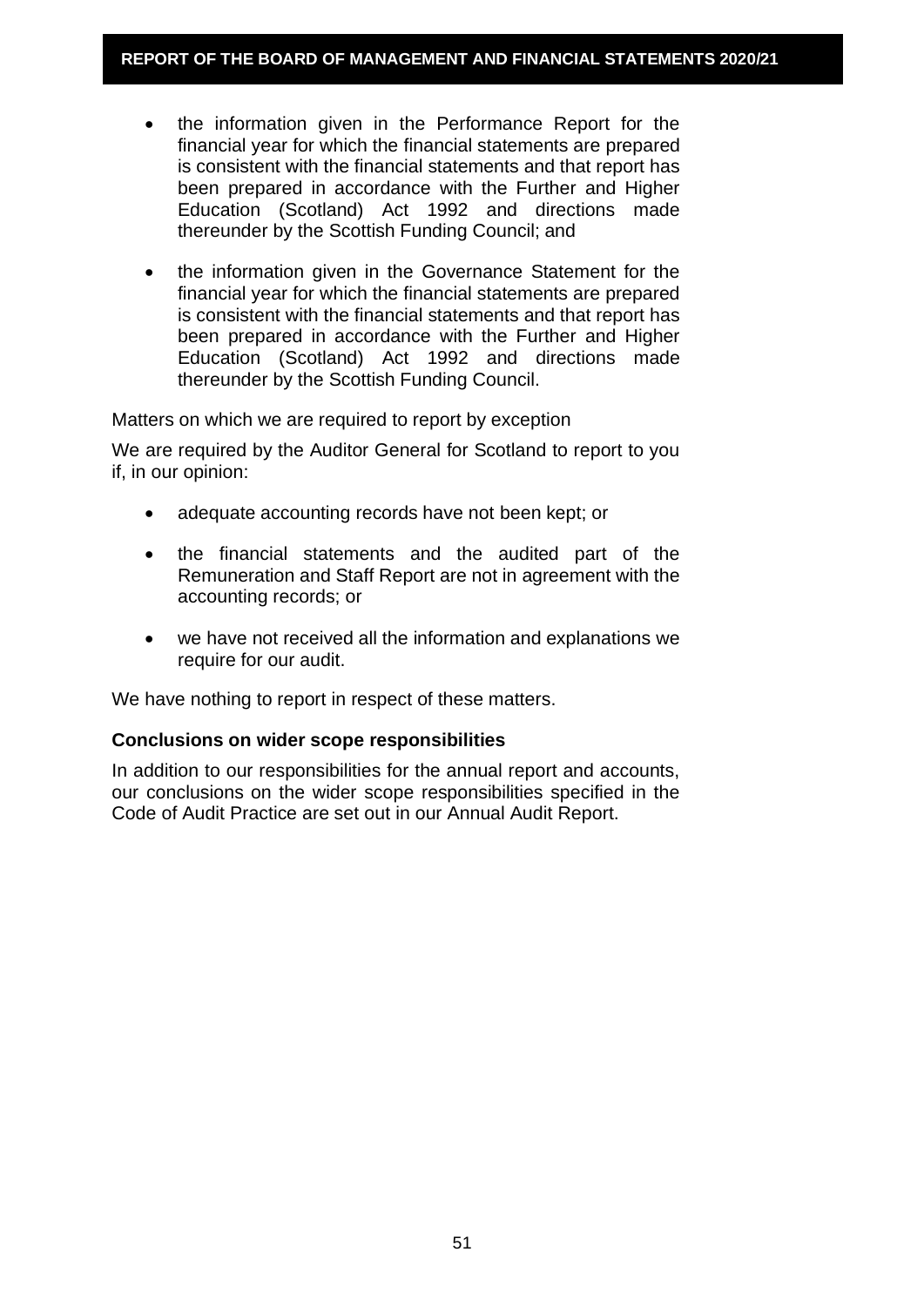- the information given in the Performance Report for the financial year for which the financial statements are prepared is consistent with the financial statements and that report has been prepared in accordance with the Further and Higher Education (Scotland) Act 1992 and directions made thereunder by the Scottish Funding Council; and
- the information given in the Governance Statement for the financial year for which the financial statements are prepared is consistent with the financial statements and that report has been prepared in accordance with the Further and Higher Education (Scotland) Act 1992 and directions made thereunder by the Scottish Funding Council.

Matters on which we are required to report by exception

We are required by the Auditor General for Scotland to report to you if, in our opinion:

- adequate accounting records have not been kept; or
- the financial statements and the audited part of the Remuneration and Staff Report are not in agreement with the accounting records; or
- we have not received all the information and explanations we require for our audit.

We have nothing to report in respect of these matters.

**Conclusions on wider scope responsibilities**

In addition to our responsibilities for the annual report and accounts, our conclusions on the wider scope responsibilities specified in the Code of Audit Practice are set out in our Annual Audit Report.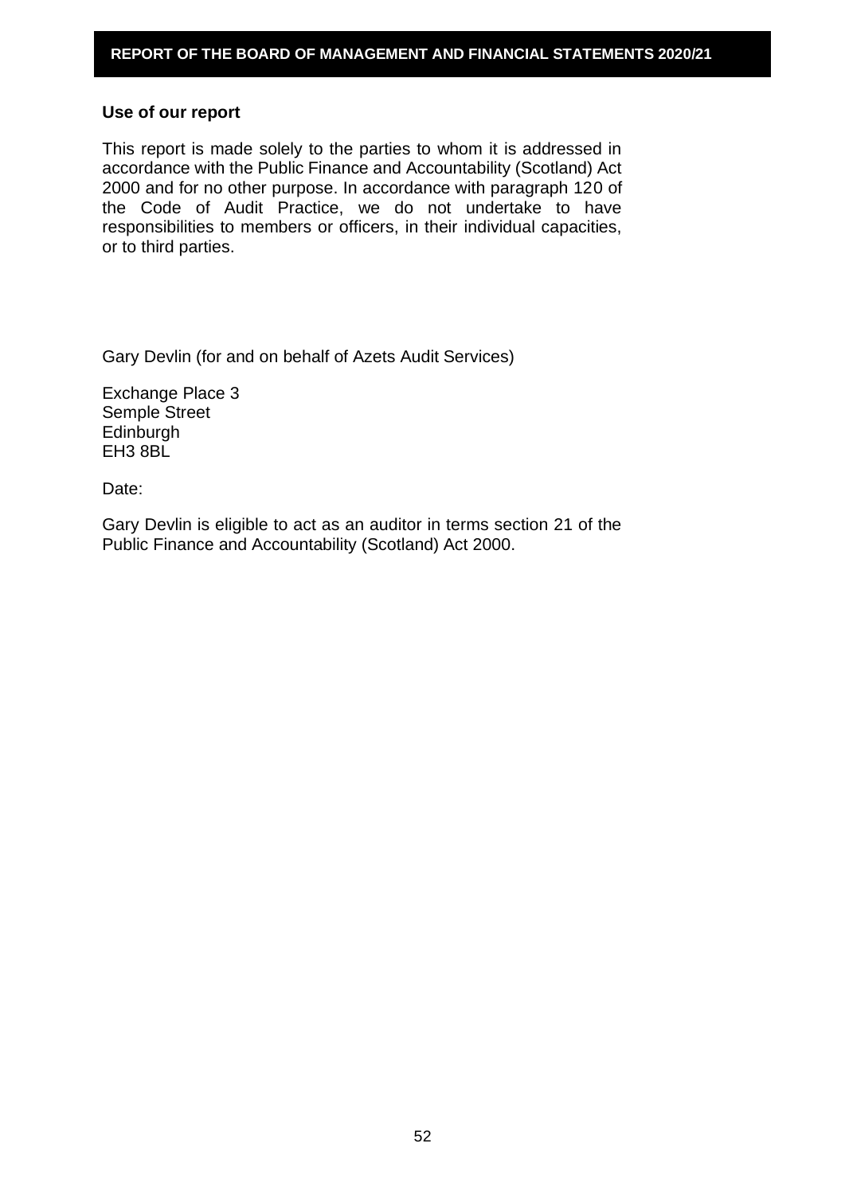### Use of our report

This report is made solely to the parties to whom it is addressed in accordance with the Public Finance and Accountability (Scotland) Act 2000 and for no other purpose. In accordance with paragraph 120 of the Code of Audit Practice, we do not undertake to have responsibilities to members or officers, in their individual capacities, or to third parties.

Gary Devlin (for and on behalf of Azets Audit Services)

Exchange Place 3
Semple Street
Edinburgh
EH3 8BL

Date:

Gary Devlin is eligible to act as an auditor in terms section 21 of the Public Finance and Accountability (Scotland) Act 2000.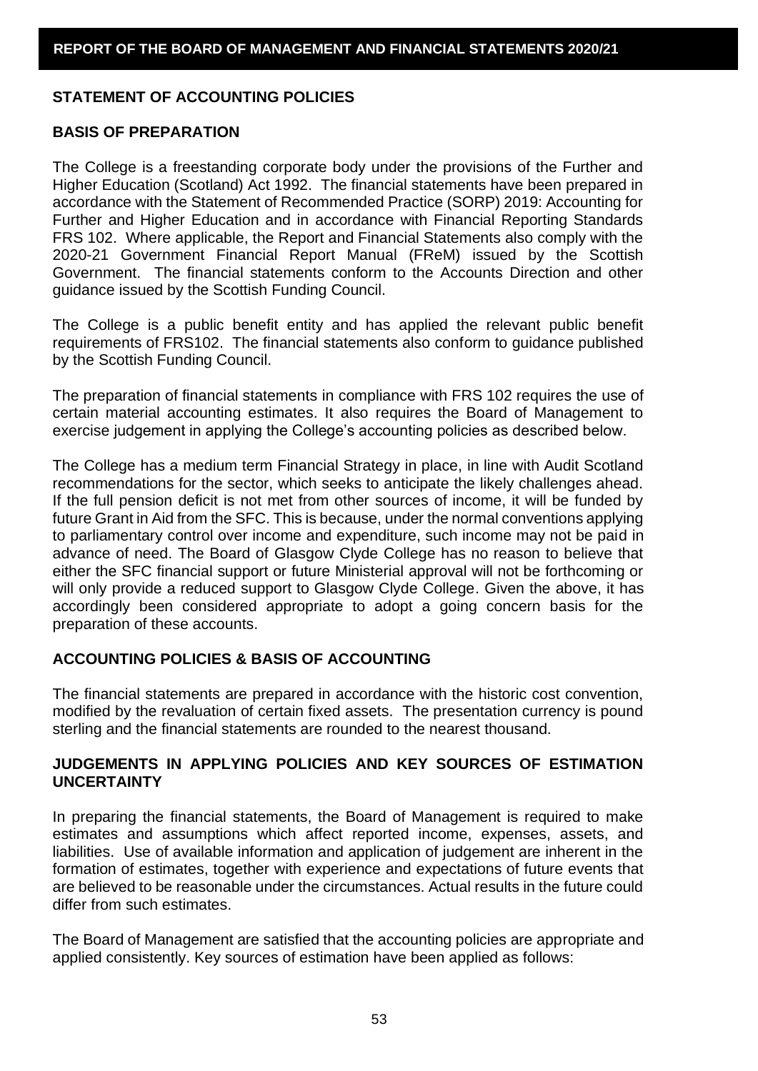## STATEMENT OF ACCOUNTING POLICIES

### BASIS OF PREPARATION

The College is a freestanding corporate body under the provisions of the Further and Higher Education (Scotland) Act 1992. The financial statements have been prepared in accordance with the Statement of Recommended Practice (SORP) 2019: Accounting for Further and Higher Education and in accordance with Financial Reporting Standards FRS 102. Where applicable, the Report and Financial Statements also comply with the 2020-21 Government Financial Report Manual (FReM) issued by the Scottish Government. The financial statements conform to the Accounts Direction and other guidance issued by the Scottish Funding Council.

The College is a public benefit entity and has applied the relevant public benefit requirements of FRS102. The financial statements also conform to guidance published by the Scottish Funding Council.

The preparation of financial statements in compliance with FRS 102 requires the use of certain material accounting estimates. It also requires the Board of Management to exercise judgement in applying the College's accounting policies as described below.

The College has a medium term Financial Strategy in place, in line with Audit Scotland recommendations for the sector, which seeks to anticipate the likely challenges ahead. If the full pension deficit is not met from other sources of income, it will be funded by future Grant in Aid from the SFC. This is because, under the normal conventions applying to parliamentary control over income and expenditure, such income may not be paid in advance of need. The Board of Glasgow Clyde College has no reason to believe that either the SFC financial support or future Ministerial approval will not be forthcoming or will only provide a reduced support to Glasgow Clyde College. Given the above, it has accordingly been considered appropriate to adopt a going concern basis for the preparation of these accounts.

### ACCOUNTING POLICIES & BASIS OF ACCOUNTING

The financial statements are prepared in accordance with the historic cost convention, modified by the revaluation of certain fixed assets. The presentation currency is pound sterling and the financial statements are rounded to the nearest thousand.

### JUDGEMENTS IN APPLYING POLICIES AND KEY SOURCES OF ESTIMATION UNCERTAINTY

In preparing the financial statements, the Board of Management is required to make estimates and assumptions which affect reported income, expenses, assets, and liabilities. Use of available information and application of judgement are inherent in the formation of estimates, together with experience and expectations of future events that are believed to be reasonable under the circumstances. Actual results in the future could differ from such estimates.

The Board of Management are satisfied that the accounting policies are appropriate and applied consistently. Key sources of estimation have been applied as follows: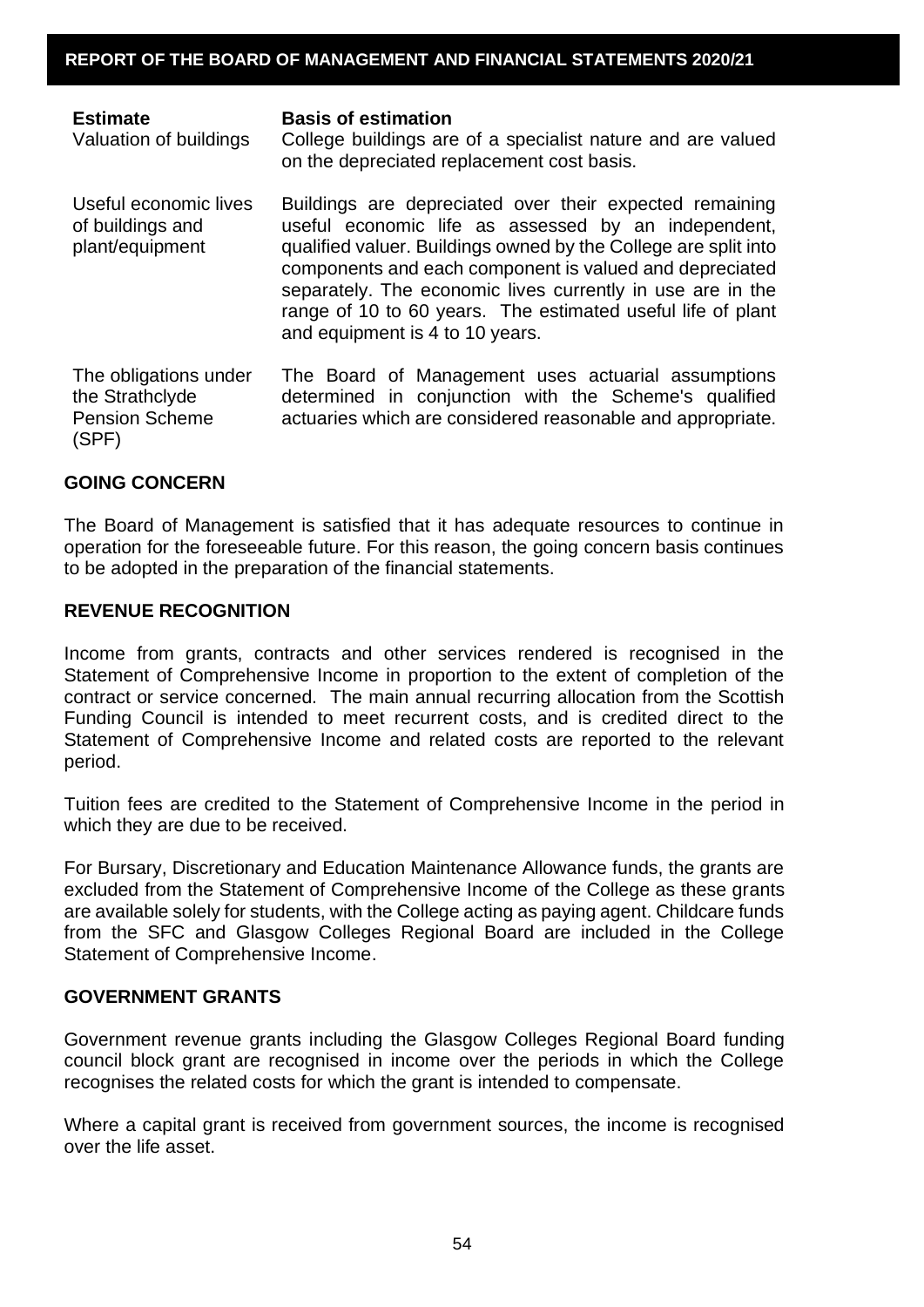| Estimate | Basis of estimation |
|---|---|
| Valuation of buildings | College buildings are of a specialist nature and are valued on the depreciated replacement cost basis. |
| Useful economic lives of buildings and plant/equipment | Buildings are depreciated over their expected remaining useful economic life as assessed by an independent, qualified valuer. Buildings owned by the College are split into components and each component is valued and depreciated separately. The economic lives currently in use are in the range of 10 to 60 years. The estimated useful life of plant and equipment is 4 to 10 years. |
| The obligations under the Strathclyde Pension Scheme (SPF) | The Board of Management uses actuarial assumptions determined in conjunction with the Scheme's qualified actuaries which are considered reasonable and appropriate. |

## GOING CONCERN

The Board of Management is satisfied that it has adequate resources to continue in operation for the foreseeable future. For this reason, the going concern basis continues to be adopted in the preparation of the financial statements.

## REVENUE RECOGNITION

Income from grants, contracts and other services rendered is recognised in the Statement of Comprehensive Income in proportion to the extent of completion of the contract or service concerned. The main annual recurring allocation from the Scottish Funding Council is intended to meet recurrent costs, and is credited direct to the Statement of Comprehensive Income and related costs are reported to the relevant period.

Tuition fees are credited to the Statement of Comprehensive Income in the period in which they are due to be received.

For Bursary, Discretionary and Education Maintenance Allowance funds, the grants are excluded from the Statement of Comprehensive Income of the College as these grants are available solely for students, with the College acting as paying agent. Childcare funds from the SFC and Glasgow Colleges Regional Board are included in the College Statement of Comprehensive Income.

## GOVERNMENT GRANTS

Government revenue grants including the Glasgow Colleges Regional Board funding council block grant are recognised in income over the periods in which the College recognises the related costs for which the grant is intended to compensate.

Where a capital grant is received from government sources, the income is recognised over the life asset.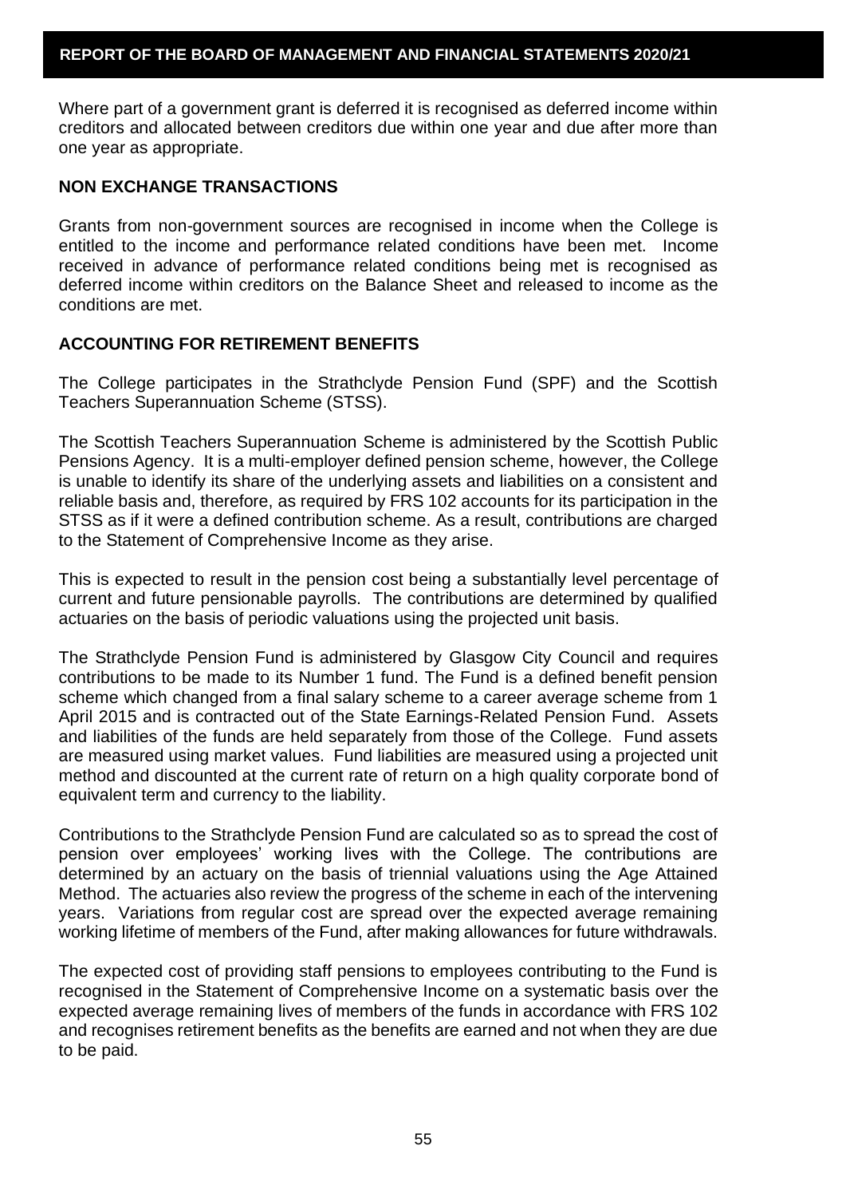Where part of a government grant is deferred it is recognised as deferred income within creditors and allocated between creditors due within one year and due after more than one year as appropriate.

## NON EXCHANGE TRANSACTIONS

Grants from non-government sources are recognised in income when the College is entitled to the income and performance related conditions have been met. Income received in advance of performance related conditions being met is recognised as deferred income within creditors on the Balance Sheet and released to income as the conditions are met.

## ACCOUNTING FOR RETIREMENT BENEFITS

The College participates in the Strathclyde Pension Fund (SPF) and the Scottish Teachers Superannuation Scheme (STSS).

The Scottish Teachers Superannuation Scheme is administered by the Scottish Public Pensions Agency. It is a multi-employer defined pension scheme, however, the College is unable to identify its share of the underlying assets and liabilities on a consistent and reliable basis and, therefore, as required by FRS 102 accounts for its participation in the STSS as if it were a defined contribution scheme. As a result, contributions are charged to the Statement of Comprehensive Income as they arise.

This is expected to result in the pension cost being a substantially level percentage of current and future pensionable payrolls. The contributions are determined by qualified actuaries on the basis of periodic valuations using the projected unit basis.

The Strathclyde Pension Fund is administered by Glasgow City Council and requires contributions to be made to its Number 1 fund. The Fund is a defined benefit pension scheme which changed from a final salary scheme to a career average scheme from 1 April 2015 and is contracted out of the State Earnings-Related Pension Fund. Assets and liabilities of the funds are held separately from those of the College. Fund assets are measured using market values. Fund liabilities are measured using a projected unit method and discounted at the current rate of return on a high quality corporate bond of equivalent term and currency to the liability.

Contributions to the Strathclyde Pension Fund are calculated so as to spread the cost of pension over employees' working lives with the College. The contributions are determined by an actuary on the basis of triennial valuations using the Age Attained Method. The actuaries also review the progress of the scheme in each of the intervening years. Variations from regular cost are spread over the expected average remaining working lifetime of members of the Fund, after making allowances for future withdrawals.

The expected cost of providing staff pensions to employees contributing to the Fund is recognised in the Statement of Comprehensive Income on a systematic basis over the expected average remaining lives of members of the funds in accordance with FRS 102 and recognises retirement benefits as the benefits are earned and not when they are due to be paid.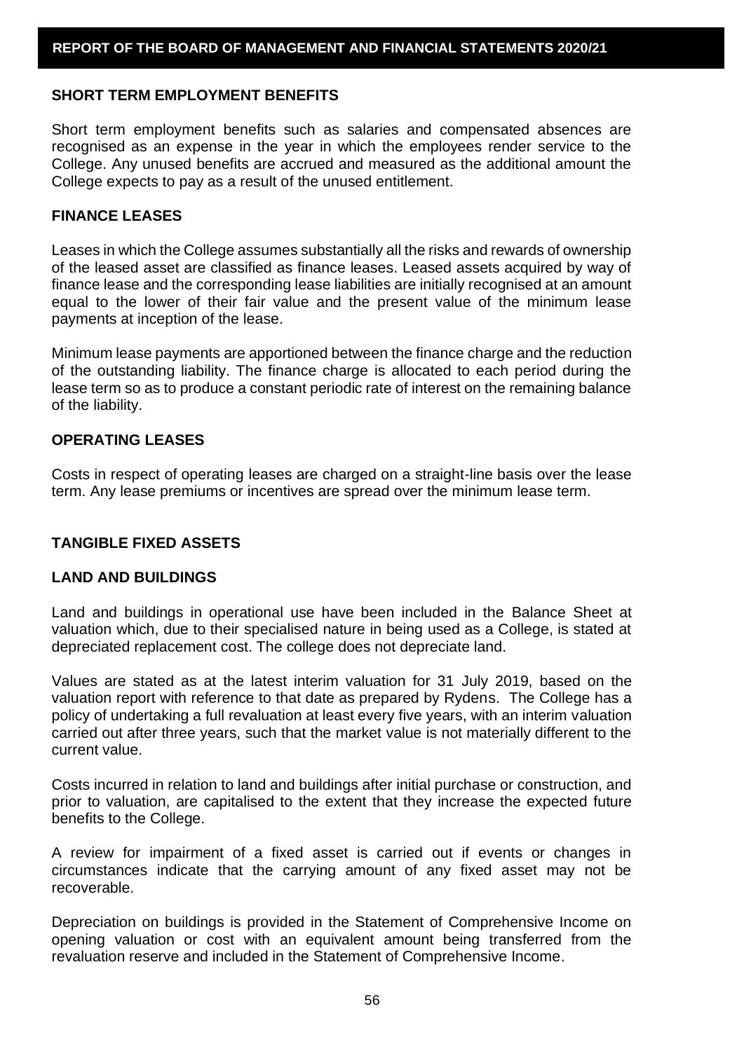## SHORT TERM EMPLOYMENT BENEFITS

Short term employment benefits such as salaries and compensated absences are recognised as an expense in the year in which the employees render service to the College. Any unused benefits are accrued and measured as the additional amount the College expects to pay as a result of the unused entitlement.

## FINANCE LEASES

Leases in which the College assumes substantially all the risks and rewards of ownership of the leased asset are classified as finance leases. Leased assets acquired by way of finance lease and the corresponding lease liabilities are initially recognised at an amount equal to the lower of their fair value and the present value of the minimum lease payments at inception of the lease.

Minimum lease payments are apportioned between the finance charge and the reduction of the outstanding liability. The finance charge is allocated to each period during the lease term so as to produce a constant periodic rate of interest on the remaining balance of the liability.

## OPERATING LEASES

Costs in respect of operating leases are charged on a straight-line basis over the lease term. Any lease premiums or incentives are spread over the minimum lease term.

## TANGIBLE FIXED ASSETS

### LAND AND BUILDINGS

Land and buildings in operational use have been included in the Balance Sheet at valuation which, due to their specialised nature in being used as a College, is stated at depreciated replacement cost. The college does not depreciate land.

Values are stated as at the latest interim valuation for 31 July 2019, based on the valuation report with reference to that date as prepared by Rydens. The College has a policy of undertaking a full revaluation at least every five years, with an interim valuation carried out after three years, such that the market value is not materially different to the current value.

Costs incurred in relation to land and buildings after initial purchase or construction, and prior to valuation, are capitalised to the extent that they increase the expected future benefits to the College.

A review for impairment of a fixed asset is carried out if events or changes in circumstances indicate that the carrying amount of any fixed asset may not be recoverable.

Depreciation on buildings is provided in the Statement of Comprehensive Income on opening valuation or cost with an equivalent amount being transferred from the revaluation reserve and included in the Statement of Comprehensive Income.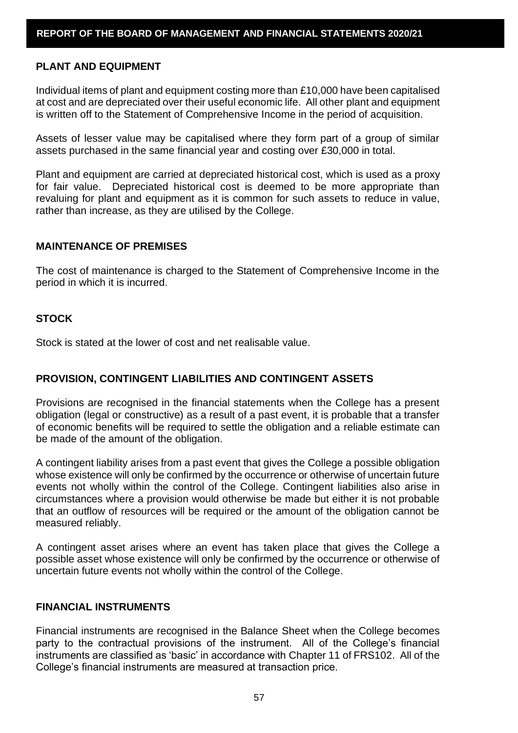## PLANT AND EQUIPMENT

Individual items of plant and equipment costing more than £10,000 have been capitalised at cost and are depreciated over their useful economic life. All other plant and equipment is written off to the Statement of Comprehensive Income in the period of acquisition.

Assets of lesser value may be capitalised where they form part of a group of similar assets purchased in the same financial year and costing over £30,000 in total.

Plant and equipment are carried at depreciated historical cost, which is used as a proxy for fair value. Depreciated historical cost is deemed to be more appropriate than revaluing for plant and equipment as it is common for such assets to reduce in value, rather than increase, as they are utilised by the College.

## MAINTENANCE OF PREMISES

The cost of maintenance is charged to the Statement of Comprehensive Income in the period in which it is incurred.

## STOCK

Stock is stated at the lower of cost and net realisable value.

## PROVISION, CONTINGENT LIABILITIES AND CONTINGENT ASSETS

Provisions are recognised in the financial statements when the College has a present obligation (legal or constructive) as a result of a past event, it is probable that a transfer of economic benefits will be required to settle the obligation and a reliable estimate can be made of the amount of the obligation.

A contingent liability arises from a past event that gives the College a possible obligation whose existence will only be confirmed by the occurrence or otherwise of uncertain future events not wholly within the control of the College. Contingent liabilities also arise in circumstances where a provision would otherwise be made but either it is not probable that an outflow of resources will be required or the amount of the obligation cannot be measured reliably.

A contingent asset arises where an event has taken place that gives the College a possible asset whose existence will only be confirmed by the occurrence or otherwise of uncertain future events not wholly within the control of the College.

## FINANCIAL INSTRUMENTS

Financial instruments are recognised in the Balance Sheet when the College becomes party to the contractual provisions of the instrument. All of the College's financial instruments are classified as 'basic' in accordance with Chapter 11 of FRS102. All of the College's financial instruments are measured at transaction price.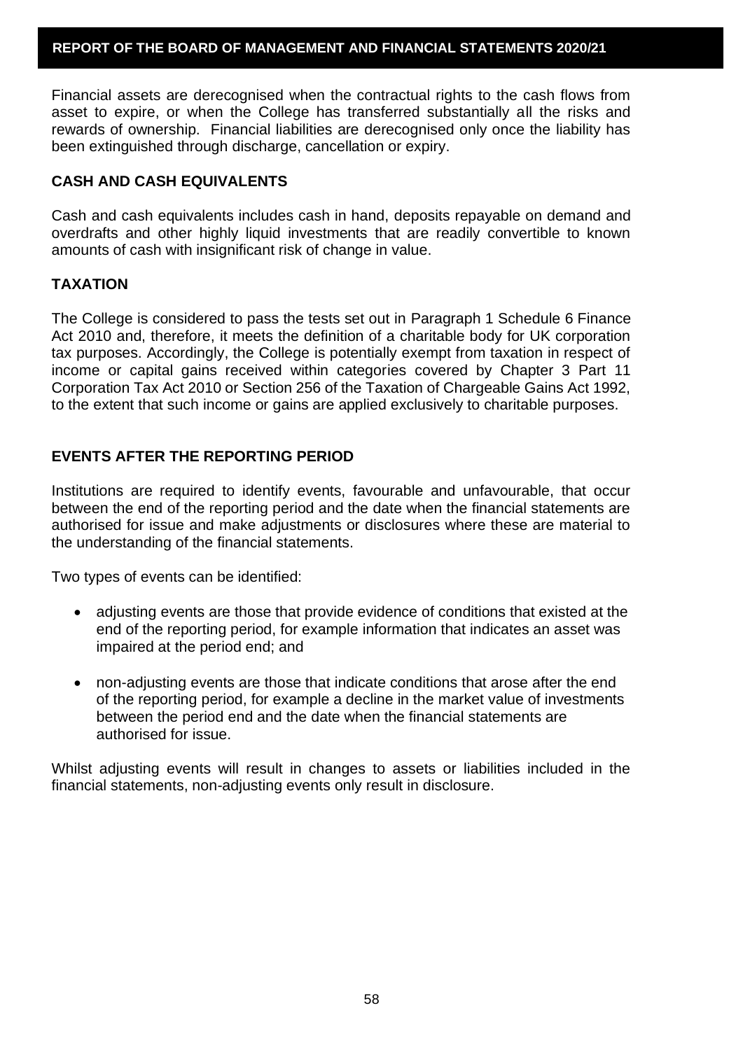Financial assets are derecognised when the contractual rights to the cash flows from asset to expire, or when the College has transferred substantially all the risks and rewards of ownership. Financial liabilities are derecognised only once the liability has been extinguished through discharge, cancellation or expiry.

## CASH AND CASH EQUIVALENTS

Cash and cash equivalents includes cash in hand, deposits repayable on demand and overdrafts and other highly liquid investments that are readily convertible to known amounts of cash with insignificant risk of change in value.

## TAXATION

The College is considered to pass the tests set out in Paragraph 1 Schedule 6 Finance Act 2010 and, therefore, it meets the definition of a charitable body for UK corporation tax purposes. Accordingly, the College is potentially exempt from taxation in respect of income or capital gains received within categories covered by Chapter 3 Part 11 Corporation Tax Act 2010 or Section 256 of the Taxation of Chargeable Gains Act 1992, to the extent that such income or gains are applied exclusively to charitable purposes.

## EVENTS AFTER THE REPORTING PERIOD

Institutions are required to identify events, favourable and unfavourable, that occur between the end of the reporting period and the date when the financial statements are authorised for issue and make adjustments or disclosures where these are material to the understanding of the financial statements.

Two types of events can be identified:

- adjusting events are those that provide evidence of conditions that existed at the end of the reporting period, for example information that indicates an asset was impaired at the period end; and
- non-adjusting events are those that indicate conditions that arose after the end of the reporting period, for example a decline in the market value of investments between the period end and the date when the financial statements are authorised for issue.

Whilst adjusting events will result in changes to assets or liabilities included in the financial statements, non-adjusting events only result in disclosure.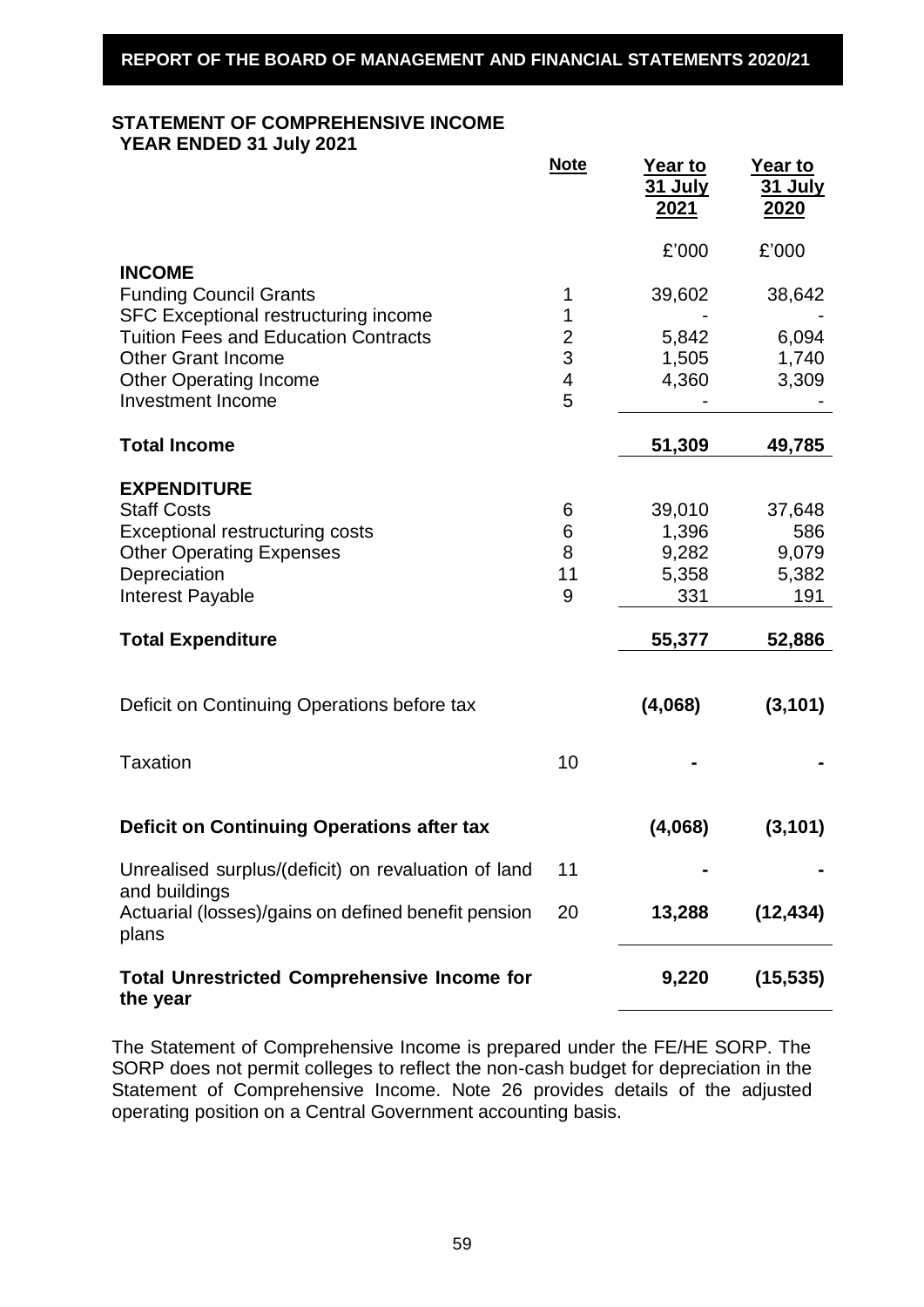## STATEMENT OF COMPREHENSIVE INCOME
### YEAR ENDED 31 July 2021

| | Note | Year to 31 July 2021 | Year to 31 July 2020 |
|---|---|---|---|
| | | £'000 | £'000 |
| **INCOME** | | | |
| Funding Council Grants | 1 | 39,602 | 38,642 |
| SFC Exceptional restructuring income | 1 | - | - |
| Tuition Fees and Education Contracts | 2 | 5,842 | 6,094 |
| Other Grant Income | 3 | 1,505 | 1,740 |
| Other Operating Income | 4 | 4,360 | 3,309 |
| Investment Income | 5 | - | - |
| **Total Income** | | **51,309** | **49,785** |
| **EXPENDITURE** | | | |
| Staff Costs | 6 | 39,010 | 37,648 |
| Exceptional restructuring costs | 6 | 1,396 | 586 |
| Other Operating Expenses | 8 | 9,282 | 9,079 |
| Depreciation | 11 | 5,358 | 5,382 |
| Interest Payable | 9 | 331 | 191 |
| **Total Expenditure** | | **55,377** | **52,886** |
| Deficit on Continuing Operations before tax | | **(4,068)** | **(3,101)** |
| Taxation | 10 | **-** | **-** |
| **Deficit on Continuing Operations after tax** | | **(4,068)** | **(3,101)** |
| Unrealised surplus/(deficit) on revaluation of land and buildings | 11 | **-** | **-** |
| Actuarial (losses)/gains on defined benefit pension plans | 20 | **13,288** | **(12,434)** |
| **Total Unrestricted Comprehensive Income for the year** | | **9,220** | **(15,535)** |

The Statement of Comprehensive Income is prepared under the FE/HE SORP. The SORP does not permit colleges to reflect the non-cash budget for depreciation in the Statement of Comprehensive Income. Note 26 provides details of the adjusted operating position on a Central Government accounting basis.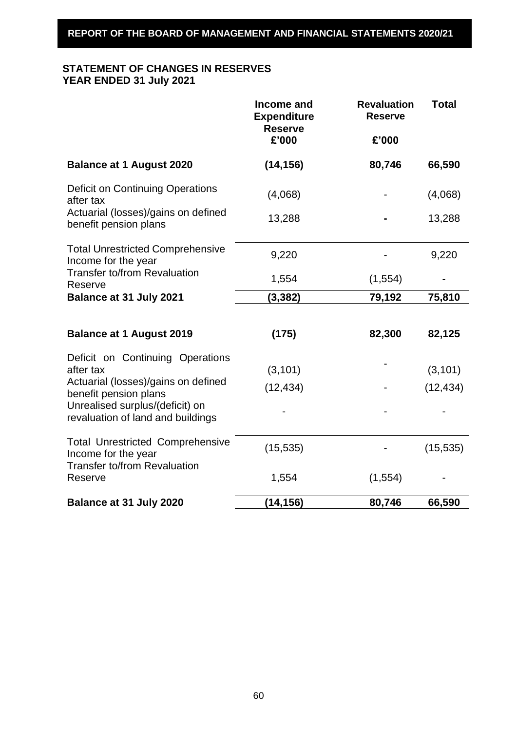## STATEMENT OF CHANGES IN RESERVES
## YEAR ENDED 31 July 2021

| | Income and Expenditure Reserve £'000 | Revaluation Reserve £'000 | Total |
|---|---|---|---|
| **Balance at 1 August 2020** | **(14,156)** | **80,746** | **66,590** |
| Deficit on Continuing Operations after tax | (4,068) | - | (4,068) |
| Actuarial (losses)/gains on defined benefit pension plans | 13,288 | - | 13,288 |
| Total Unrestricted Comprehensive Income for the year | 9,220 | - | 9,220 |
| Transfer to/from Revaluation Reserve | 1,554 | (1,554) | - |
| **Balance at 31 July 2021** | **(3,382)** | **79,192** | **75,810** |
| | | | |
| **Balance at 1 August 2019** | **(175)** | **82,300** | **82,125** |
| Deficit on Continuing Operations after tax | (3,101) | - | (3,101) |
| Actuarial (losses)/gains on defined benefit pension plans | (12,434) | - | (12,434) |
| Unrealised surplus/(deficit) on revaluation of land and buildings | - | - | - |
| Total Unrestricted Comprehensive Income for the year | (15,535) | - | (15,535) |
| Transfer to/from Revaluation Reserve | 1,554 | (1,554) | - |
| **Balance at 31 July 2020** | **(14,156)** | **80,746** | **66,590** |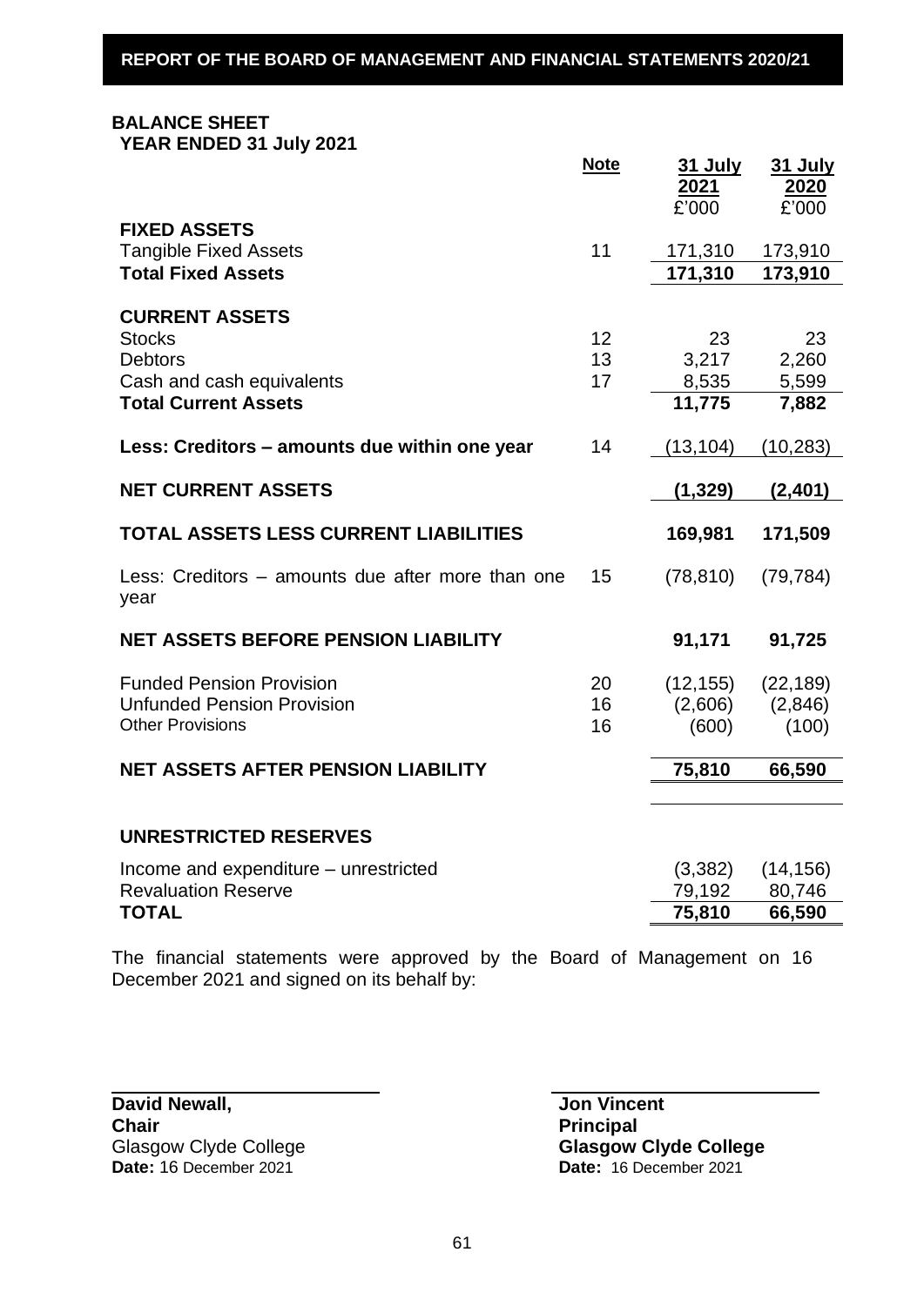## BALANCE SHEET

**YEAR ENDED 31 July 2021**

| | Note | 31 July 2021 £'000 | 31 July 2020 £'000 |
|---|---|---|---|
| **FIXED ASSETS** | | | |
| Tangible Fixed Assets | 11 | 171,310 | 173,910 |
| **Total Fixed Assets** | | **171,310** | **173,910** |
| | | | |
| **CURRENT ASSETS** | | | |
| Stocks | 12 | 23 | 23 |
| Debtors | 13 | 3,217 | 2,260 |
| Cash and cash equivalents | 17 | 8,535 | 5,599 |
| **Total Current Assets** | | **11,775** | **7,882** |
| | | | |
| **Less: Creditors – amounts due within one year** | 14 | (13,104) | (10,283) |
| | | | |
| **NET CURRENT ASSETS** | | **(1,329)** | **(2,401)** |
| | | | |
| **TOTAL ASSETS LESS CURRENT LIABILITIES** | | **169,981** | **171,509** |
| | | | |
| Less: Creditors – amounts due after more than one year | 15 | (78,810) | (79,784) |
| | | | |
| **NET ASSETS BEFORE PENSION LIABILITY** | | **91,171** | **91,725** |
| | | | |
| Funded Pension Provision | 20 | (12,155) | (22,189) |
| Unfunded Pension Provision | 16 | (2,606) | (2,846) |
| Other Provisions | 16 | (600) | (100) |
| | | | |
| **NET ASSETS AFTER PENSION LIABILITY** | | **75,810** | **66,590** |
| | | | |
| **UNRESTRICTED RESERVES** | | | |
| Income and expenditure – unrestricted | | (3,382) | (14,156) |
| Revaluation Reserve | | 79,192 | 80,746 |
| **TOTAL** | | **75,810** | **66,590** |

The financial statements were approved by the Board of Management on 16 December 2021 and signed on its behalf by:

**David Newall,**
**Chair**
Glasgow Clyde College
**Date:** 16 December 2021

**Jon Vincent**
**Principal**
**Glasgow Clyde College**
**Date:** 16 December 2021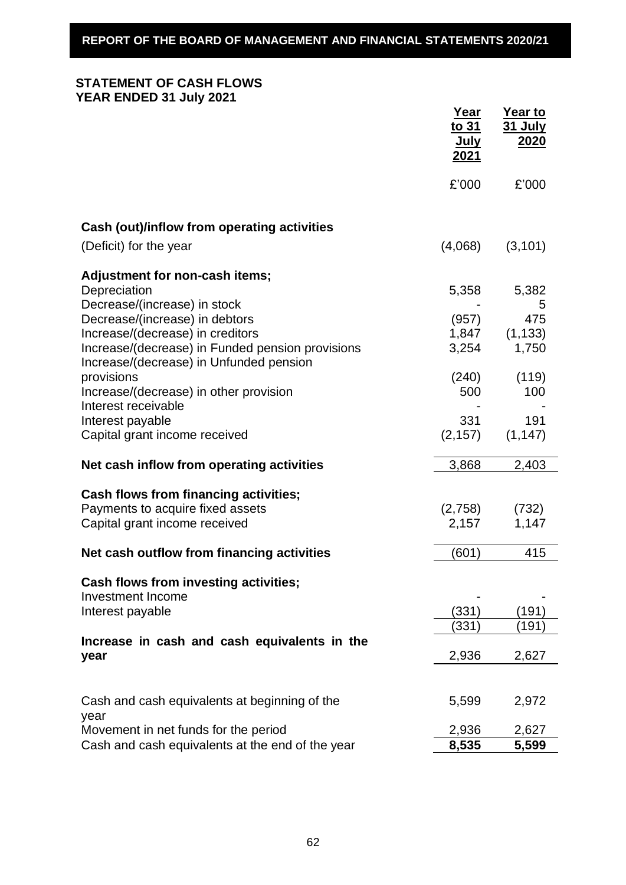**REPORT OF THE BOARD OF MANAGEMENT AND FINANCIAL STATEMENTS 2020/21**

## STATEMENT OF CASH FLOWS
## YEAR ENDED 31 July 2021

| | Year to 31 July 2021 | Year to 31 July 2020 |
|---|---|---|
| | £'000 | £'000 |
| **Cash (out)/inflow from operating activities** | | |
| (Deficit) for the year | (4,068) | (3,101) |
| **Adjustment for non-cash items;** | | |
| Depreciation | 5,358 | 5,382 |
| Decrease/(increase) in stock | - | 5 |
| Decrease/(increase) in debtors | (957) | 475 |
| Increase/(decrease) in creditors | 1,847 | (1,133) |
| Increase/(decrease) in Funded pension provisions | 3,254 | 1,750 |
| Increase/(decrease) in Unfunded pension provisions | (240) | (119) |
| Increase/(decrease) in other provision | 500 | 100 |
| Interest receivable | - | - |
| Interest payable | 331 | 191 |
| Capital grant income received | (2,157) | (1,147) |
| **Net cash inflow from operating activities** | 3,868 | 2,403 |
| **Cash flows from financing activities;** | | |
| Payments to acquire fixed assets | (2,758) | (732) |
| Capital grant income received | 2,157 | 1,147 |
| **Net cash outflow from financing activities** | (601) | 415 |
| **Cash flows from investing activities;** | | |
| Investment Income | - | - |
| Interest payable | (331) | (191) |
| | (331) | (191) |
| **Increase in cash and cash equivalents in the year** | 2,936 | 2,627 |
| Cash and cash equivalents at beginning of the year | 5,599 | 2,972 |
| Movement in net funds for the period | 2,936 | 2,627 |
| Cash and cash equivalents at the end of the year | **8,535** | **5,599** |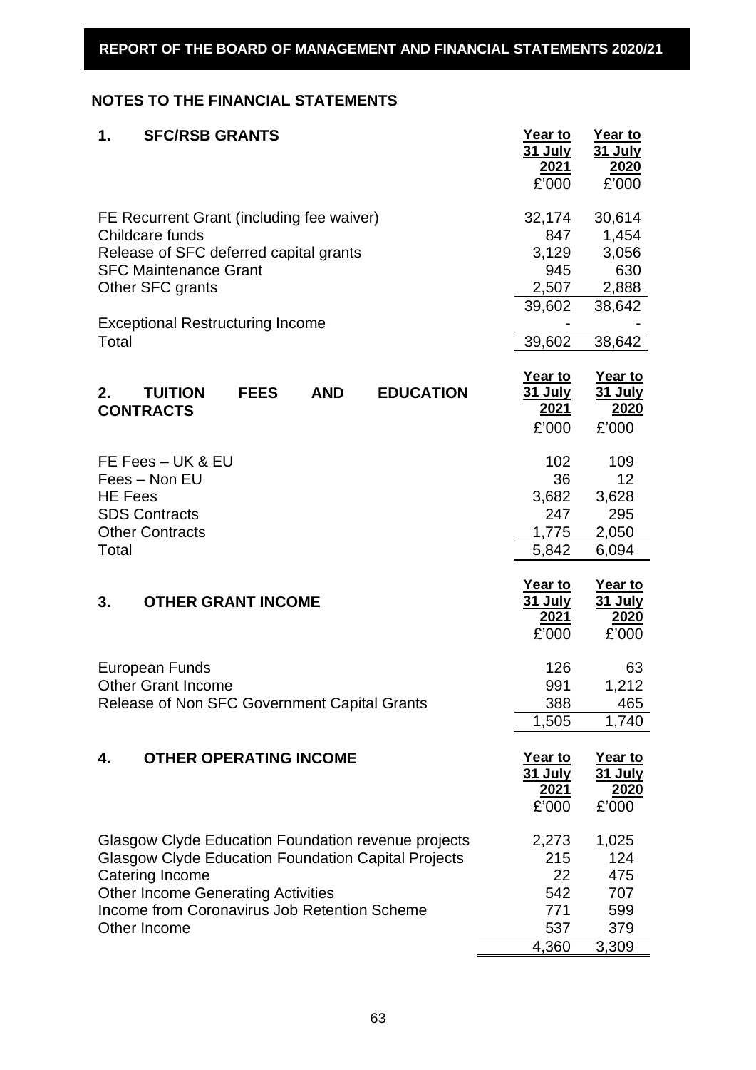## NOTES TO THE FINANCIAL STATEMENTS

### 1. SFC/RSB GRANTS

| | Year to 31 July 2021 £'000 | Year to 31 July 2020 £'000 |
|---|---|---|
| FE Recurrent Grant (including fee waiver) | 32,174 | 30,614 |
| Childcare funds | 847 | 1,454 |
| Release of SFC deferred capital grants | 3,129 | 3,056 |
| SFC Maintenance Grant | 945 | 630 |
| Other SFC grants | 2,507 | 2,888 |
| | 39,602 | 38,642 |
| Exceptional Restructuring Income | - | - |
| Total | 39,602 | 38,642 |

### 2. TUITION FEES AND EDUCATION CONTRACTS

| | Year to 31 July 2021 £'000 | Year to 31 July 2020 £'000 |
|---|---|---|
| FE Fees – UK & EU | 102 | 109 |
| Fees – Non EU | 36 | 12 |
| HE Fees | 3,682 | 3,628 |
| SDS Contracts | 247 | 295 |
| Other Contracts | 1,775 | 2,050 |
| Total | 5,842 | 6,094 |

### 3. OTHER GRANT INCOME

| | Year to 31 July 2021 £'000 | Year to 31 July 2020 £'000 |
|---|---|---|
| European Funds | 126 | 63 |
| Other Grant Income | 991 | 1,212 |
| Release of Non SFC Government Capital Grants | 388 | 465 |
| | 1,505 | 1,740 |

### 4. OTHER OPERATING INCOME

| | Year to 31 July 2021 £'000 | Year to 31 July 2020 £'000 |
|---|---|---|
| Glasgow Clyde Education Foundation revenue projects | 2,273 | 1,025 |
| Glasgow Clyde Education Foundation Capital Projects | 215 | 124 |
| Catering Income | 22 | 475 |
| Other Income Generating Activities | 542 | 707 |
| Income from Coronavirus Job Retention Scheme | 771 | 599 |
| Other Income | 537 | 379 |
| | 4,360 | 3,309 |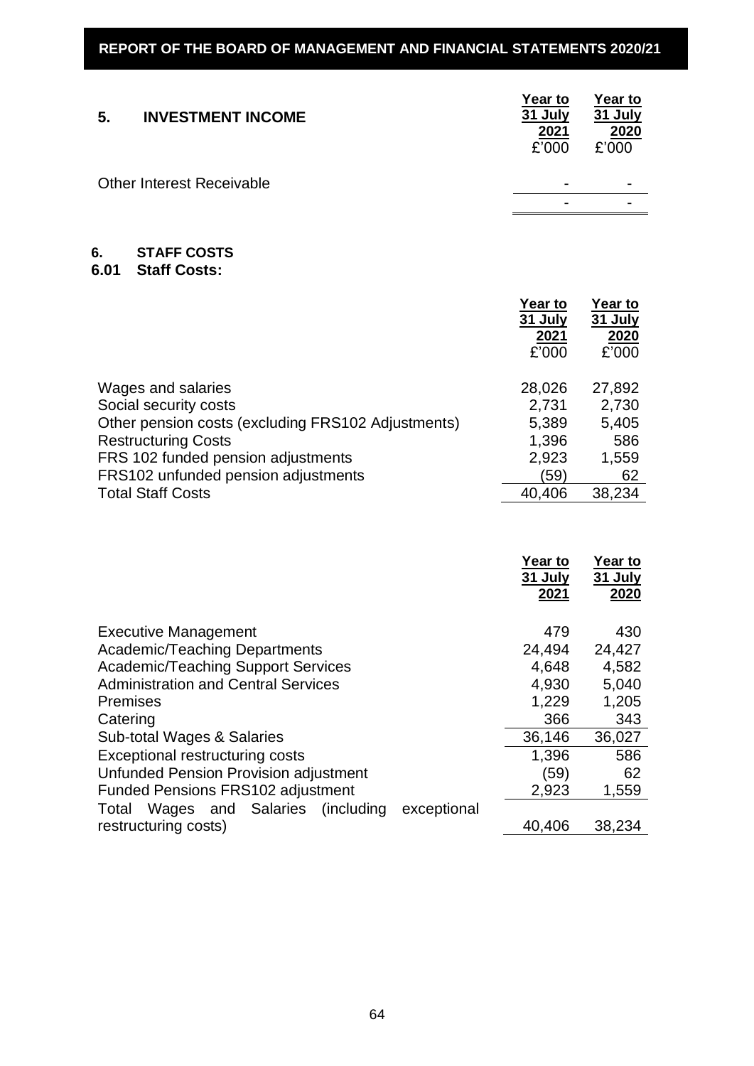## 5. INVESTMENT INCOME

| | Year to 31 July 2021 £'000 | Year to 31 July 2020 £'000 |
|---|---|---|
| Other Interest Receivable | - | - |
| | - | - |

## 6. STAFF COSTS

### 6.01 Staff Costs:

| | Year to 31 July 2021 £'000 | Year to 31 July 2020 £'000 |
|---|---|---|
| Wages and salaries | 28,026 | 27,892 |
| Social security costs | 2,731 | 2,730 |
| Other pension costs (excluding FRS102 Adjustments) | 5,389 | 5,405 |
| Restructuring Costs | 1,396 | 586 |
| FRS 102 funded pension adjustments | 2,923 | 1,559 |
| FRS102 unfunded pension adjustments | (59) | 62 |
| Total Staff Costs | 40,406 | 38,234 |

| | Year to 31 July 2021 | Year to 31 July 2020 |
|---|---|---|
| Executive Management | 479 | 430 |
| Academic/Teaching Departments | 24,494 | 24,427 |
| Academic/Teaching Support Services | 4,648 | 4,582 |
| Administration and Central Services | 4,930 | 5,040 |
| Premises | 1,229 | 1,205 |
| Catering | 366 | 343 |
| Sub-total Wages & Salaries | 36,146 | 36,027 |
| Exceptional restructuring costs | 1,396 | 586 |
| Unfunded Pension Provision adjustment | (59) | 62 |
| Funded Pensions FRS102 adjustment | 2,923 | 1,559 |
| Total Wages and Salaries (including exceptional restructuring costs) | 40,406 | 38,234 |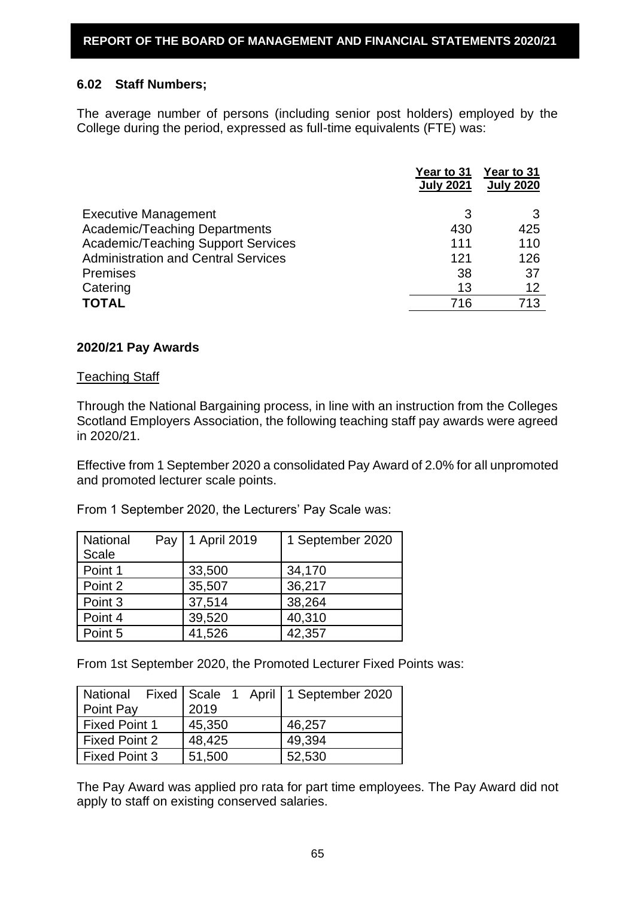### 6.02 Staff Numbers;

The average number of persons (including senior post holders) employed by the College during the period, expressed as full-time equivalents (FTE) was:

| | Year to 31 July 2021 | Year to 31 July 2020 |
|---|---|---|
| Executive Management | 3 | 3 |
| Academic/Teaching Departments | 430 | 425 |
| Academic/Teaching Support Services | 111 | 110 |
| Administration and Central Services | 121 | 126 |
| Premises | 38 | 37 |
| Catering | 13 | 12 |
| **TOTAL** | 716 | 713 |

### 2020/21 Pay Awards

Teaching Staff

Through the National Bargaining process, in line with an instruction from the Colleges Scotland Employers Association, the following teaching staff pay awards were agreed in 2020/21.

Effective from 1 September 2020 a consolidated Pay Award of 2.0% for all unpromoted and promoted lecturer scale points.

From 1 September 2020, the Lecturers' Pay Scale was:

| National Pay Scale | 1 April 2019 | 1 September 2020 |
|---|---|---|
| Point 1 | 33,500 | 34,170 |
| Point 2 | 35,507 | 36,217 |
| Point 3 | 37,514 | 38,264 |
| Point 4 | 39,520 | 40,310 |
| Point 5 | 41,526 | 42,357 |

From 1st September 2020, the Promoted Lecturer Fixed Points was:

| National Fixed Point Pay | Scale 1 April 2019 | 1 September 2020 |
|---|---|---|
| Fixed Point 1 | 45,350 | 46,257 |
| Fixed Point 2 | 48,425 | 49,394 |
| Fixed Point 3 | 51,500 | 52,530 |

The Pay Award was applied pro rata for part time employees. The Pay Award did not apply to staff on existing conserved salaries.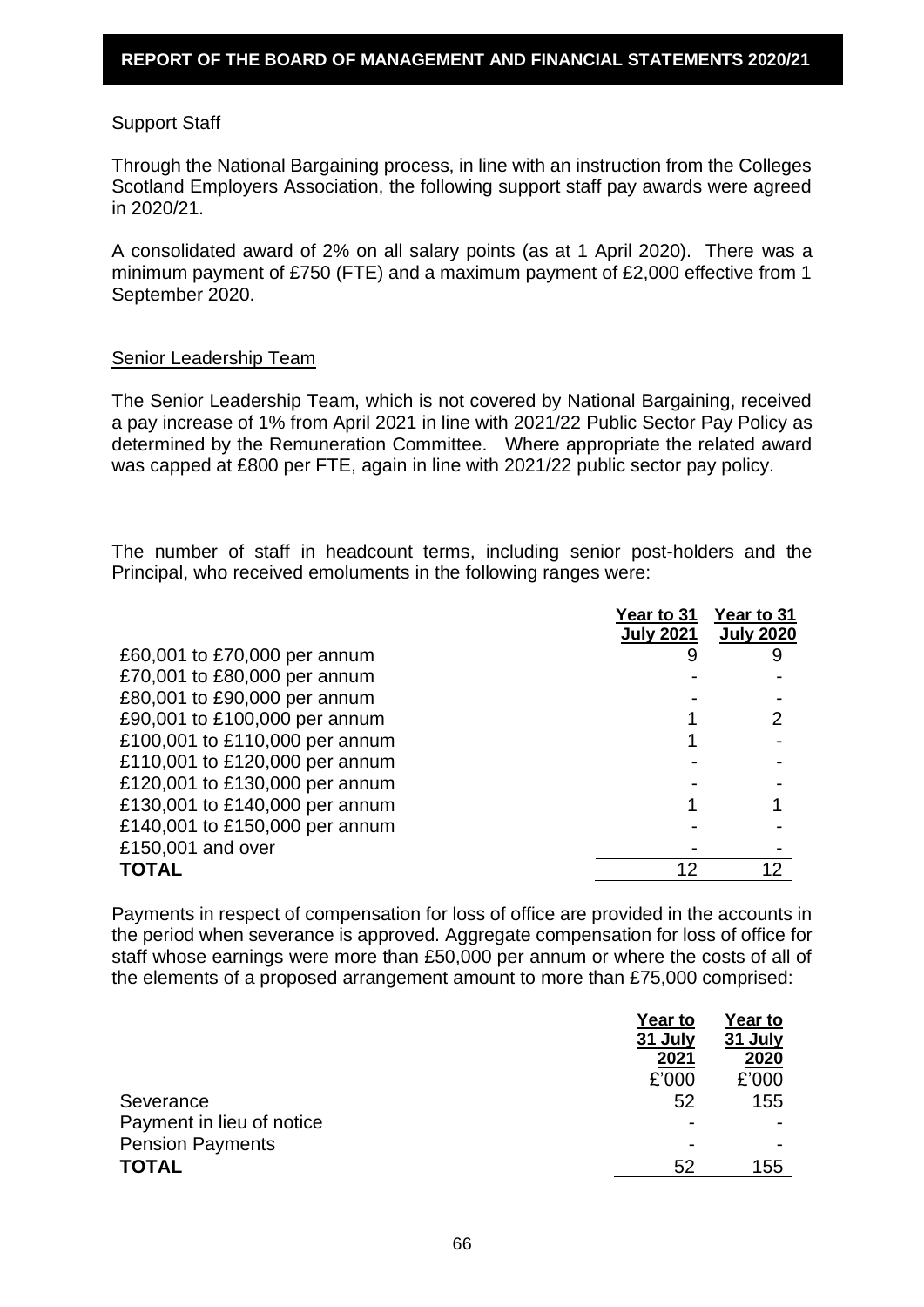### Support Staff

Through the National Bargaining process, in line with an instruction from the Colleges Scotland Employers Association, the following support staff pay awards were agreed in 2020/21.

A consolidated award of 2% on all salary points (as at 1 April 2020). There was a minimum payment of £750 (FTE) and a maximum payment of £2,000 effective from 1 September 2020.

### Senior Leadership Team

The Senior Leadership Team, which is not covered by National Bargaining, received a pay increase of 1% from April 2021 in line with 2021/22 Public Sector Pay Policy as determined by the Remuneration Committee. Where appropriate the related award was capped at £800 per FTE, again in line with 2021/22 public sector pay policy.

The number of staff in headcount terms, including senior post-holders and the Principal, who received emoluments in the following ranges were:

| | Year to 31 July 2021 | Year to 31 July 2020 |
|---|---|---|
| £60,001 to £70,000 per annum | 9 | 9 |
| £70,001 to £80,000 per annum | - | - |
| £80,001 to £90,000 per annum | - | - |
| £90,001 to £100,000 per annum | 1 | 2 |
| £100,001 to £110,000 per annum | 1 | - |
| £110,001 to £120,000 per annum | - | - |
| £120,001 to £130,000 per annum | - | - |
| £130,001 to £140,000 per annum | 1 | 1 |
| £140,001 to £150,000 per annum | - | - |
| £150,001 and over | - | - |
| **TOTAL** | 12 | 12 |

Payments in respect of compensation for loss of office are provided in the accounts in the period when severance is approved. Aggregate compensation for loss of office for staff whose earnings were more than £50,000 per annum or where the costs of all of the elements of a proposed arrangement amount to more than £75,000 comprised:

| | Year to 31 July 2021 | Year to 31 July 2020 |
|---|---|---|
| | £'000 | £'000 |
| Severance | 52 | 155 |
| Payment in lieu of notice | - | - |
| Pension Payments | - | - |
| **TOTAL** | 52 | 155 |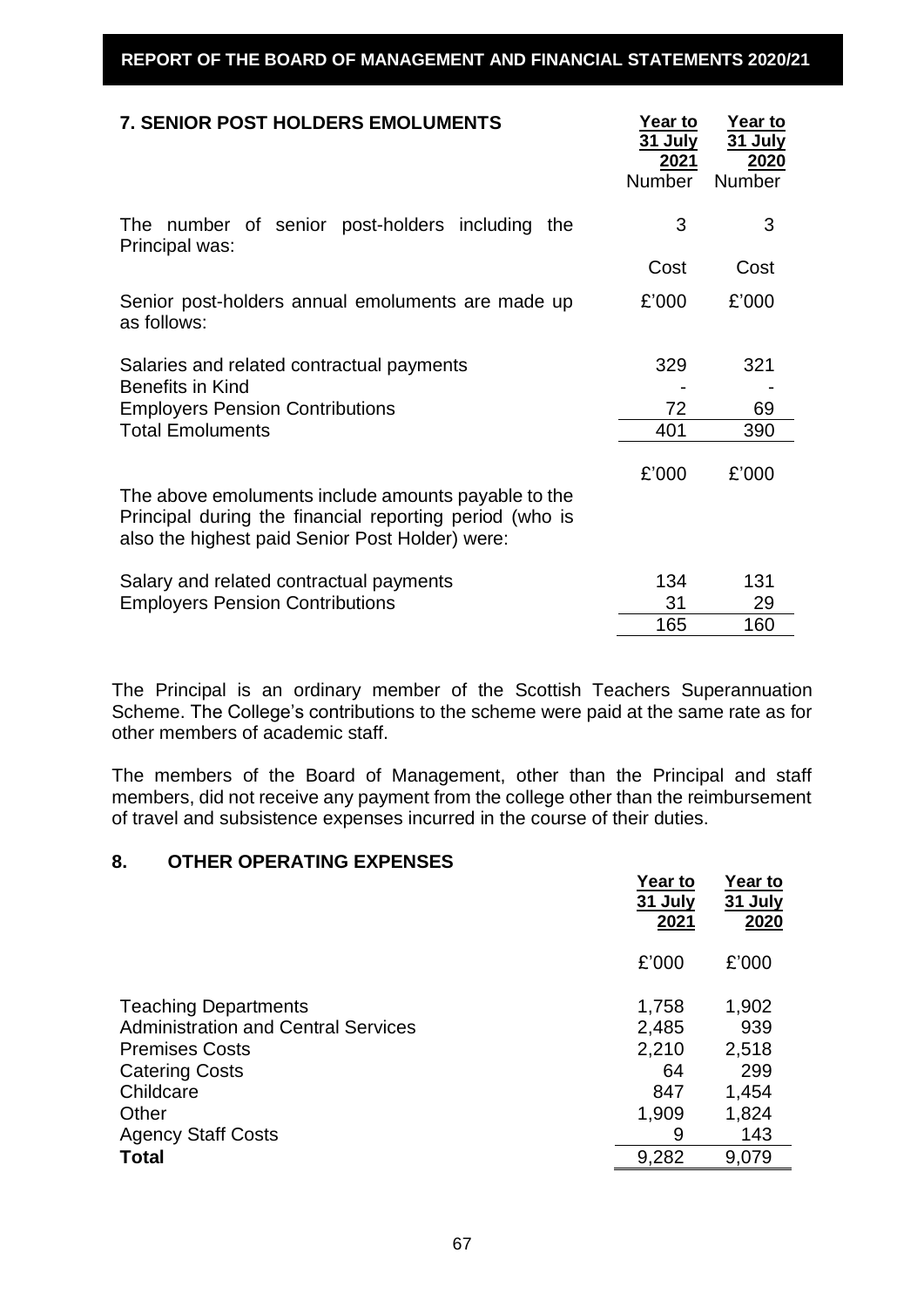## 7. SENIOR POST HOLDERS EMOLUMENTS

| | Year to 31 July 2021 | Year to 31 July 2020 |
|---|---|---|
| | Number | Number |
| The number of senior post-holders including the Principal was: | 3 | 3 |
| | Cost | Cost |
| Senior post-holders annual emoluments are made up as follows: | £'000 | £'000 |
| Salaries and related contractual payments | 329 | 321 |
| Benefits in Kind | - | - |
| Employers Pension Contributions | 72 | 69 |
| Total Emoluments | 401 | 390 |
| | £'000 | £'000 |
| The above emoluments include amounts payable to the Principal during the financial reporting period (who is also the highest paid Senior Post Holder) were: | | |
| Salary and related contractual payments | 134 | 131 |
| Employers Pension Contributions | 31 | 29 |
| | 165 | 160 |

The Principal is an ordinary member of the Scottish Teachers Superannuation Scheme. The College's contributions to the scheme were paid at the same rate as for other members of academic staff.

The members of the Board of Management, other than the Principal and staff members, did not receive any payment from the college other than the reimbursement of travel and subsistence expenses incurred in the course of their duties.

## 8. OTHER OPERATING EXPENSES

| | Year to 31 July 2021 | Year to 31 July 2020 |
|---|---|---|
| | £'000 | £'000 |
| Teaching Departments | 1,758 | 1,902 |
| Administration and Central Services | 2,485 | 939 |
| Premises Costs | 2,210 | 2,518 |
| Catering Costs | 64 | 299 |
| Childcare | 847 | 1,454 |
| Other | 1,909 | 1,824 |
| Agency Staff Costs | 9 | 143 |
| **Total** | 9,282 | 9,079 |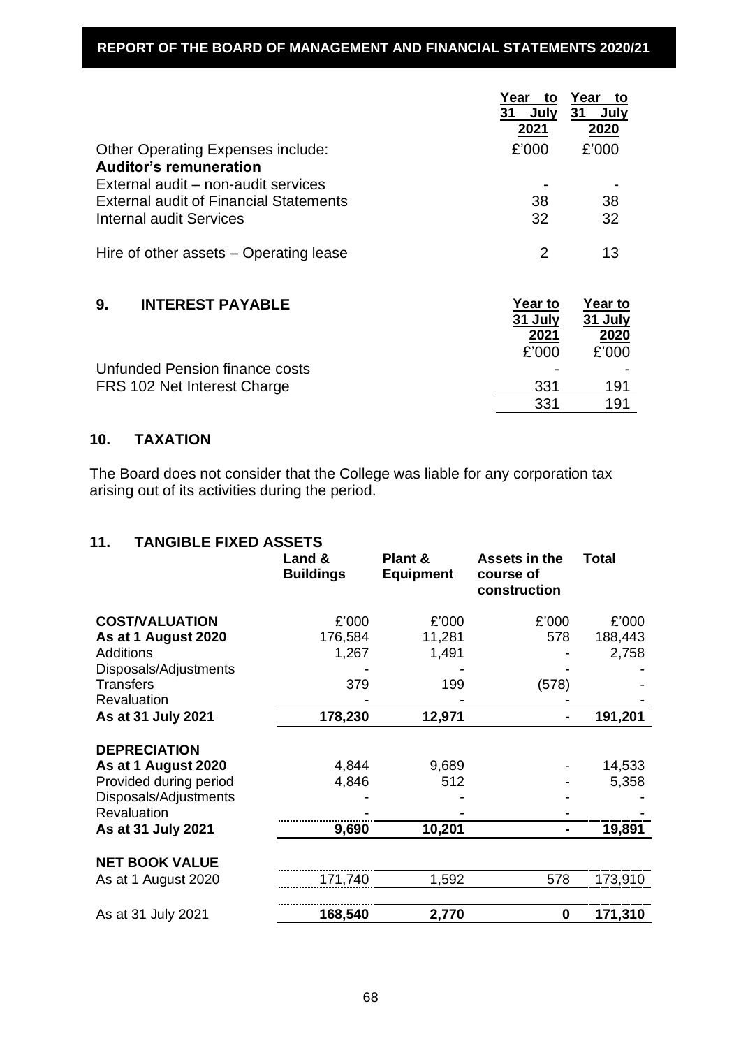| | Year to 31 July 2021 | Year to 31 July 2020 |
|---|---|---|
| Other Operating Expenses include: | £'000 | £'000 |
| **Auditor's remuneration** | | |
| External audit – non-audit services | - | - |
| External audit of Financial Statements | 38 | 38 |
| Internal audit Services | 32 | 32 |
| | | |
| Hire of other assets – Operating lease | 2 | 13 |

## 9. INTEREST PAYABLE

| | Year to 31 July 2021 | Year to 31 July 2020 |
|---|---|---|
| | £'000 | £'000 |
| Unfunded Pension finance costs | - | - |
| FRS 102 Net Interest Charge | 331 | 191 |
| | 331 | 191 |

## 10. TAXATION

The Board does not consider that the College was liable for any corporation tax arising out of its activities during the period.

## 11. TANGIBLE FIXED ASSETS

| | Land & Buildings | Plant & Equipment | Assets in the course of construction | Total |
|---|---|---|---|---|
| **COST/VALUATION** | £'000 | £'000 | £'000 | £'000 |
| **As at 1 August 2020** | 176,584 | 11,281 | 578 | 188,443 |
| Additions | 1,267 | 1,491 | - | 2,758 |
| Disposals/Adjustments | - | - | - | - |
| Transfers | 379 | 199 | (578) | - |
| Revaluation | - | - | - | - |
| **As at 31 July 2021** | **178,230** | **12,971** | **-** | **191,201** |
| | | | | |
| **DEPRECIATION** | | | | |
| **As at 1 August 2020** | 4,844 | 9,689 | - | 14,533 |
| Provided during period | 4,846 | 512 | - | 5,358 |
| Disposals/Adjustments | - | - | - | - |
| Revaluation | - | - | - | - |
| **As at 31 July 2021** | **9,690** | **10,201** | **-** | **19,891** |
| | | | | |
| **NET BOOK VALUE** | | | | |
| As at 1 August 2020 | 171,740 | 1,592 | 578 | 173,910 |
| | | | | |
| As at 31 July 2021 | **168,540** | **2,770** | **0** | **171,310** |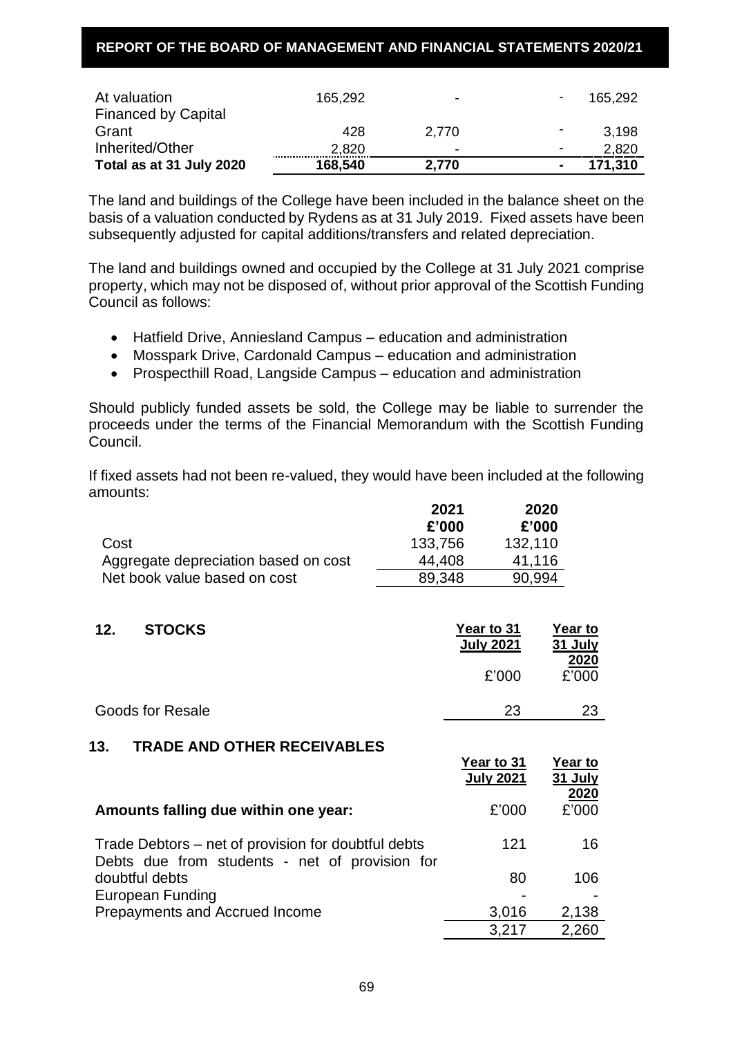| At valuation | 165,292 | - | - | 165,292 |
|---|---|---|---|---|
| Financed by Capital Grant | 428 | 2,770 | - | 3,198 |
| Inherited/Other | 2,820 | - | - | 2,820 |
| **Total as at 31 July 2020** | **168,540** | **2,770** | **-** | **171,310** |

The land and buildings of the College have been included in the balance sheet on the basis of a valuation conducted by Rydens as at 31 July 2019. Fixed assets have been subsequently adjusted for capital additions/transfers and related depreciation.

The land and buildings owned and occupied by the College at 31 July 2021 comprise property, which may not be disposed of, without prior approval of the Scottish Funding Council as follows:

- Hatfield Drive, Anniesland Campus – education and administration
- Mosspark Drive, Cardonald Campus – education and administration
- Prospecthill Road, Langside Campus – education and administration

Should publicly funded assets be sold, the College may be liable to surrender the proceeds under the terms of the Financial Memorandum with the Scottish Funding Council.

If fixed assets had not been re-valued, they would have been included at the following amounts:

| | **2021** | **2020** |
|---|---|---|
| | **£'000** | **£'000** |
| Cost | 133,756 | 132,110 |
| Aggregate depreciation based on cost | 44,408 | 41,116 |
| Net book value based on cost | 89,348 | 90,994 |

## 12. STOCKS

| | Year to 31 July 2021 | Year to 31 July 2020 |
|---|---|---|
| | £'000 | £'000 |
| Goods for Resale | 23 | 23 |

## 13. TRADE AND OTHER RECEIVABLES

| | Year to 31 July 2021 | Year to 31 July 2020 |
|---|---|---|
| **Amounts falling due within one year:** | £'000 | £'000 |
| Trade Debtors – net of provision for doubtful debts | 121 | 16 |
| Debts due from students - net of provision for doubtful debts | 80 | 106 |
| European Funding | - | - |
| Prepayments and Accrued Income | 3,016 | 2,138 |
| | 3,217 | 2,260 |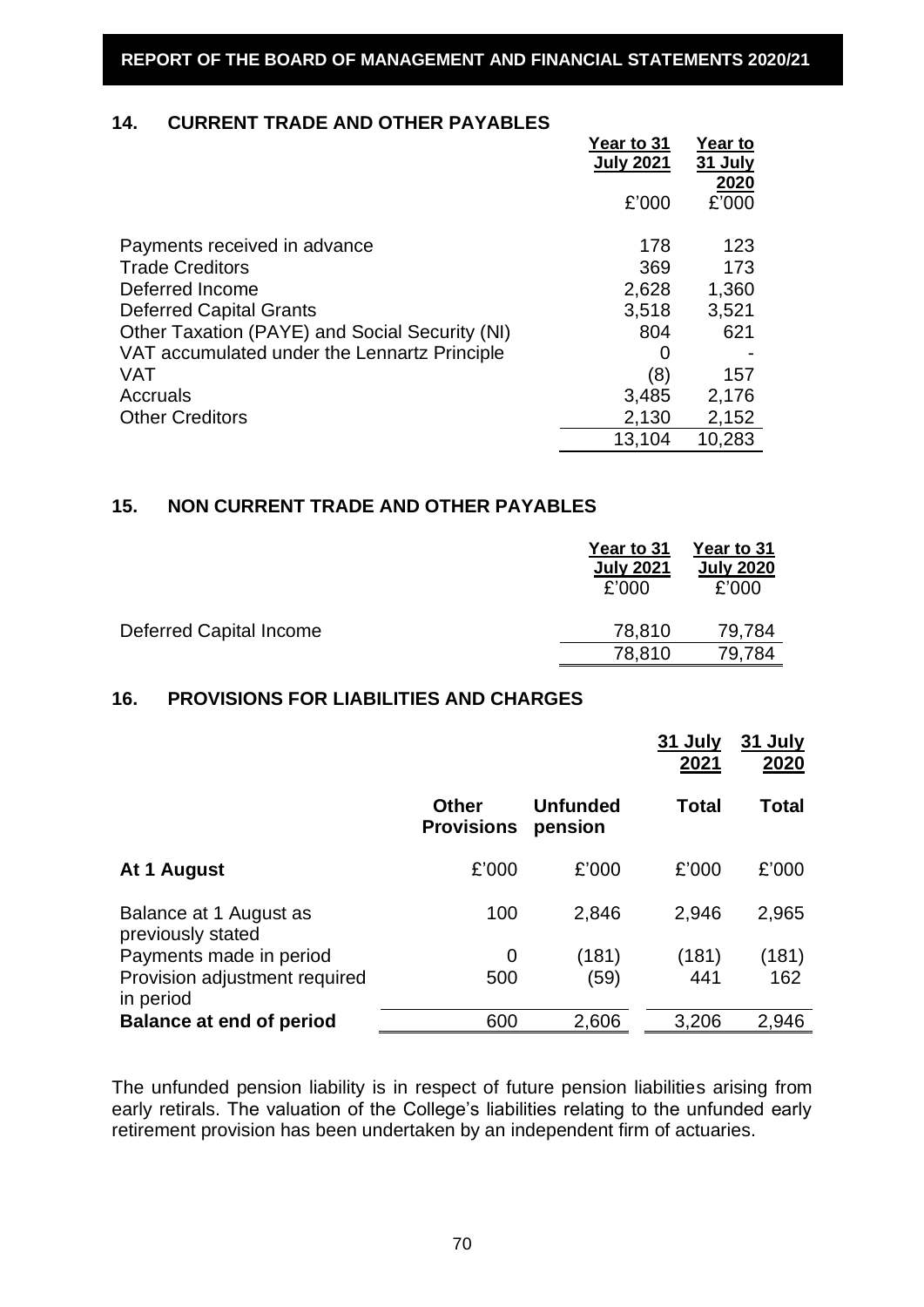## 14. CURRENT TRADE AND OTHER PAYABLES

| | Year to 31 July 2021 | Year to 31 July 2020 |
|---|---|---|
| | £'000 | £'000 |
| Payments received in advance | 178 | 123 |
| Trade Creditors | 369 | 173 |
| Deferred Income | 2,628 | 1,360 |
| Deferred Capital Grants | 3,518 | 3,521 |
| Other Taxation (PAYE) and Social Security (NI) | 804 | 621 |
| VAT accumulated under the Lennartz Principle | 0 | - |
| VAT | (8) | 157 |
| Accruals | 3,485 | 2,176 |
| Other Creditors | 2,130 | 2,152 |
| | 13,104 | 10,283 |

## 15. NON CURRENT TRADE AND OTHER PAYABLES

| | Year to 31 July 2021 | Year to 31 July 2020 |
|---|---|---|
| | £'000 | £'000 |
| Deferred Capital Income | 78,810 | 79,784 |
| | 78,810 | 79,784 |

## 16. PROVISIONS FOR LIABILITIES AND CHARGES

| | | | 31 July 2021 | 31 July 2020 |
|---|---|---|---|---|
| | **Other Provisions** | **Unfunded pension** | **Total** | **Total** |
| **At 1 August** | £'000 | £'000 | £'000 | £'000 |
| Balance at 1 August as previously stated | 100 | 2,846 | 2,946 | 2,965 |
| Payments made in period | 0 | (181) | (181) | (181) |
| Provision adjustment required in period | 500 | (59) | 441 | 162 |
| **Balance at end of period** | 600 | 2,606 | 3,206 | 2,946 |

The unfunded pension liability is in respect of future pension liabilities arising from early retirals. The valuation of the College's liabilities relating to the unfunded early retirement provision has been undertaken by an independent firm of actuaries.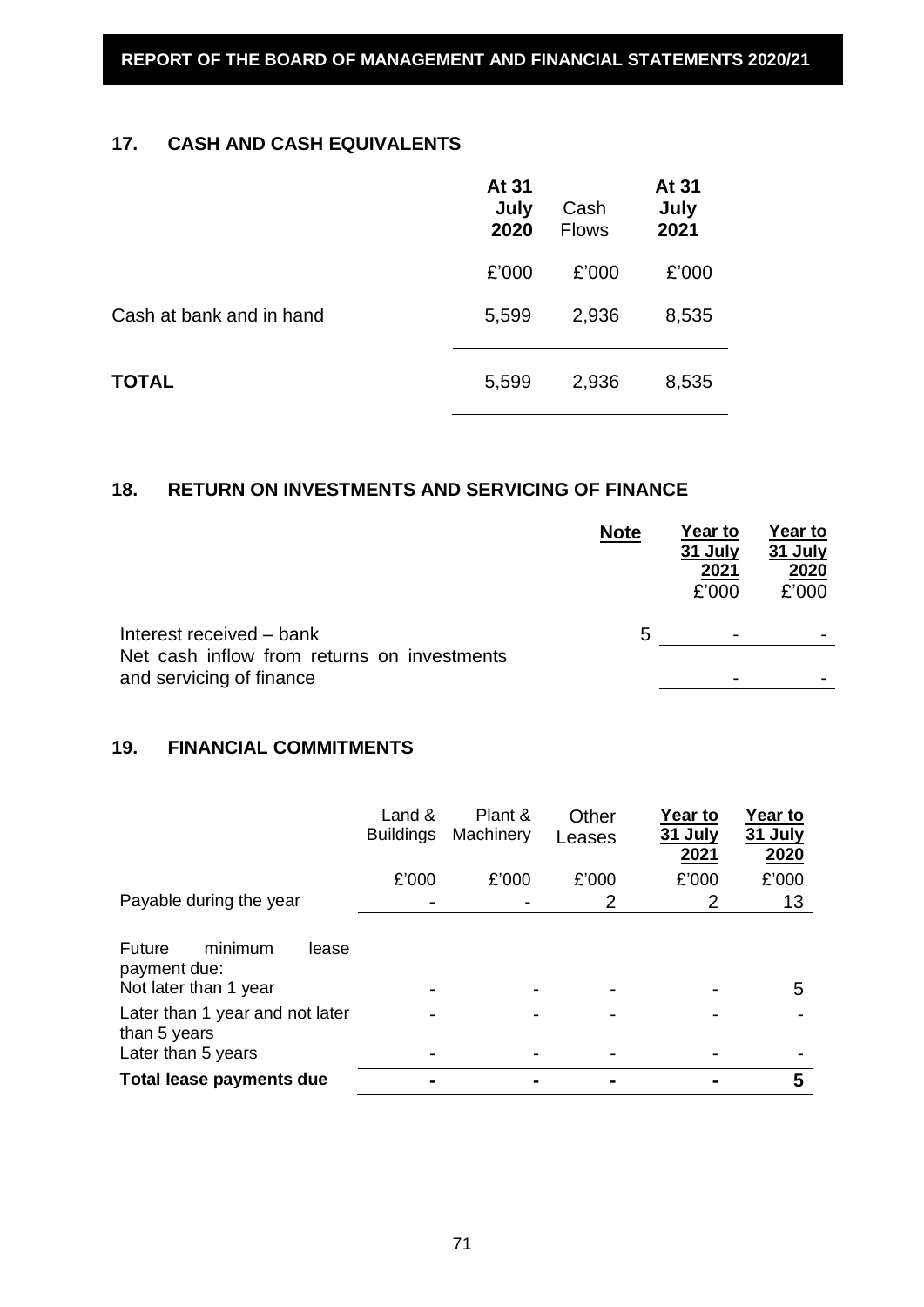## 17. CASH AND CASH EQUIVALENTS

| | At 31 July 2020 | Cash Flows | At 31 July 2021 |
|---|---|---|---|
| | £'000 | £'000 | £'000 |
| Cash at bank and in hand | 5,599 | 2,936 | 8,535 |
| **TOTAL** | 5,599 | 2,936 | 8,535 |

## 18. RETURN ON INVESTMENTS AND SERVICING OF FINANCE

| | Note | Year to 31 July 2021 £'000 | Year to 31 July 2020 £'000 |
|---|---|---|---|
| Interest received – bank | 5 | - | - |
| Net cash inflow from returns on investments and servicing of finance | | - | - |

## 19. FINANCIAL COMMITMENTS

| | Land & Buildings | Plant & Machinery | Other Leases | Year to 31 July 2021 | Year to 31 July 2020 |
|---|---|---|---|---|---|
| | £'000 | £'000 | £'000 | £'000 | £'000 |
| Payable during the year | - | - | 2 | 2 | 13 |
| Future minimum lease payment due: | | | | | |
| Not later than 1 year | - | - | - | - | 5 |
| Later than 1 year and not later than 5 years | - | - | - | - | - |
| Later than 5 years | - | - | - | - | - |
| **Total lease payments due** | **-** | **-** | **-** | **-** | **5** |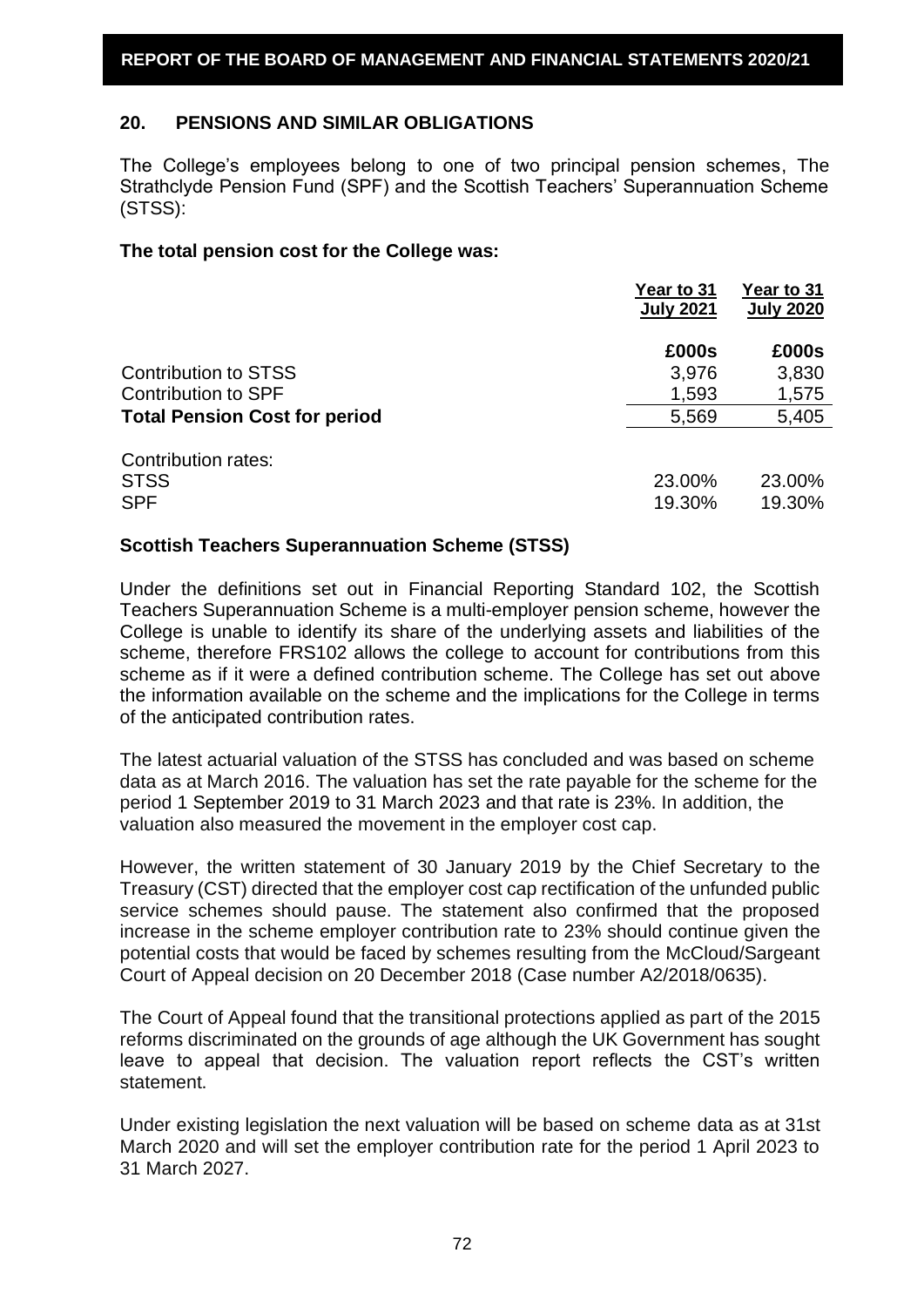## 20. PENSIONS AND SIMILAR OBLIGATIONS

The College's employees belong to one of two principal pension schemes, The Strathclyde Pension Fund (SPF) and the Scottish Teachers' Superannuation Scheme (STSS):

**The total pension cost for the College was:**

| | Year to 31 July 2021 | Year to 31 July 2020 |
|---|---|---|
| | **£000s** | **£000s** |
| Contribution to STSS | 3,976 | 3,830 |
| Contribution to SPF | 1,593 | 1,575 |
| **Total Pension Cost for period** | 5,569 | 5,405 |
| | | |
| Contribution rates: | | |
| STSS | 23.00% | 23.00% |
| SPF | 19.30% | 19.30% |

### Scottish Teachers Superannuation Scheme (STSS)

Under the definitions set out in Financial Reporting Standard 102, the Scottish Teachers Superannuation Scheme is a multi-employer pension scheme, however the College is unable to identify its share of the underlying assets and liabilities of the scheme, therefore FRS102 allows the college to account for contributions from this scheme as if it were a defined contribution scheme. The College has set out above the information available on the scheme and the implications for the College in terms of the anticipated contribution rates.

The latest actuarial valuation of the STSS has concluded and was based on scheme data as at March 2016. The valuation has set the rate payable for the scheme for the period 1 September 2019 to 31 March 2023 and that rate is 23%. In addition, the valuation also measured the movement in the employer cost cap.

However, the written statement of 30 January 2019 by the Chief Secretary to the Treasury (CST) directed that the employer cost cap rectification of the unfunded public service schemes should pause. The statement also confirmed that the proposed increase in the scheme employer contribution rate to 23% should continue given the potential costs that would be faced by schemes resulting from the McCloud/Sargeant Court of Appeal decision on 20 December 2018 (Case number A2/2018/0635).

The Court of Appeal found that the transitional protections applied as part of the 2015 reforms discriminated on the grounds of age although the UK Government has sought leave to appeal that decision. The valuation report reflects the CST's written statement.

Under existing legislation the next valuation will be based on scheme data as at 31st March 2020 and will set the employer contribution rate for the period 1 April 2023 to 31 March 2027.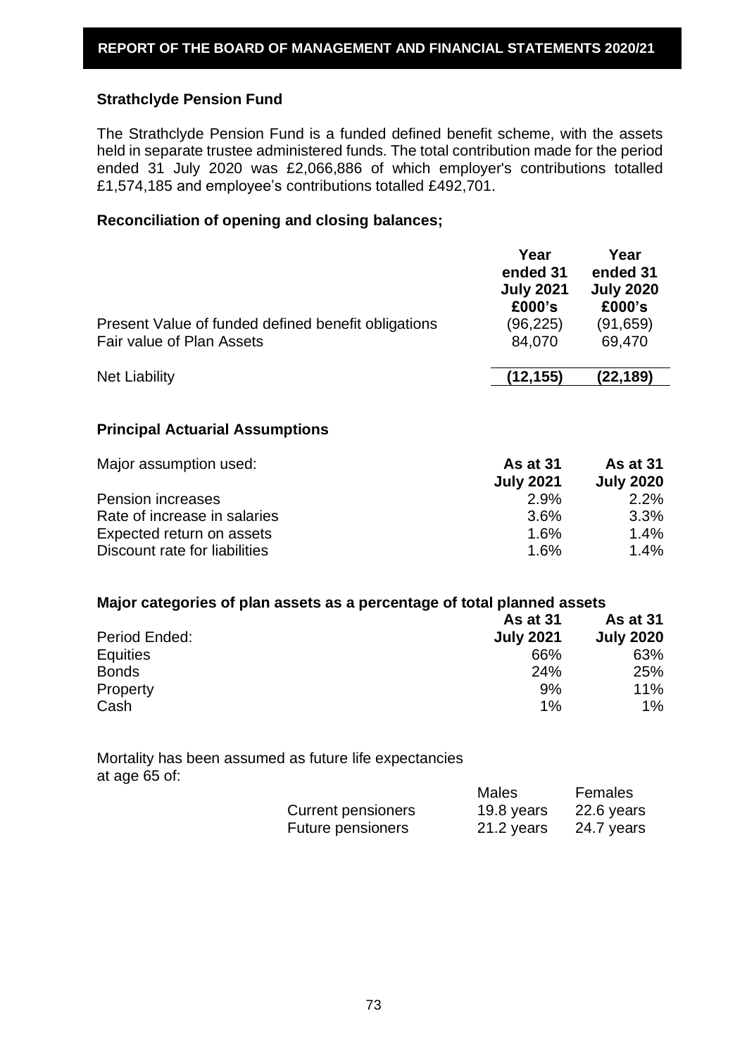## Strathclyde Pension Fund

The Strathclyde Pension Fund is a funded defined benefit scheme, with the assets held in separate trustee administered funds. The total contribution made for the period ended 31 July 2020 was £2,066,886 of which employer's contributions totalled £1,574,185 and employee's contributions totalled £492,701.

### Reconciliation of opening and closing balances;

| | Year ended 31 July 2021 £000's | Year ended 31 July 2020 £000's |
|---|---|---|
| Present Value of funded defined benefit obligations | (96,225) | (91,659) |
| Fair value of Plan Assets | 84,070 | 69,470 |
| Net Liability | **(12,155)** | **(22,189)** |

### Principal Actuarial Assumptions

| Major assumption used: | As at 31 July 2021 | As at 31 July 2020 |
|---|---|---|
| Pension increases | 2.9% | 2.2% |
| Rate of increase in salaries | 3.6% | 3.3% |
| Expected return on assets | 1.6% | 1.4% |
| Discount rate for liabilities | 1.6% | 1.4% |

### Major categories of plan assets as a percentage of total planned assets

| Period Ended: | As at 31 July 2021 | As at 31 July 2020 |
|---|---|---|
| Equities | 66% | 63% |
| Bonds | 24% | 25% |
| Property | 9% | 11% |
| Cash | 1% | 1% |

Mortality has been assumed as future life expectancies at age 65 of:

| | Males | Females |
|---|---|---|
| Current pensioners | 19.8 years | 22.6 years |
| Future pensioners | 21.2 years | 24.7 years |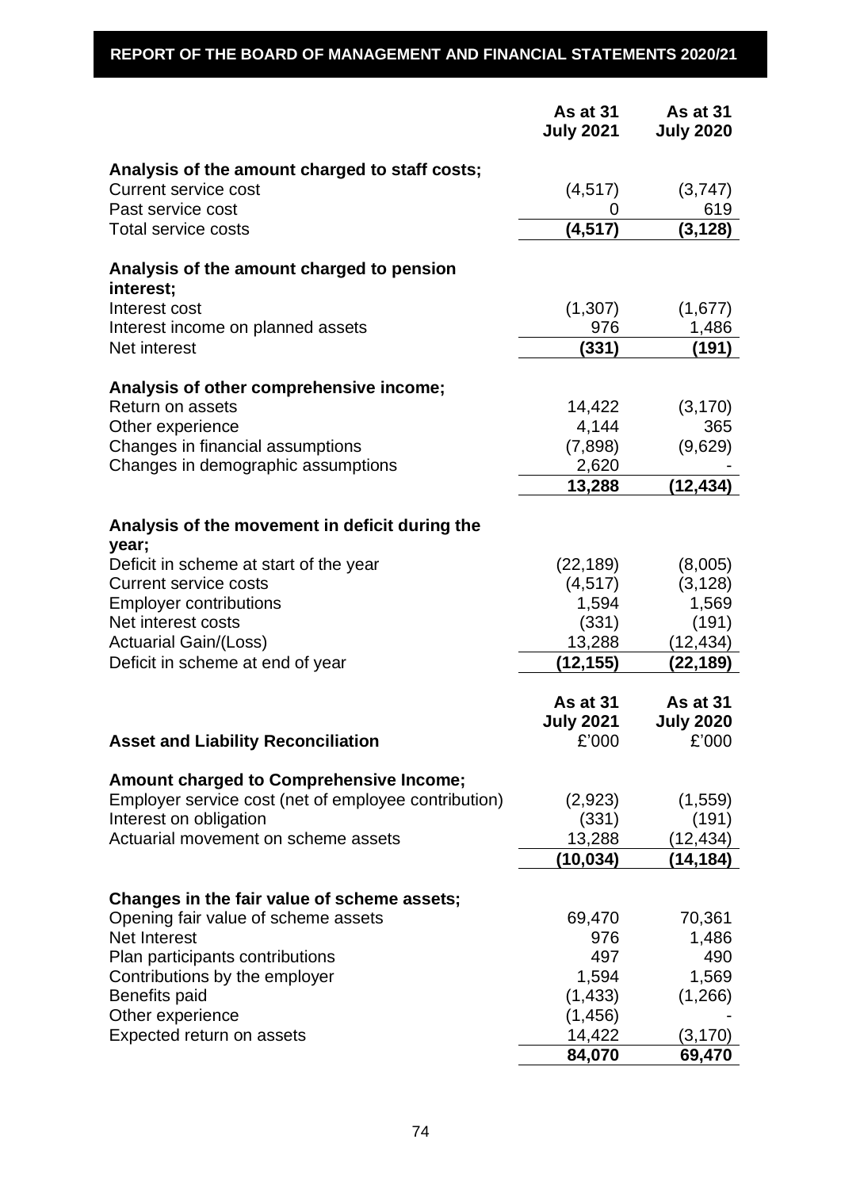|  | As at 31 July 2021 | As at 31 July 2020 |
|---|---|---|
| **Analysis of the amount charged to staff costs;** |  |  |
| Current service cost | (4,517) | (3,747) |
| Past service cost | 0 | 619 |
| Total service costs | **(4,517)** | **(3,128)** |
| **Analysis of the amount charged to pension interest;** |  |  |
| Interest cost | (1,307) | (1,677) |
| Interest income on planned assets | 976 | 1,486 |
| Net interest | **(331)** | **(191)** |
| **Analysis of other comprehensive income;** |  |  |
| Return on assets | 14,422 | (3,170) |
| Other experience | 4,144 | 365 |
| Changes in financial assumptions | (7,898) | (9,629) |
| Changes in demographic assumptions | 2,620 | - |
|  | **13,288** | **(12,434)** |
| **Analysis of the movement in deficit during the year;** |  |  |
| Deficit in scheme at start of the year | (22,189) | (8,005) |
| Current service costs | (4,517) | (3,128) |
| Employer contributions | 1,594 | 1,569 |
| Net interest costs | (331) | (191) |
| Actuarial Gain/(Loss) | 13,288 | (12,434) |
| Deficit in scheme at end of year | **(12,155)** | **(22,189)** |

| **Asset and Liability Reconciliation** | As at 31 July 2021 £'000 | As at 31 July 2020 £'000 |
|---|---|---|
| **Amount charged to Comprehensive Income;** |  |  |
| Employer service cost (net of employee contribution) | (2,923) | (1,559) |
| Interest on obligation | (331) | (191) |
| Actuarial movement on scheme assets | 13,288 | (12,434) |
|  | **(10,034)** | **(14,184)** |
| **Changes in the fair value of scheme assets;** |  |  |
| Opening fair value of scheme assets | 69,470 | 70,361 |
| Net Interest | 976 | 1,486 |
| Plan participants contributions | 497 | 490 |
| Contributions by the employer | 1,594 | 1,569 |
| Benefits paid | (1,433) | (1,266) |
| Other experience | (1,456) | - |
| Expected return on assets | 14,422 | (3,170) |
|  | **84,070** | **69,470** |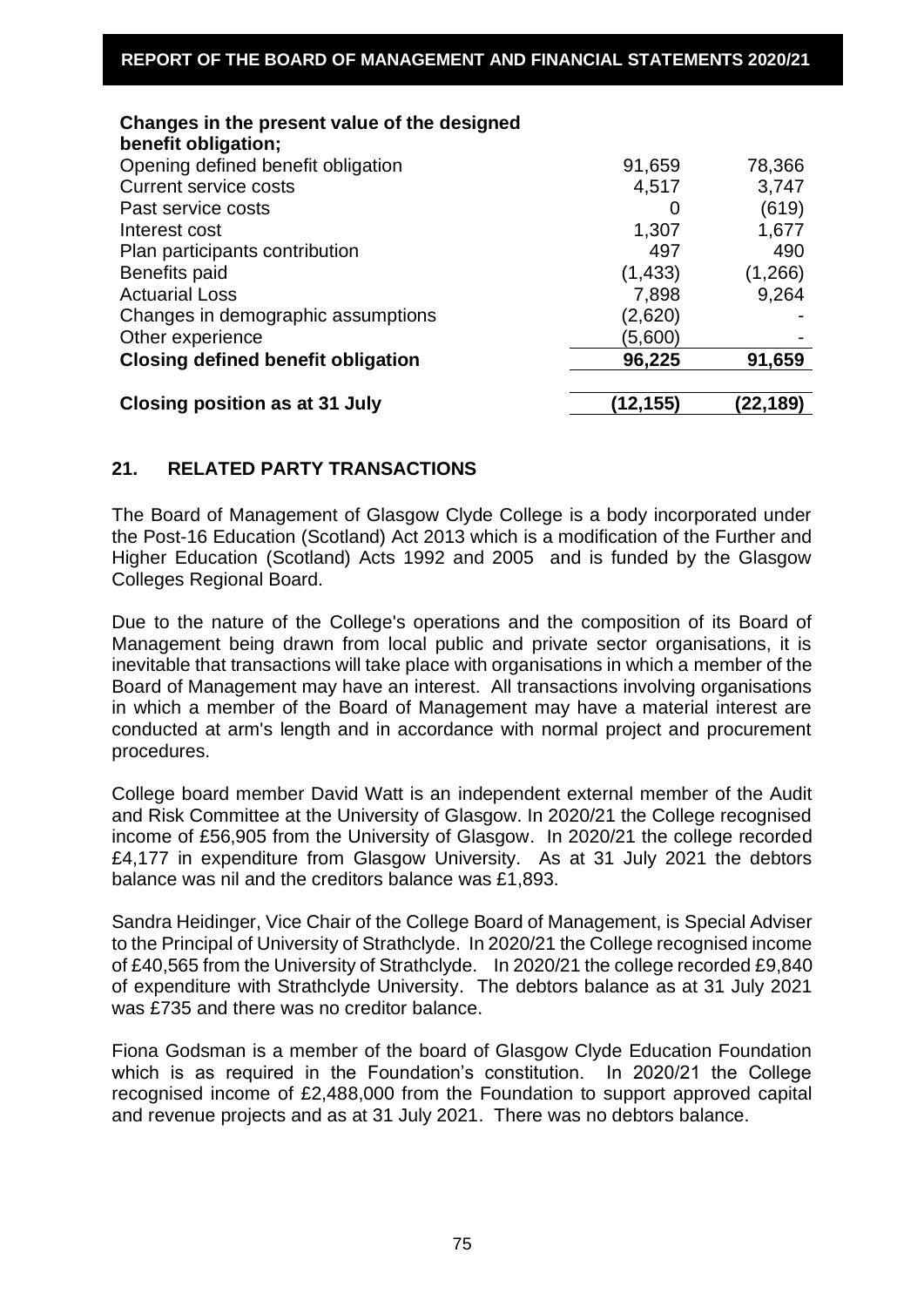| Changes in the present value of the designed benefit obligation; | | |
|---|---|---|
| Opening defined benefit obligation | 91,659 | 78,366 |
| Current service costs | 4,517 | 3,747 |
| Past service costs | 0 | (619) |
| Interest cost | 1,307 | 1,677 |
| Plan participants contribution | 497 | 490 |
| Benefits paid | (1,433) | (1,266) |
| Actuarial Loss | 7,898 | 9,264 |
| Changes in demographic assumptions | (2,620) | - |
| Other experience | (5,600) | - |
| **Closing defined benefit obligation** | **96,225** | **91,659** |
| | | |
| **Closing position as at 31 July** | **(12,155)** | **(22,189)** |

## 21. RELATED PARTY TRANSACTIONS

The Board of Management of Glasgow Clyde College is a body incorporated under the Post-16 Education (Scotland) Act 2013 which is a modification of the Further and Higher Education (Scotland) Acts 1992 and 2005 and is funded by the Glasgow Colleges Regional Board.

Due to the nature of the College's operations and the composition of its Board of Management being drawn from local public and private sector organisations, it is inevitable that transactions will take place with organisations in which a member of the Board of Management may have an interest. All transactions involving organisations in which a member of the Board of Management may have a material interest are conducted at arm's length and in accordance with normal project and procurement procedures.

College board member David Watt is an independent external member of the Audit and Risk Committee at the University of Glasgow. In 2020/21 the College recognised income of £56,905 from the University of Glasgow. In 2020/21 the college recorded £4,177 in expenditure from Glasgow University. As at 31 July 2021 the debtors balance was nil and the creditors balance was £1,893.

Sandra Heidinger, Vice Chair of the College Board of Management, is Special Adviser to the Principal of University of Strathclyde. In 2020/21 the College recognised income of £40,565 from the University of Strathclyde. In 2020/21 the college recorded £9,840 of expenditure with Strathclyde University. The debtors balance as at 31 July 2021 was £735 and there was no creditor balance.

Fiona Godsman is a member of the board of Glasgow Clyde Education Foundation which is as required in the Foundation's constitution. In 2020/21 the College recognised income of £2,488,000 from the Foundation to support approved capital and revenue projects and as at 31 July 2021. There was no debtors balance.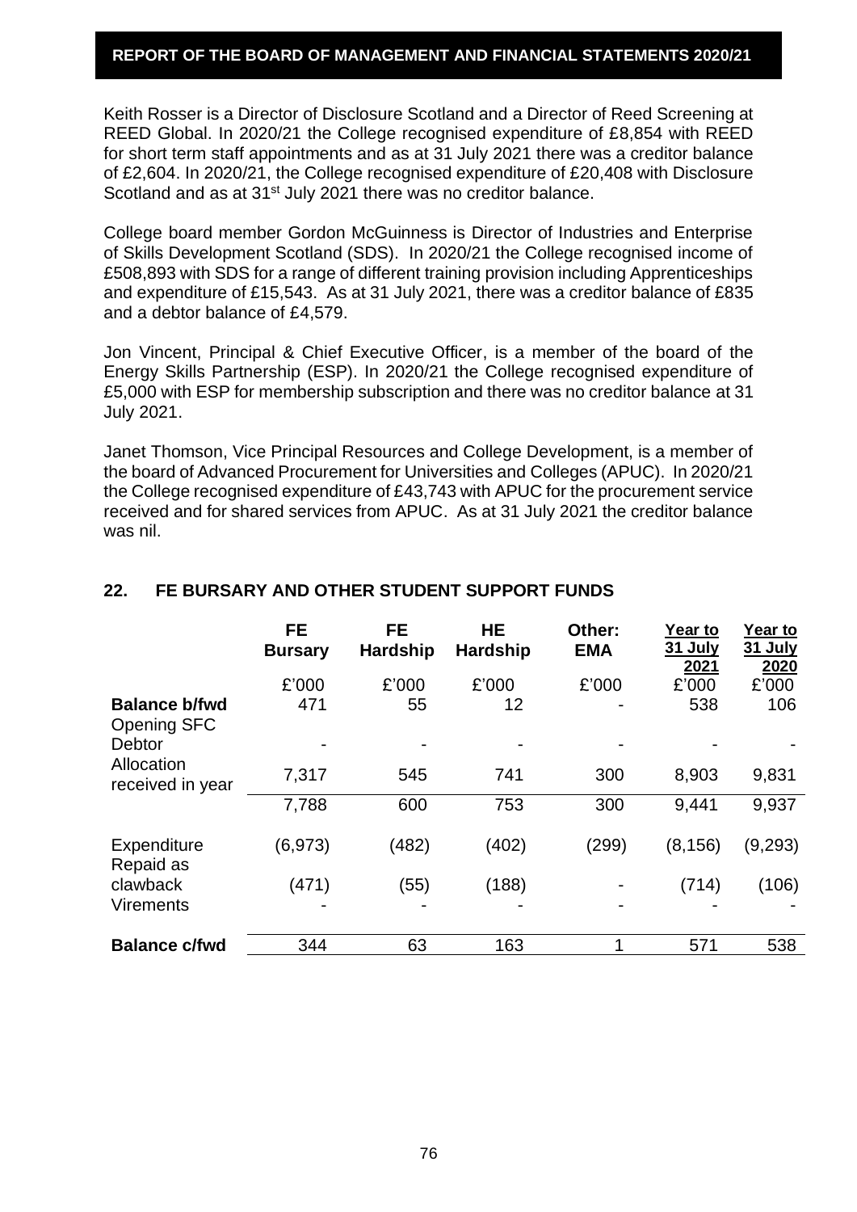Keith Rosser is a Director of Disclosure Scotland and a Director of Reed Screening at REED Global. In 2020/21 the College recognised expenditure of £8,854 with REED for short term staff appointments and as at 31 July 2021 there was a creditor balance of £2,604. In 2020/21, the College recognised expenditure of £20,408 with Disclosure Scotland and as at 31st July 2021 there was no creditor balance.

College board member Gordon McGuinness is Director of Industries and Enterprise of Skills Development Scotland (SDS). In 2020/21 the College recognised income of £508,893 with SDS for a range of different training provision including Apprenticeships and expenditure of £15,543. As at 31 July 2021, there was a creditor balance of £835 and a debtor balance of £4,579.

Jon Vincent, Principal & Chief Executive Officer, is a member of the board of the Energy Skills Partnership (ESP). In 2020/21 the College recognised expenditure of £5,000 with ESP for membership subscription and there was no creditor balance at 31 July 2021.

Janet Thomson, Vice Principal Resources and College Development, is a member of the board of Advanced Procurement for Universities and Colleges (APUC). In 2020/21 the College recognised expenditure of £43,743 with APUC for the procurement service received and for shared services from APUC. As at 31 July 2021 the creditor balance was nil.

## 22. FE BURSARY AND OTHER STUDENT SUPPORT FUNDS

| | FE Bursary | FE Hardship | HE Hardship | Other: EMA | Year to 31 July 2021 | Year to 31 July 2020 |
|---|---|---|---|---|---|---|
| | £'000 | £'000 | £'000 | £'000 | £'000 | £'000 |
| **Balance b/fwd** | 471 | 55 | 12 | - | 538 | 106 |
| Opening SFC Debtor | - | - | - | - | - | - |
| Allocation received in year | 7,317 | 545 | 741 | 300 | 8,903 | 9,831 |
| | 7,788 | 600 | 753 | 300 | 9,441 | 9,937 |
| Expenditure | (6,973) | (482) | (402) | (299) | (8,156) | (9,293) |
| Repaid as clawback | (471) | (55) | (188) | - | (714) | (106) |
| Virements | - | - | - | - | - | - |
| **Balance c/fwd** | 344 | 63 | 163 | 1 | 571 | 538 |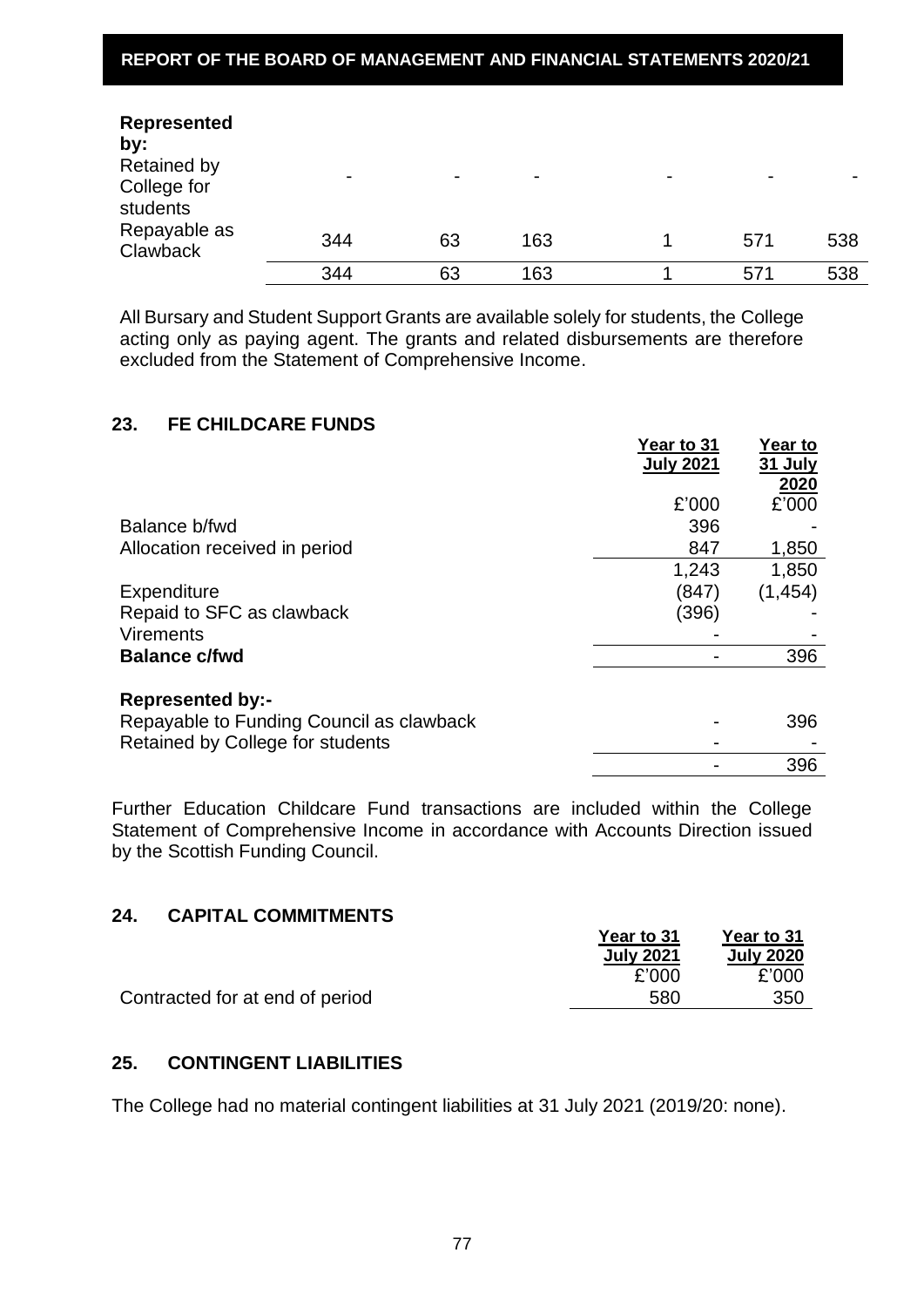| Represented by: | | | | | | |
|---|---|---|---|---|---|---|
| Retained by College for students | - | - | - | - | - | - |
| Repayable as Clawback | 344 | 63 | 163 | 1 | 571 | 538 |
| | 344 | 63 | 163 | 1 | 571 | 538 |

All Bursary and Student Support Grants are available solely for students, the College acting only as paying agent. The grants and related disbursements are therefore excluded from the Statement of Comprehensive Income.

## 23. FE CHILDCARE FUNDS

| | Year to 31 July 2021 | Year to 31 July 2020 |
|---|---|---|
| | £'000 | £'000 |
| Balance b/fwd | 396 | - |
| Allocation received in period | 847 | 1,850 |
| | 1,243 | 1,850 |
| Expenditure | (847) | (1,454) |
| Repaid to SFC as clawback | (396) | - |
| Virements | - | - |
| **Balance c/fwd** | - | 396 |
| | | |
| **Represented by:-** | | |
| Repayable to Funding Council as clawback | - | 396 |
| Retained by College for students | - | - |
| | - | 396 |

Further Education Childcare Fund transactions are included within the College Statement of Comprehensive Income in accordance with Accounts Direction issued by the Scottish Funding Council.

## 24. CAPITAL COMMITMENTS

| | Year to 31 July 2021 | Year to 31 July 2020 |
|---|---|---|
| | £'000 | £'000 |
| Contracted for at end of period | 580 | 350 |

## 25. CONTINGENT LIABILITIES

The College had no material contingent liabilities at 31 July 2021 (2019/20: none).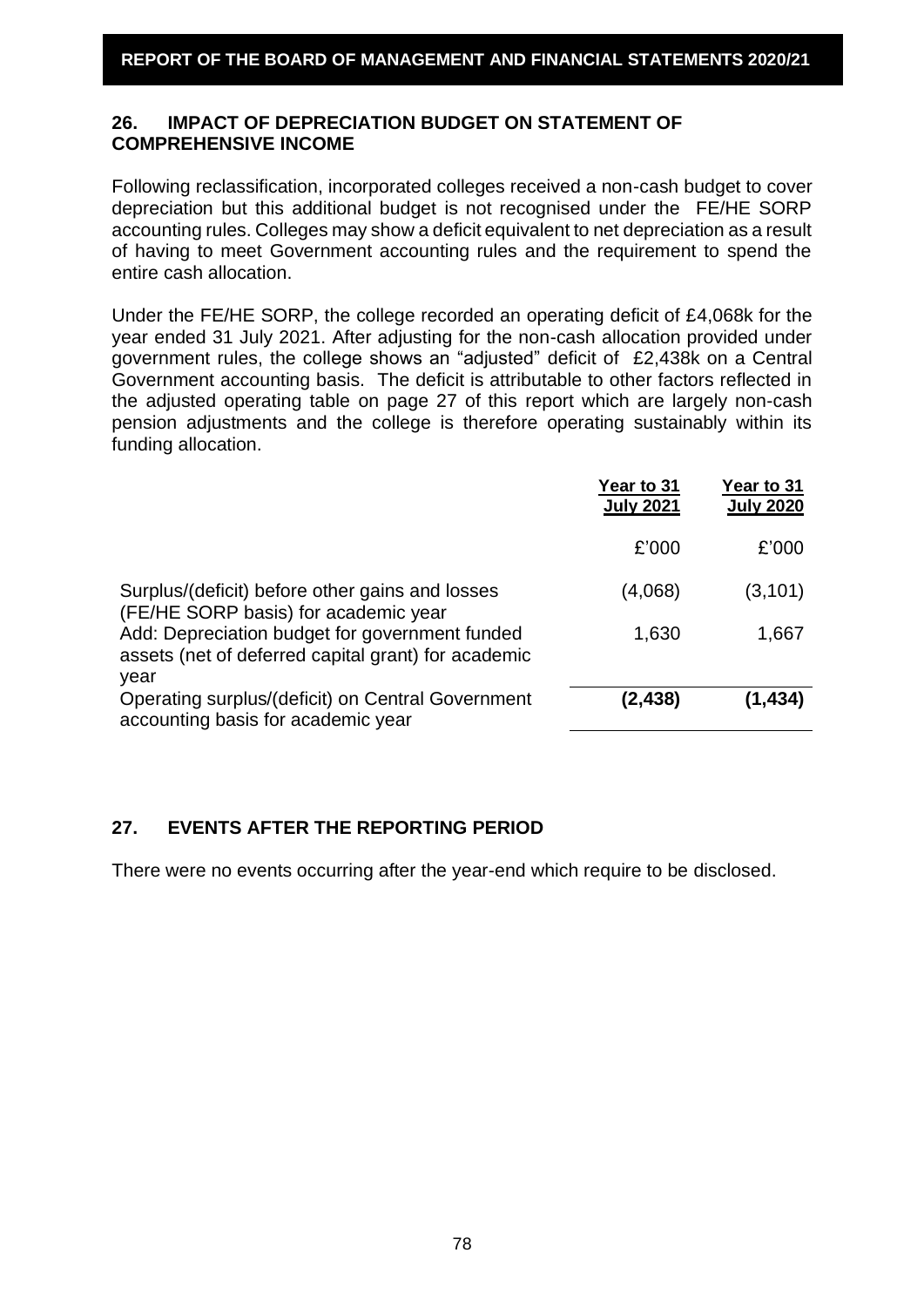## 26. IMPACT OF DEPRECIATION BUDGET ON STATEMENT OF COMPREHENSIVE INCOME

Following reclassification, incorporated colleges received a non-cash budget to cover depreciation but this additional budget is not recognised under the FE/HE SORP accounting rules. Colleges may show a deficit equivalent to net depreciation as a result of having to meet Government accounting rules and the requirement to spend the entire cash allocation.

Under the FE/HE SORP, the college recorded an operating deficit of £4,068k for the year ended 31 July 2021. After adjusting for the non-cash allocation provided under government rules, the college shows an "adjusted" deficit of £2,438k on a Central Government accounting basis. The deficit is attributable to other factors reflected in the adjusted operating table on page 27 of this report which are largely non-cash pension adjustments and the college is therefore operating sustainably within its funding allocation.

| | Year to 31 July 2021 | Year to 31 July 2020 |
|---|---|---|
| | £'000 | £'000 |
| Surplus/(deficit) before other gains and losses (FE/HE SORP basis) for academic year | (4,068) | (3,101) |
| Add: Depreciation budget for government funded assets (net of deferred capital grant) for academic year | 1,630 | 1,667 |
| Operating surplus/(deficit) on Central Government accounting basis for academic year | **(2,438)** | **(1,434)** |

## 27. EVENTS AFTER THE REPORTING PERIOD

There were no events occurring after the year-end which require to be disclosed.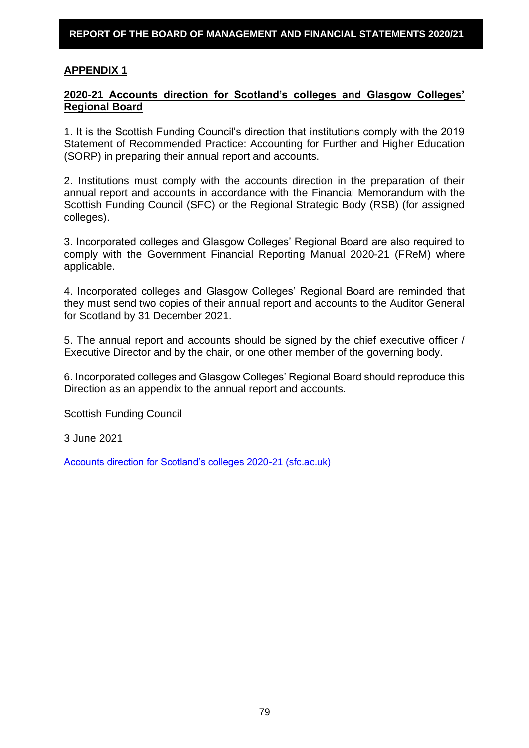## APPENDIX 1

### 2020-21 Accounts direction for Scotland's colleges and Glasgow Colleges' Regional Board

1. It is the Scottish Funding Council's direction that institutions comply with the 2019 Statement of Recommended Practice: Accounting for Further and Higher Education (SORP) in preparing their annual report and accounts.

2. Institutions must comply with the accounts direction in the preparation of their annual report and accounts in accordance with the Financial Memorandum with the Scottish Funding Council (SFC) or the Regional Strategic Body (RSB) (for assigned colleges).

3. Incorporated colleges and Glasgow Colleges' Regional Board are also required to comply with the Government Financial Reporting Manual 2020-21 (FReM) where applicable.

4. Incorporated colleges and Glasgow Colleges' Regional Board are reminded that they must send two copies of their annual report and accounts to the Auditor General for Scotland by 31 December 2021.

5. The annual report and accounts should be signed by the chief executive officer / Executive Director and by the chair, or one other member of the governing body.

6. Incorporated colleges and Glasgow Colleges' Regional Board should reproduce this Direction as an appendix to the annual report and accounts.

Scottish Funding Council

3 June 2021

Accounts direction for Scotland's colleges 2020-21 (sfc.ac.uk)